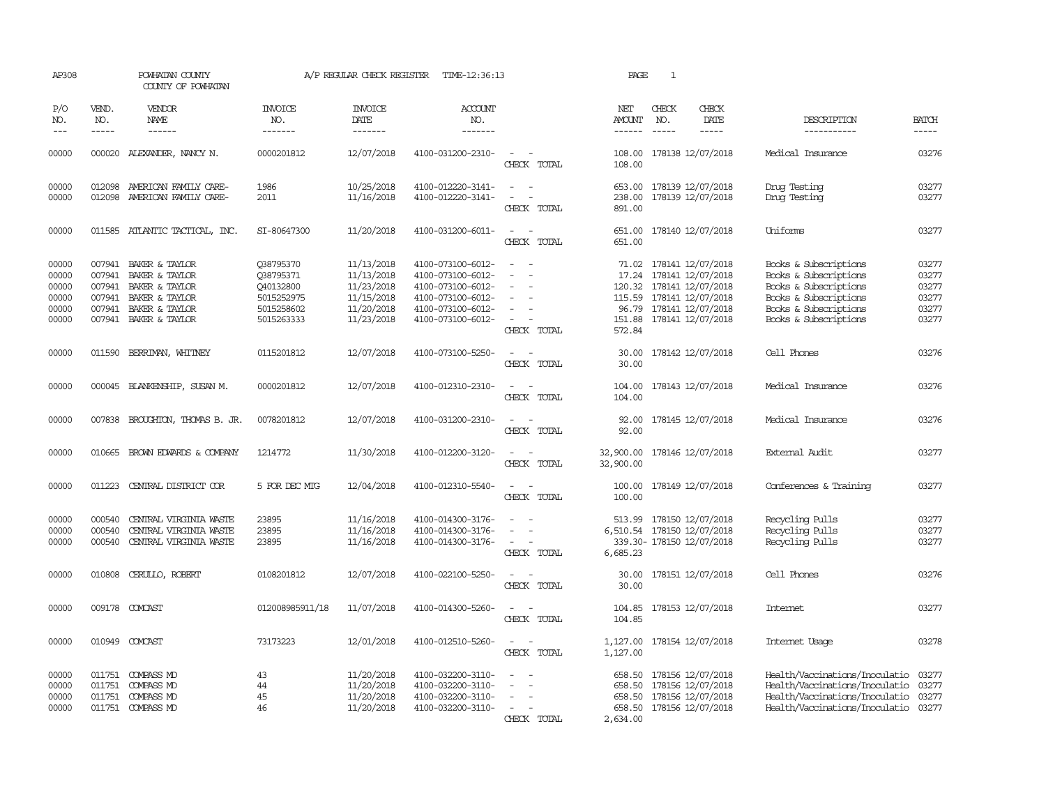AP308 POWHATAN COUNTY A/P REGULAR CHECK REGISTER TIME-12:36:13 PAGE 1

COUNTY OF POWHATAN

| P/O NO. | VEND. NO. | VENDOR NAME | INVOICE NO. | INVOICE DATE | ACCOUNT NO. | | NET AMOUNT | CHECK NO. | CHECK DATE | DESCRIPTION | BATCH |
|---|---|---|---|---|---|---|---|---|---|---|---|
| 00000 | 000020 | ALEXANDER, NANCY N. | 0000201812 | 12/07/2018 | 4100-031200-2310- | - - | 108.00 | 178138 | 12/07/2018 | Medical Insurance | 03276 |
| | | | | | | CHECK TOTAL | 108.00 | | | | |
| 00000 | 012098 | AMERICAN FAMILY CARE- | 1986 | 10/25/2018 | 4100-012220-3141- | - - | 653.00 | 178139 | 12/07/2018 | Drug Testing | 03277 |
| 00000 | 012098 | AMERICAN FAMILY CARE- | 2011 | 11/16/2018 | 4100-012220-3141- | - - | 238.00 | 178139 | 12/07/2018 | Drug Testing | 03277 |
| | | | | | | CHECK TOTAL | 891.00 | | | | |
| 00000 | 011585 | ATLANTIC TACTICAL, INC. | SI-80647300 | 11/20/2018 | 4100-031200-6011- | - - | 651.00 | 178140 | 12/07/2018 | Uniforms | 03277 |
| | | | | | | CHECK TOTAL | 651.00 | | | | |
| 00000 | 007941 | BAKER & TAYLOR | Q38795370 | 11/13/2018 | 4100-073100-6012- | - - | 71.02 | 178141 | 12/07/2018 | Books & Subscriptions | 03277 |
| 00000 | 007941 | BAKER & TAYLOR | Q38795371 | 11/13/2018 | 4100-073100-6012- | - - | 17.24 | 178141 | 12/07/2018 | Books & Subscriptions | 03277 |
| 00000 | 007941 | BAKER & TAYLOR | Q40132800 | 11/23/2018 | 4100-073100-6012- | - - | 120.32 | 178141 | 12/07/2018 | Books & Subscriptions | 03277 |
| 00000 | 007941 | BAKER & TAYLOR | 5015252975 | 11/15/2018 | 4100-073100-6012- | - - | 115.59 | 178141 | 12/07/2018 | Books & Subscriptions | 03277 |
| 00000 | 007941 | BAKER & TAYLOR | 5015258602 | 11/20/2018 | 4100-073100-6012- | - - | 96.79 | 178141 | 12/07/2018 | Books & Subscriptions | 03277 |
| 00000 | 007941 | BAKER & TAYLOR | 5015263333 | 11/23/2018 | 4100-073100-6012- | - - | 151.88 | 178141 | 12/07/2018 | Books & Subscriptions | 03277 |
| | | | | | | CHECK TOTAL | 572.84 | | | | |
| 00000 | 011590 | BERRIMAN, WHITNEY | 0115201812 | 12/07/2018 | 4100-073100-5250- | - - | 30.00 | 178142 | 12/07/2018 | Cell Phones | 03276 |
| | | | | | | CHECK TOTAL | 30.00 | | | | |
| 00000 | 000045 | BLANKENSHIP, SUSAN M. | 0000201812 | 12/07/2018 | 4100-012310-2310- | - - | 104.00 | 178143 | 12/07/2018 | Medical Insurance | 03276 |
| | | | | | | CHECK TOTAL | 104.00 | | | | |
| 00000 | 007838 | BROUGHTON, THOMAS B. JR. | 0078201812 | 12/07/2018 | 4100-031200-2310- | - - | 92.00 | 178145 | 12/07/2018 | Medical Insurance | 03276 |
| | | | | | | CHECK TOTAL | 92.00 | | | | |
| 00000 | 010665 | BROWN EDWARDS & COMPANY | 1214772 | 11/30/2018 | 4100-012200-3120- | - - | 32,900.00 | 178146 | 12/07/2018 | External Audit | 03277 |
| | | | | | | CHECK TOTAL | 32,900.00 | | | | |
| 00000 | 011223 | CENTRAL DISTRICT COR | 5 FOR DEC MTG | 12/04/2018 | 4100-012310-5540- | - - | 100.00 | 178149 | 12/07/2018 | Conferences & Training | 03277 |
| | | | | | | CHECK TOTAL | 100.00 | | | | |
| 00000 | 000540 | CENTRAL VIRGINIA WASTE | 23895 | 11/16/2018 | 4100-014300-3176- | - - | 513.99 | 178150 | 12/07/2018 | Recycling Pulls | 03277 |
| 00000 | 000540 | CENTRAL VIRGINIA WASTE | 23895 | 11/16/2018 | 4100-014300-3176- | - - | 6,510.54 | 178150 | 12/07/2018 | Recycling Pulls | 03277 |
| 00000 | 000540 | CENTRAL VIRGINIA WASTE | 23895 | 11/16/2018 | 4100-014300-3176- | - - | 339.30- | 178150 | 12/07/2018 | Recycling Pulls | 03277 |
| | | | | | | CHECK TOTAL | 6,685.23 | | | | |
| 00000 | 010808 | CERULLO, ROBERT | 0108201812 | 12/07/2018 | 4100-022100-5250- | - - | 30.00 | 178151 | 12/07/2018 | Cell Phones | 03276 |
| | | | | | | CHECK TOTAL | 30.00 | | | | |
| 00000 | 009178 | COMCAST | 012008985911/18 | 11/07/2018 | 4100-014300-5260- | - - | 104.85 | 178153 | 12/07/2018 | Internet | 03277 |
| | | | | | | CHECK TOTAL | 104.85 | | | | |
| 00000 | 010949 | COMCAST | 73173223 | 12/01/2018 | 4100-012510-5260- | - - | 1,127.00 | 178154 | 12/07/2018 | Internet Usage | 03278 |
| | | | | | | CHECK TOTAL | 1,127.00 | | | | |
| 00000 | 011751 | COMPASS MD | 43 | 11/20/2018 | 4100-032200-3110- | - - | 658.50 | 178156 | 12/07/2018 | Health/Vaccinations/Inoculatio | 03277 |
| 00000 | 011751 | COMPASS MD | 44 | 11/20/2018 | 4100-032200-3110- | - - | 658.50 | 178156 | 12/07/2018 | Health/Vaccinations/Inoculatio | 03277 |
| 00000 | 011751 | COMPASS MD | 45 | 11/20/2018 | 4100-032200-3110- | - - | 658.50 | 178156 | 12/07/2018 | Health/Vaccinations/Inoculatio | 03277 |
| 00000 | 011751 | COMPASS MD | 46 | 11/20/2018 | 4100-032200-3110- | - - | 658.50 | 178156 | 12/07/2018 | Health/Vaccinations/Inoculatio | 03277 |
| | | | | | | CHECK TOTAL | 2,634.00 | | | | |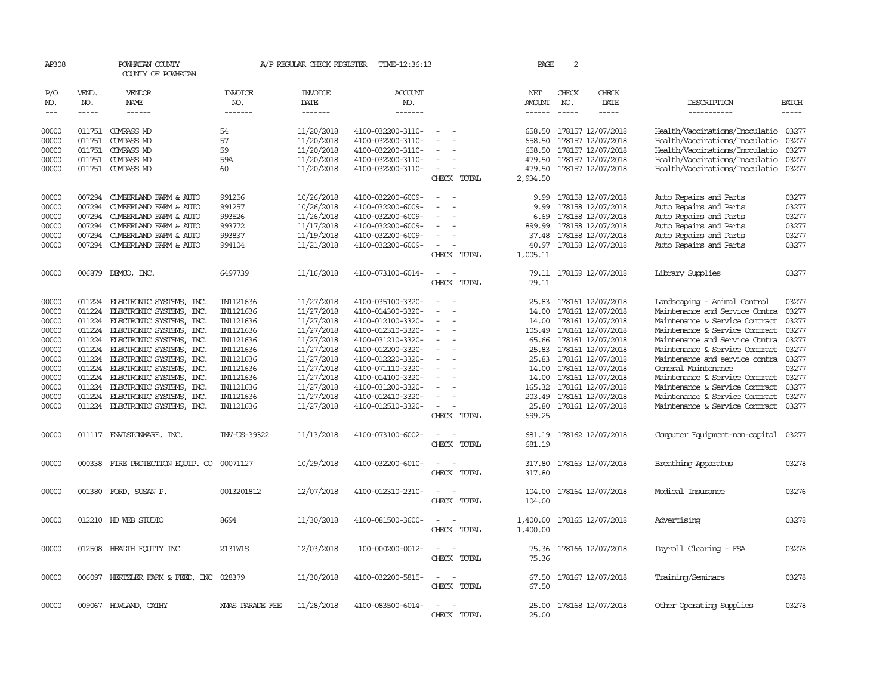AP308 POWHATAN COUNTY A/P REGULAR CHECK REGISTER TIME-12:36:13 PAGE 2

COUNTY OF POWHATAN

| P/O NO. | VEND. NO. | VENDOR NAME | INVOICE NO. | INVOICE DATE | ACCOUNT NO. | | NET AMOUNT | CHECK NO. | CHECK DATE | DESCRIPTION | BATCH |
|---|---|---|---|---|---|---|---|---|---|---|---|
| 00000 | 011751 | COMPASS MD | 54 | 11/20/2018 | 4100-032200-3110- | - - | 658.50 | 178157 | 12/07/2018 | Health/Vaccinations/Inoculatio | 03277 |
| 00000 | 011751 | COMPASS MD | 57 | 11/20/2018 | 4100-032200-3110- | - - | 658.50 | 178157 | 12/07/2018 | Health/Vaccinations/Inoculatio | 03277 |
| 00000 | 011751 | COMPASS MD | 59 | 11/20/2018 | 4100-032200-3110- | - - | 658.50 | 178157 | 12/07/2018 | Health/Vaccinations/Inoculatio | 03277 |
| 00000 | 011751 | COMPASS MD | 59A | 11/20/2018 | 4100-032200-3110- | - - | 479.50 | 178157 | 12/07/2018 | Health/Vaccinations/Inoculatio | 03277 |
| 00000 | 011751 | COMPASS MD | 60 | 11/20/2018 | 4100-032200-3110- | - - | 479.50 | 178157 | 12/07/2018 | Health/Vaccinations/Inoculatio | 03277 |
| | | | | | | CHECK TOTAL | 2,934.50 | | | | |
| 00000 | 007294 | CUMBERLAND FARM & AUTO | 991256 | 10/26/2018 | 4100-032200-6009- | - - | 9.99 | 178158 | 12/07/2018 | Auto Repairs and Parts | 03277 |
| 00000 | 007294 | CUMBERLAND FARM & AUTO | 991257 | 10/26/2018 | 4100-032200-6009- | - - | 9.99 | 178158 | 12/07/2018 | Auto Repairs and Parts | 03277 |
| 00000 | 007294 | CUMBERLAND FARM & AUTO | 993526 | 11/26/2018 | 4100-032200-6009- | - - | 6.69 | 178158 | 12/07/2018 | Auto Repairs and Parts | 03277 |
| 00000 | 007294 | CUMBERLAND FARM & AUTO | 993772 | 11/17/2018 | 4100-032200-6009- | - - | 899.99 | 178158 | 12/07/2018 | Auto Repairs and Parts | 03277 |
| 00000 | 007294 | CUMBERLAND FARM & AUTO | 993837 | 11/19/2018 | 4100-032200-6009- | - - | 37.48 | 178158 | 12/07/2018 | Auto Repairs and Parts | 03277 |
| 00000 | 007294 | CUMBERLAND FARM & AUTO | 994104 | 11/21/2018 | 4100-032200-6009- | - - | 40.97 | 178158 | 12/07/2018 | Auto Repairs and Parts | 03277 |
| | | | | | | CHECK TOTAL | 1,005.11 | | | | |
| 00000 | 006879 | DEMCO, INC. | 6497739 | 11/16/2018 | 4100-073100-6014- | - - | 79.11 | 178159 | 12/07/2018 | Library Supplies | 03277 |
| | | | | | | CHECK TOTAL | 79.11 | | | | |
| 00000 | 011224 | ELECTRONIC SYSTEMS, INC. | IN1121636 | 11/27/2018 | 4100-035100-3320- | - - | 25.83 | 178161 | 12/07/2018 | Landscaping - Animal Control | 03277 |
| 00000 | 011224 | ELECTRONIC SYSTEMS, INC. | IN1121636 | 11/27/2018 | 4100-014300-3320- | - - | 14.00 | 178161 | 12/07/2018 | Maintenance and Service Contra | 03277 |
| 00000 | 011224 | ELECTRONIC SYSTEMS, INC. | IN1121636 | 11/27/2018 | 4100-012100-3320- | - - | 14.00 | 178161 | 12/07/2018 | Maintenance & Service Contract | 03277 |
| 00000 | 011224 | ELECTRONIC SYSTEMS, INC. | IN1121636 | 11/27/2018 | 4100-012310-3320- | - - | 105.49 | 178161 | 12/07/2018 | Maintenance & Service Contract | 03277 |
| 00000 | 011224 | ELECTRONIC SYSTEMS, INC. | IN1121636 | 11/27/2018 | 4100-031210-3320- | - - | 65.66 | 178161 | 12/07/2018 | Maintenance and Service Contra | 03277 |
| 00000 | 011224 | ELECTRONIC SYSTEMS, INC. | IN1121636 | 11/27/2018 | 4100-012200-3320- | - - | 25.83 | 178161 | 12/07/2018 | Maintenance & Service Contract | 03277 |
| 00000 | 011224 | ELECTRONIC SYSTEMS, INC. | IN1121636 | 11/27/2018 | 4100-012220-3320- | - - | 25.83 | 178161 | 12/07/2018 | Maintenance and service contra | 03277 |
| 00000 | 011224 | ELECTRONIC SYSTEMS, INC. | IN1121636 | 11/27/2018 | 4100-071110-3320- | - - | 14.00 | 178161 | 12/07/2018 | General Maintenance | 03277 |
| 00000 | 011224 | ELECTRONIC SYSTEMS, INC. | IN1121636 | 11/27/2018 | 4100-014100-3320- | - - | 14.00 | 178161 | 12/07/2018 | Maintenance & Service Contract | 03277 |
| 00000 | 011224 | ELECTRONIC SYSTEMS, INC. | IN1121636 | 11/27/2018 | 4100-031200-3320- | - - | 165.32 | 178161 | 12/07/2018 | Maintenance & Service Contract | 03277 |
| 00000 | 011224 | ELECTRONIC SYSTEMS, INC. | IN1121636 | 11/27/2018 | 4100-012410-3320- | - - | 203.49 | 178161 | 12/07/2018 | Maintenance & Service Contract | 03277 |
| 00000 | 011224 | ELECTRONIC SYSTEMS, INC. | IN1121636 | 11/27/2018 | 4100-012510-3320- | - - | 25.80 | 178161 | 12/07/2018 | Maintenance & Service Contract | 03277 |
| | | | | | | CHECK TOTAL | 699.25 | | | | |
| 00000 | 011117 | ENVISIONWARE, INC. | INV-US-39322 | 11/13/2018 | 4100-073100-6002- | - - | 681.19 | 178162 | 12/07/2018 | Computer Equipment-non-capital | 03277 |
| | | | | | | CHECK TOTAL | 681.19 | | | | |
| 00000 | 000338 | FIRE PROTECTION EQUIP. CO | 00071127 | 10/29/2018 | 4100-032200-6010- | - - | 317.80 | 178163 | 12/07/2018 | Breathing Apparatus | 03278 |
| | | | | | | CHECK TOTAL | 317.80 | | | | |
| 00000 | 001380 | FORD, SUSAN P. | 0013201812 | 12/07/2018 | 4100-012310-2310- | - - | 104.00 | 178164 | 12/07/2018 | Medical Insurance | 03276 |
| | | | | | | CHECK TOTAL | 104.00 | | | | |
| 00000 | 012210 | HD WEB STUDIO | 8694 | 11/30/2018 | 4100-081500-3600- | - - | 1,400.00 | 178165 | 12/07/2018 | Advertising | 03278 |
| | | | | | | CHECK TOTAL | 1,400.00 | | | | |
| 00000 | 012508 | HEALTH EQUITY INC | 2131W1S | 12/03/2018 | 100-000200-0012- | - - | 75.36 | 178166 | 12/07/2018 | Payroll Clearing - FSA | 03278 |
| | | | | | | CHECK TOTAL | 75.36 | | | | |
| 00000 | 006097 | HERTZLER FARM & FEED, INC | 028379 | 11/30/2018 | 4100-032200-5815- | - - | 67.50 | 178167 | 12/07/2018 | Training/Seminars | 03278 |
| | | | | | | CHECK TOTAL | 67.50 | | | | |
| 00000 | 009067 | HOWLAND, CATHY | XMAS PARADE FEE | 11/28/2018 | 4100-083500-6014- | - - | 25.00 | 178168 | 12/07/2018 | Other Operating Supplies | 03278 |
| | | | | | | CHECK TOTAL | 25.00 | | | | |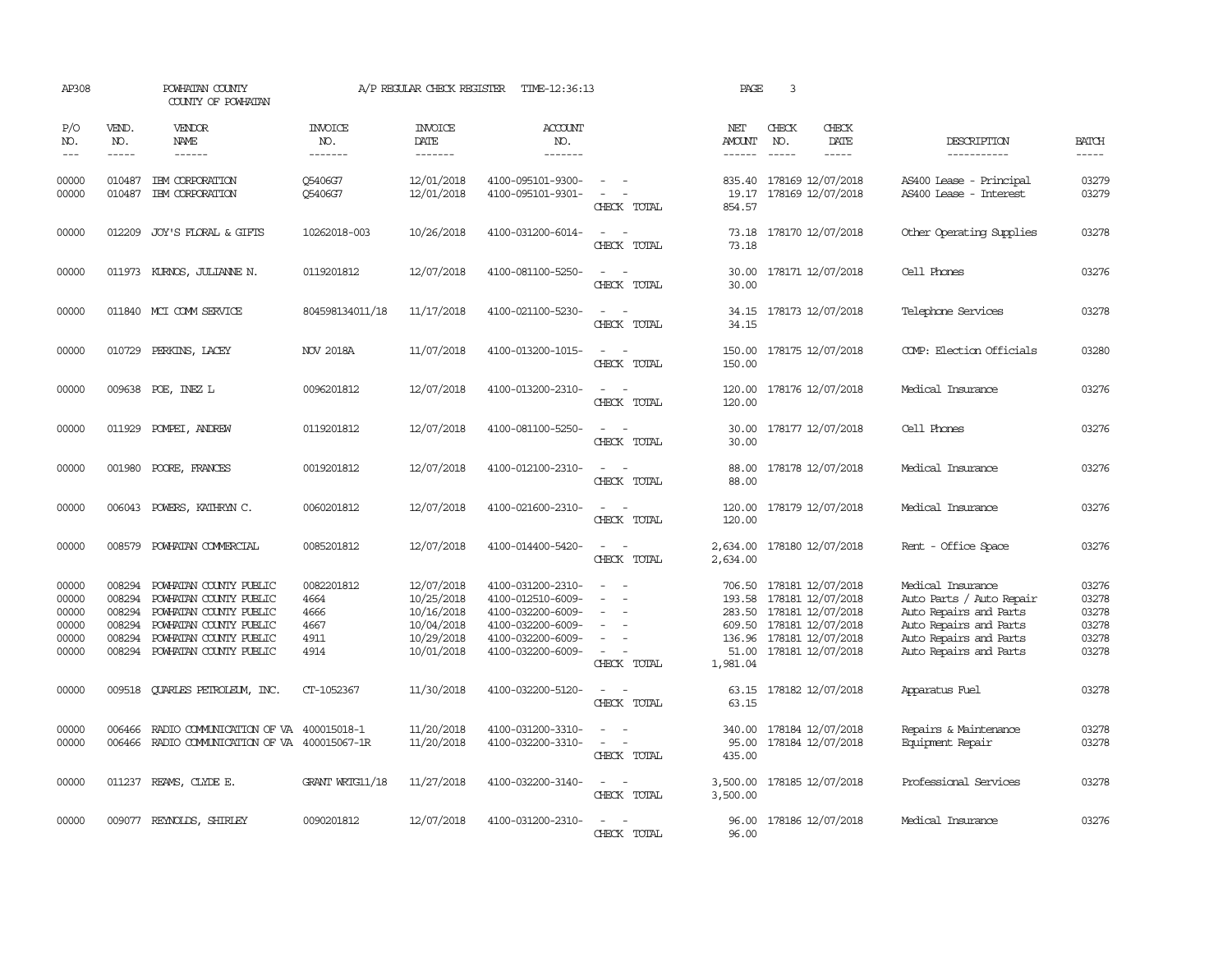AP308 POWHATAN COUNTY A/P REGULAR CHECK REGISTER TIME-12:36:13
COUNTY OF POWHATAN

| P/O NO. | VEND. NO. | VENDOR NAME | INVOICE NO. | INVOICE DATE | ACCOUNT NO. | | NET AMOUNT | CHECK NO. | CHECK DATE | DESCRIPTION | BATCH |
|---|---|---|---|---|---|---|---|---|---|---|---|
| 00000 | 010487 | IBM CORPORATION | Q5406G7 | 12/01/2018 | 4100-095101-9300- | - - | 835.40 | 178169 | 12/07/2018 | AS400 Lease - Principal | 03279 |
| 00000 | 010487 | IBM CORPORATION | Q5406G7 | 12/01/2018 | 4100-095101-9301- | - - | 19.17 | 178169 | 12/07/2018 | AS400 Lease - Interest | 03279 |
| | | | | | | CHECK TOTAL | 854.57 | | | | |
| 00000 | 012209 | JOY'S FLORAL & GIFTS | 10262018-003 | 10/26/2018 | 4100-031200-6014- | - - | 73.18 | 178170 | 12/07/2018 | Other Operating Supplies | 03278 |
| | | | | | | CHECK TOTAL | 73.18 | | | | |
| 00000 | 011973 | KURNOS, JULIANNE N. | 0119201812 | 12/07/2018 | 4100-081100-5250- | - - | 30.00 | 178171 | 12/07/2018 | Cell Phones | 03276 |
| | | | | | | CHECK TOTAL | 30.00 | | | | |
| 00000 | 011840 | MCI COMM SERVICE | 804598134011/18 | 11/17/2018 | 4100-021100-5230- | - - | 34.15 | 178173 | 12/07/2018 | Telephone Services | 03278 |
| | | | | | | CHECK TOTAL | 34.15 | | | | |
| 00000 | 010729 | PERKINS, LACEY | NOV 2018A | 11/07/2018 | 4100-013200-1015- | - - | 150.00 | 178175 | 12/07/2018 | COMP: Election Officials | 03280 |
| | | | | | | CHECK TOTAL | 150.00 | | | | |
| 00000 | 009638 | POE, INEZ L | 0096201812 | 12/07/2018 | 4100-013200-2310- | - - | 120.00 | 178176 | 12/07/2018 | Medical Insurance | 03276 |
| | | | | | | CHECK TOTAL | 120.00 | | | | |
| 00000 | 011929 | POMPEI, ANDREW | 0119201812 | 12/07/2018 | 4100-081100-5250- | - - | 30.00 | 178177 | 12/07/2018 | Cell Phones | 03276 |
| | | | | | | CHECK TOTAL | 30.00 | | | | |
| 00000 | 001980 | POORE, FRANCES | 0019201812 | 12/07/2018 | 4100-012100-2310- | - - | 88.00 | 178178 | 12/07/2018 | Medical Insurance | 03276 |
| | | | | | | CHECK TOTAL | 88.00 | | | | |
| 00000 | 006043 | POWERS, KATHRYN C. | 0060201812 | 12/07/2018 | 4100-021600-2310- | - - | 120.00 | 178179 | 12/07/2018 | Medical Insurance | 03276 |
| | | | | | | CHECK TOTAL | 120.00 | | | | |
| 00000 | 008579 | POWHATAN COMMERCIAL | 0085201812 | 12/07/2018 | 4100-014400-5420- | - - | 2,634.00 | 178180 | 12/07/2018 | Rent - Office Space | 03276 |
| | | | | | | CHECK TOTAL | 2,634.00 | | | | |
| 00000 | 008294 | POWHATAN COUNTY PUBLIC | 0082201812 | 12/07/2018 | 4100-031200-2310- | - - | 706.50 | 178181 | 12/07/2018 | Medical Insurance | 03276 |
| 00000 | 008294 | POWHATAN COUNTY PUBLIC | 4664 | 10/25/2018 | 4100-012510-6009- | - - | 193.58 | 178181 | 12/07/2018 | Auto Parts / Auto Repair | 03278 |
| 00000 | 008294 | POWHATAN COUNTY PUBLIC | 4666 | 10/16/2018 | 4100-032200-6009- | - - | 283.50 | 178181 | 12/07/2018 | Auto Repairs and Parts | 03278 |
| 00000 | 008294 | POWHATAN COUNTY PUBLIC | 4667 | 10/04/2018 | 4100-032200-6009- | - - | 609.50 | 178181 | 12/07/2018 | Auto Repairs and Parts | 03278 |
| 00000 | 008294 | POWHATAN COUNTY PUBLIC | 4911 | 10/29/2018 | 4100-032200-6009- | - - | 136.96 | 178181 | 12/07/2018 | Auto Repairs and Parts | 03278 |
| 00000 | 008294 | POWHATAN COUNTY PUBLIC | 4914 | 10/01/2018 | 4100-032200-6009- | - - | 51.00 | 178181 | 12/07/2018 | Auto Repairs and Parts | 03278 |
| | | | | | | CHECK TOTAL | 1,981.04 | | | | |
| 00000 | 009518 | QUARLES PETROLEUM, INC. | CT-1052367 | 11/30/2018 | 4100-032200-5120- | - - | 63.15 | 178182 | 12/07/2018 | Apparatus Fuel | 03278 |
| | | | | | | CHECK TOTAL | 63.15 | | | | |
| 00000 | 006466 | RADIO COMMUNICATION OF VA | 400015018-1 | 11/20/2018 | 4100-031200-3310- | - - | 340.00 | 178184 | 12/07/2018 | Repairs & Maintenance | 03278 |
| 00000 | 006466 | RADIO COMMUNICATION OF VA | 400015067-1R | 11/20/2018 | 4100-032200-3310- | - - | 95.00 | 178184 | 12/07/2018 | Equipment Repair | 03278 |
| | | | | | | CHECK TOTAL | 435.00 | | | | |
| 00000 | 011237 | REAMS, CLYDE E. | GRANT WRTG11/18 | 11/27/2018 | 4100-032200-3140- | - - | 3,500.00 | 178185 | 12/07/2018 | Professional Services | 03278 |
| | | | | | | CHECK TOTAL | 3,500.00 | | | | |
| 00000 | 009077 | REYNOLDS, SHIRLEY | 0090201812 | 12/07/2018 | 4100-031200-2310- | - - | 96.00 | 178186 | 12/07/2018 | Medical Insurance | 03276 |
| | | | | | | CHECK TOTAL | 96.00 | | | | |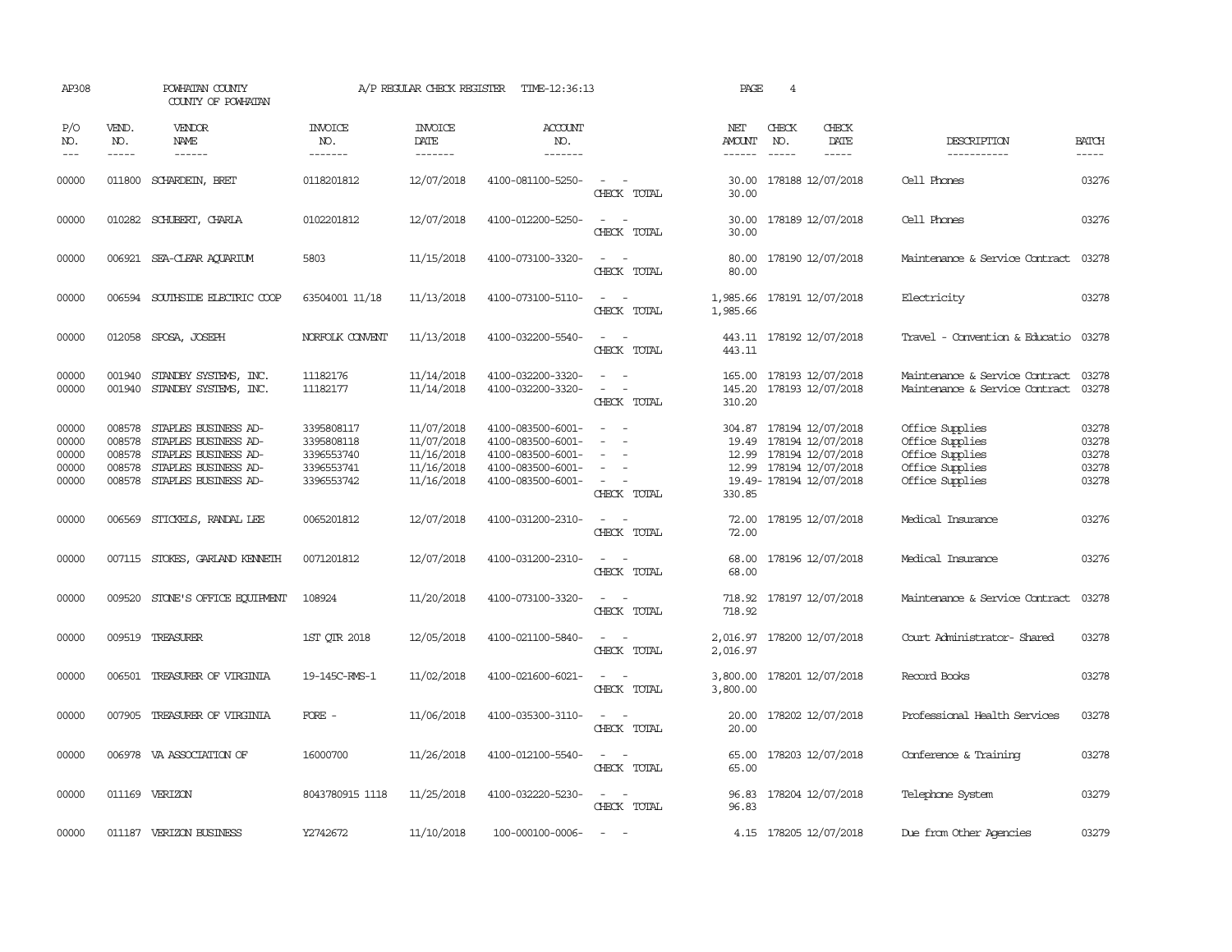AP308 POWHATAN COUNTY A/P REGULAR CHECK REGISTER TIME-12:36:13 PAGE 4

COUNTY OF POWHATAN

| P/O NO. | VEND. NO. | VENDOR NAME | INVOICE NO. | INVOICE DATE | ACCOUNT NO. | | NET AMOUNT | CHECK NO. | CHECK DATE | DESCRIPTION | BATCH |
|---|---|---|---|---|---|---|---|---|---|---|---|
| 00000 | 011800 | SCHARDEIN, BRET | 0118201812 | 12/07/2018 | 4100-081100-5250- | - - | 30.00 | 178188 | 12/07/2018 | Cell Phones | 03276 |
| | | | | | | CHECK TOTAL | 30.00 | | | | |
| 00000 | 010282 | SCHUBERT, CHARLA | 0102201812 | 12/07/2018 | 4100-012200-5250- | - - | 30.00 | 178189 | 12/07/2018 | Cell Phones | 03276 |
| | | | | | | CHECK TOTAL | 30.00 | | | | |
| 00000 | 006921 | SEA-CLEAR AQUARIUM | 5803 | 11/15/2018 | 4100-073100-3320- | - - | 80.00 | 178190 | 12/07/2018 | Maintenance & Service Contract | 03278 |
| | | | | | | CHECK TOTAL | 80.00 | | | | |
| 00000 | 006594 | SOUTHSIDE ELECTRIC COOP | 63504001 11/18 | 11/13/2018 | 4100-073100-5110- | - - | 1,985.66 | 178191 | 12/07/2018 | Electricity | 03278 |
| | | | | | | CHECK TOTAL | 1,985.66 | | | | |
| 00000 | 012058 | SPOSA, JOSEPH | NORFOLK CONVENT | 11/13/2018 | 4100-032200-5540- | - - | 443.11 | 178192 | 12/07/2018 | Travel - Convention & Educatio | 03278 |
| | | | | | | CHECK TOTAL | 443.11 | | | | |
| 00000 | 001940 | STANDBY SYSTEMS, INC. | 11182176 | 11/14/2018 | 4100-032200-3320- | - - | 165.00 | 178193 | 12/07/2018 | Maintenance & Service Contract | 03278 |
| 00000 | 001940 | STANDBY SYSTEMS, INC. | 11182177 | 11/14/2018 | 4100-032200-3320- | - - | 145.20 | 178193 | 12/07/2018 | Maintenance & Service Contract | 03278 |
| | | | | | | CHECK TOTAL | 310.20 | | | | |
| 00000 | 008578 | STAPLES BUSINESS AD- | 3395808117 | 11/07/2018 | 4100-083500-6001- | - - | 304.87 | 178194 | 12/07/2018 | Office Supplies | 03278 |
| 00000 | 008578 | STAPLES BUSINESS AD- | 3395808118 | 11/07/2018 | 4100-083500-6001- | - - | 19.49 | 178194 | 12/07/2018 | Office Supplies | 03278 |
| 00000 | 008578 | STAPLES BUSINESS AD- | 3396553740 | 11/16/2018 | 4100-083500-6001- | - - | 12.99 | 178194 | 12/07/2018 | Office Supplies | 03278 |
| 00000 | 008578 | STAPLES BUSINESS AD- | 3396553741 | 11/16/2018 | 4100-083500-6001- | - - | 12.99 | 178194 | 12/07/2018 | Office Supplies | 03278 |
| 00000 | 008578 | STAPLES BUSINESS AD- | 3396553742 | 11/16/2018 | 4100-083500-6001- | - - | 19.49- | 178194 | 12/07/2018 | Office Supplies | 03278 |
| | | | | | | CHECK TOTAL | 330.85 | | | | |
| 00000 | 006569 | STICKELS, RANDAL LEE | 0065201812 | 12/07/2018 | 4100-031200-2310- | - - | 72.00 | 178195 | 12/07/2018 | Medical Insurance | 03276 |
| | | | | | | CHECK TOTAL | 72.00 | | | | |
| 00000 | 007115 | STOKES, GARLAND KENNETH | 0071201812 | 12/07/2018 | 4100-031200-2310- | - - | 68.00 | 178196 | 12/07/2018 | Medical Insurance | 03276 |
| | | | | | | CHECK TOTAL | 68.00 | | | | |
| 00000 | 009520 | STONE'S OFFICE EQUIPMENT | 108924 | 11/20/2018 | 4100-073100-3320- | - - | 718.92 | 178197 | 12/07/2018 | Maintenance & Service Contract | 03278 |
| | | | | | | CHECK TOTAL | 718.92 | | | | |
| 00000 | 009519 | TREASURER | 1ST QTR 2018 | 12/05/2018 | 4100-021100-5840- | - - | 2,016.97 | 178200 | 12/07/2018 | Court Administrator- Shared | 03278 |
| | | | | | | CHECK TOTAL | 2,016.97 | | | | |
| 00000 | 006501 | TREASURER OF VIRGINIA | 19-145C-RMS-1 | 11/02/2018 | 4100-021600-6021- | - - | 3,800.00 | 178201 | 12/07/2018 | Record Books | 03278 |
| | | | | | | CHECK TOTAL | 3,800.00 | | | | |
| 00000 | 007905 | TREASURER OF VIRGINIA | FORE - | 11/06/2018 | 4100-035300-3110- | - - | 20.00 | 178202 | 12/07/2018 | Professional Health Services | 03278 |
| | | | | | | CHECK TOTAL | 20.00 | | | | |
| 00000 | 006978 | VA ASSOCIATION OF | 16000700 | 11/26/2018 | 4100-012100-5540- | - - | 65.00 | 178203 | 12/07/2018 | Conference & Training | 03278 |
| | | | | | | CHECK TOTAL | 65.00 | | | | |
| 00000 | 011169 | VERIZON | 8043780915 1118 | 11/25/2018 | 4100-032220-5230- | - - | 96.83 | 178204 | 12/07/2018 | Telephone System | 03279 |
| | | | | | | CHECK TOTAL | 96.83 | | | | |
| 00000 | 011187 | VERIZON BUSINESS | Y2742672 | 11/10/2018 | 100-000100-0006- | - - | 4.15 | 178205 | 12/07/2018 | Due from Other Agencies | 03279 |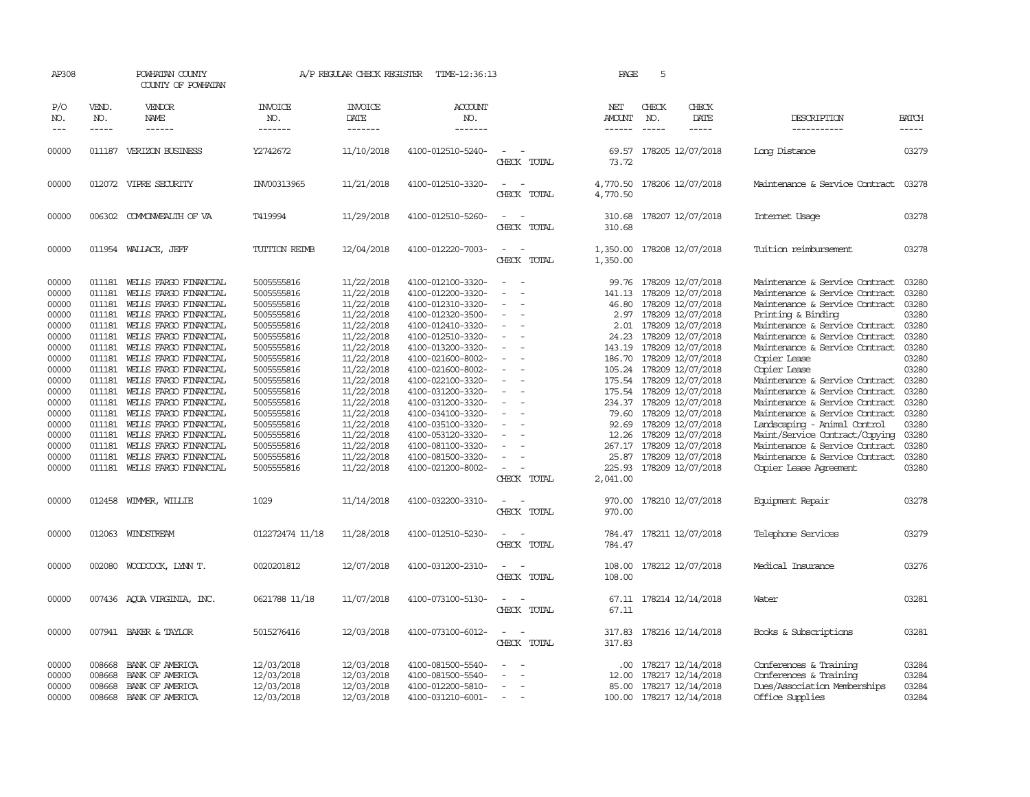AP308 POWHATAN COUNTY A/P REGULAR CHECK REGISTER TIME-12:36:13 PAGE 5

COUNTY OF POWHATAN

| P/O NO. | VEND. NO. | VENDOR NAME | INVOICE NO. | INVOICE DATE | ACCOUNT NO. | | NET AMOUNT | CHECK NO. | CHECK DATE | DESCRIPTION | BATCH |
|---|---|---|---|---|---|---|---|---|---|---|---|
| --- | ----- | ------ | ------- | ------- | ------- | | ------ | ----- | ----- | ----------- | ----- |
| 00000 | 011187 | VERIZON BUSINESS | Y2742672 | 11/10/2018 | 4100-012510-5240- | - - | 69.57 | 178205 | 12/07/2018 | Long Distance | 03279 |
| | | | | | | CHECK TOTAL | 73.72 | | | | |
| 00000 | 012072 | VIPRE SECURITY | INV00313965 | 11/21/2018 | 4100-012510-3320- | - - | 4,770.50 | 178206 | 12/07/2018 | Maintenance & Service Contract | 03278 |
| | | | | | | CHECK TOTAL | 4,770.50 | | | | |
| 00000 | 006302 | COMMONWEALTH OF VA | T419994 | 11/29/2018 | 4100-012510-5260- | - - | 310.68 | 178207 | 12/07/2018 | Internet Usage | 03278 |
| | | | | | | CHECK TOTAL | 310.68 | | | | |
| 00000 | 011954 | WALLACE, JEFF | TUITION REIMB | 12/04/2018 | 4100-012220-7003- | - - | 1,350.00 | 178208 | 12/07/2018 | Tuition reimbursement | 03278 |
| | | | | | | CHECK TOTAL | 1,350.00 | | | | |
| 00000 | 011181 | WELLS FARGO FINANCIAL | 5005555816 | 11/22/2018 | 4100-012100-3320- | - - | 99.76 | 178209 | 12/07/2018 | Maintenance & Service Contract | 03280 |
| 00000 | 011181 | WELLS FARGO FINANCIAL | 5005555816 | 11/22/2018 | 4100-012200-3320- | - - | 141.13 | 178209 | 12/07/2018 | Maintenance & Service Contract | 03280 |
| 00000 | 011181 | WELLS FARGO FINANCIAL | 5005555816 | 11/22/2018 | 4100-012310-3320- | - - | 46.80 | 178209 | 12/07/2018 | Maintenance & Service Contract | 03280 |
| 00000 | 011181 | WELLS FARGO FINANCIAL | 5005555816 | 11/22/2018 | 4100-012320-3500- | - - | 2.97 | 178209 | 12/07/2018 | Printing & Binding | 03280 |
| 00000 | 011181 | WELLS FARGO FINANCIAL | 5005555816 | 11/22/2018 | 4100-012410-3320- | - - | 2.01 | 178209 | 12/07/2018 | Maintenance & Service Contract | 03280 |
| 00000 | 011181 | WELLS FARGO FINANCIAL | 5005555816 | 11/22/2018 | 4100-012510-3320- | - - | 24.23 | 178209 | 12/07/2018 | Maintenance & Service Contract | 03280 |
| 00000 | 011181 | WELLS FARGO FINANCIAL | 5005555816 | 11/22/2018 | 4100-013200-3320- | - - | 143.19 | 178209 | 12/07/2018 | Maintenance & Service Contract | 03280 |
| 00000 | 011181 | WELLS FARGO FINANCIAL | 5005555816 | 11/22/2018 | 4100-021600-8002- | - - | 186.70 | 178209 | 12/07/2018 | Copier Lease | 03280 |
| 00000 | 011181 | WELLS FARGO FINANCIAL | 5005555816 | 11/22/2018 | 4100-021600-8002- | - - | 105.24 | 178209 | 12/07/2018 | Copier Lease | 03280 |
| 00000 | 011181 | WELLS FARGO FINANCIAL | 5005555816 | 11/22/2018 | 4100-022100-3320- | - - | 175.54 | 178209 | 12/07/2018 | Maintenance & Service Contract | 03280 |
| 00000 | 011181 | WELLS FARGO FINANCIAL | 5005555816 | 11/22/2018 | 4100-031200-3320- | - - | 175.54 | 178209 | 12/07/2018 | Maintenance & Service Contract | 03280 |
| 00000 | 011181 | WELLS FARGO FINANCIAL | 5005555816 | 11/22/2018 | 4100-031200-3320- | - - | 234.37 | 178209 | 12/07/2018 | Maintenance & Service Contract | 03280 |
| 00000 | 011181 | WELLS FARGO FINANCIAL | 5005555816 | 11/22/2018 | 4100-034100-3320- | - - | 79.60 | 178209 | 12/07/2018 | Maintenance & Service Contract | 03280 |
| 00000 | 011181 | WELLS FARGO FINANCIAL | 5005555816 | 11/22/2018 | 4100-035100-3320- | - - | 92.69 | 178209 | 12/07/2018 | Landscaping - Animal Control | 03280 |
| 00000 | 011181 | WELLS FARGO FINANCIAL | 5005555816 | 11/22/2018 | 4100-053120-3320- | - - | 12.26 | 178209 | 12/07/2018 | Maint/Service Contract/Copying | 03280 |
| 00000 | 011181 | WELLS FARGO FINANCIAL | 5005555816 | 11/22/2018 | 4100-081100-3320- | - - | 267.17 | 178209 | 12/07/2018 | Maintenance & Service Contract | 03280 |
| 00000 | 011181 | WELLS FARGO FINANCIAL | 5005555816 | 11/22/2018 | 4100-081500-3320- | - - | 25.87 | 178209 | 12/07/2018 | Maintenance & Service Contract | 03280 |
| 00000 | 011181 | WELLS FARGO FINANCIAL | 5005555816 | 11/22/2018 | 4100-021200-8002- | - - | 225.93 | 178209 | 12/07/2018 | Copier Lease Agreement | 03280 |
| | | | | | | CHECK TOTAL | 2,041.00 | | | | |
| 00000 | 012458 | WIMMER, WILLIE | 1029 | 11/14/2018 | 4100-032200-3310- | - - | 970.00 | 178210 | 12/07/2018 | Equipment Repair | 03278 |
| | | | | | | CHECK TOTAL | 970.00 | | | | |
| 00000 | 012063 | WINDSTREAM | 012272474 11/18 | 11/28/2018 | 4100-012510-5230- | - - | 784.47 | 178211 | 12/07/2018 | Telephone Services | 03279 |
| | | | | | | CHECK TOTAL | 784.47 | | | | |
| 00000 | 002080 | WOODCOCK, LYNN T. | 0020201812 | 12/07/2018 | 4100-031200-2310- | - - | 108.00 | 178212 | 12/07/2018 | Medical Insurance | 03276 |
| | | | | | | CHECK TOTAL | 108.00 | | | | |
| 00000 | 007436 | AQUA VIRGINIA, INC. | 0621788 11/18 | 11/07/2018 | 4100-073100-5130- | - - | 67.11 | 178214 | 12/14/2018 | Water | 03281 |
| | | | | | | CHECK TOTAL | 67.11 | | | | |
| 00000 | 007941 | BAKER & TAYLOR | 5015276416 | 12/03/2018 | 4100-073100-6012- | - - | 317.83 | 178216 | 12/14/2018 | Books & Subscriptions | 03281 |
| | | | | | | CHECK TOTAL | 317.83 | | | | |
| 00000 | 008668 | BANK OF AMERICA | 12/03/2018 | 12/03/2018 | 4100-081500-5540- | - - | .00 | 178217 | 12/14/2018 | Conferences & Training | 03284 |
| 00000 | 008668 | BANK OF AMERICA | 12/03/2018 | 12/03/2018 | 4100-081500-5540- | - - | 12.00 | 178217 | 12/14/2018 | Conferences & Training | 03284 |
| 00000 | 008668 | BANK OF AMERICA | 12/03/2018 | 12/03/2018 | 4100-012200-5810- | - - | 85.00 | 178217 | 12/14/2018 | Dues/Association Memberships | 03284 |
| 00000 | 008668 | BANK OF AMERICA | 12/03/2018 | 12/03/2018 | 4100-031210-6001- | - - | 100.00 | 178217 | 12/14/2018 | Office Supplies | 03284 |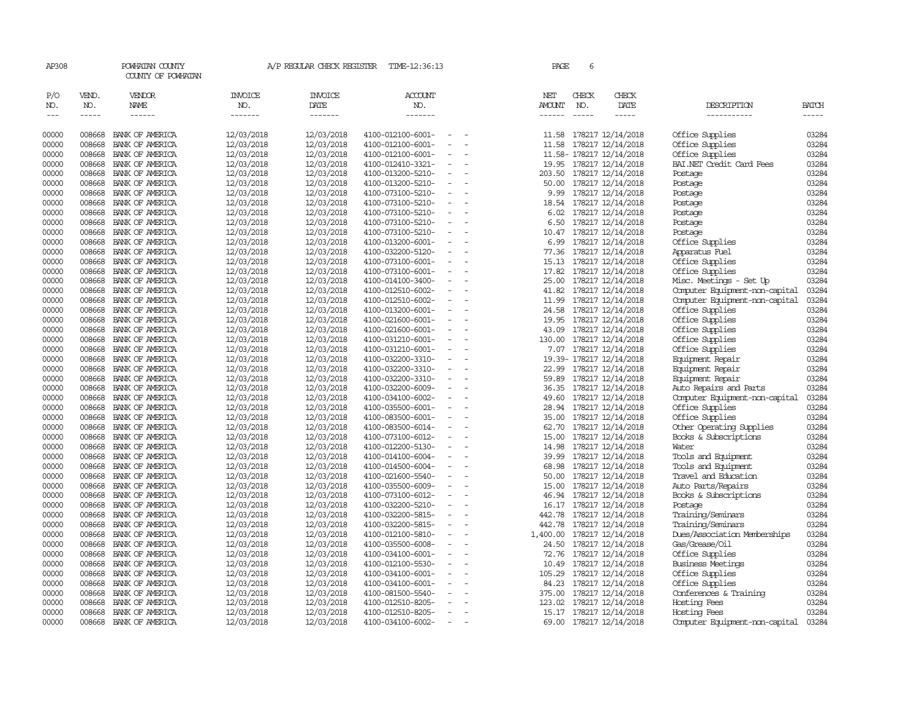AP308 POWHATAN COUNTY A/P REGULAR CHECK REGISTER TIME-12:36:13 PAGE 6

COUNTY OF POWHATAN

| P/O NO. | VEND. NO. | VENDOR NAME | INVOICE NO. | INVOICE DATE | ACCOUNT NO. | NET AMOUNT | CHECK NO. | CHECK DATE | DESCRIPTION | BATCH |
|---|---|---|---|---|---|---|---|---|---|---|
| 00000 | 008668 | BANK OF AMERICA | 12/03/2018 | 12/03/2018 | 4100-012100-6001- - - | 11.58 | 178217 | 12/14/2018 | Office Supplies | 03284 |
| 00000 | 008668 | BANK OF AMERICA | 12/03/2018 | 12/03/2018 | 4100-012100-6001- - - | 11.58 | 178217 | 12/14/2018 | Office Supplies | 03284 |
| 00000 | 008668 | BANK OF AMERICA | 12/03/2018 | 12/03/2018 | 4100-012100-6001- - - | 11.58- | 178217 | 12/14/2018 | Office Supplies | 03284 |
| 00000 | 008668 | BANK OF AMERICA | 12/03/2018 | 12/03/2018 | 4100-012410-3321- - - | 19.95 | 178217 | 12/14/2018 | BAI.NET Credit Card Fees | 03284 |
| 00000 | 008668 | BANK OF AMERICA | 12/03/2018 | 12/03/2018 | 4100-013200-5210- - - | 203.50 | 178217 | 12/14/2018 | Postage | 03284 |
| 00000 | 008668 | BANK OF AMERICA | 12/03/2018 | 12/03/2018 | 4100-013200-5210- - - | 50.00 | 178217 | 12/14/2018 | Postage | 03284 |
| 00000 | 008668 | BANK OF AMERICA | 12/03/2018 | 12/03/2018 | 4100-073100-5210- - - | 9.99 | 178217 | 12/14/2018 | Postage | 03284 |
| 00000 | 008668 | BANK OF AMERICA | 12/03/2018 | 12/03/2018 | 4100-073100-5210- - - | 18.54 | 178217 | 12/14/2018 | Postage | 03284 |
| 00000 | 008668 | BANK OF AMERICA | 12/03/2018 | 12/03/2018 | 4100-073100-5210- - - | 6.02 | 178217 | 12/14/2018 | Postage | 03284 |
| 00000 | 008668 | BANK OF AMERICA | 12/03/2018 | 12/03/2018 | 4100-073100-5210- - - | 6.50 | 178217 | 12/14/2018 | Postage | 03284 |
| 00000 | 008668 | BANK OF AMERICA | 12/03/2018 | 12/03/2018 | 4100-073100-5210- - - | 10.47 | 178217 | 12/14/2018 | Postage | 03284 |
| 00000 | 008668 | BANK OF AMERICA | 12/03/2018 | 12/03/2018 | 4100-013200-6001- - - | 6.99 | 178217 | 12/14/2018 | Office Supplies | 03284 |
| 00000 | 008668 | BANK OF AMERICA | 12/03/2018 | 12/03/2018 | 4100-032200-5120- - - | 77.36 | 178217 | 12/14/2018 | Apparatus Fuel | 03284 |
| 00000 | 008668 | BANK OF AMERICA | 12/03/2018 | 12/03/2018 | 4100-073100-6001- - - | 15.13 | 178217 | 12/14/2018 | Office Supplies | 03284 |
| 00000 | 008668 | BANK OF AMERICA | 12/03/2018 | 12/03/2018 | 4100-073100-6001- - - | 17.82 | 178217 | 12/14/2018 | Office Supplies | 03284 |
| 00000 | 008668 | BANK OF AMERICA | 12/03/2018 | 12/03/2018 | 4100-014100-3400- - - | 25.00 | 178217 | 12/14/2018 | Misc. Meetings - Set Up | 03284 |
| 00000 | 008668 | BANK OF AMERICA | 12/03/2018 | 12/03/2018 | 4100-012510-6002- - - | 41.82 | 178217 | 12/14/2018 | Computer Equipment-non-capital | 03284 |
| 00000 | 008668 | BANK OF AMERICA | 12/03/2018 | 12/03/2018 | 4100-012510-6002- - - | 11.99 | 178217 | 12/14/2018 | Computer Equipment-non-capital | 03284 |
| 00000 | 008668 | BANK OF AMERICA | 12/03/2018 | 12/03/2018 | 4100-013200-6001- - - | 24.58 | 178217 | 12/14/2018 | Office Supplies | 03284 |
| 00000 | 008668 | BANK OF AMERICA | 12/03/2018 | 12/03/2018 | 4100-021600-6001- - - | 19.95 | 178217 | 12/14/2018 | Office Supplies | 03284 |
| 00000 | 008668 | BANK OF AMERICA | 12/03/2018 | 12/03/2018 | 4100-021600-6001- - - | 43.09 | 178217 | 12/14/2018 | Office Supplies | 03284 |
| 00000 | 008668 | BANK OF AMERICA | 12/03/2018 | 12/03/2018 | 4100-031210-6001- - - | 130.00 | 178217 | 12/14/2018 | Office Supplies | 03284 |
| 00000 | 008668 | BANK OF AMERICA | 12/03/2018 | 12/03/2018 | 4100-031210-6001- - - | 7.07 | 178217 | 12/14/2018 | Office Supplies | 03284 |
| 00000 | 008668 | BANK OF AMERICA | 12/03/2018 | 12/03/2018 | 4100-032200-3310- - - | 19.39- | 178217 | 12/14/2018 | Equipment Repair | 03284 |
| 00000 | 008668 | BANK OF AMERICA | 12/03/2018 | 12/03/2018 | 4100-032200-3310- - - | 22.99 | 178217 | 12/14/2018 | Equipment Repair | 03284 |
| 00000 | 008668 | BANK OF AMERICA | 12/03/2018 | 12/03/2018 | 4100-032200-3310- - - | 59.89 | 178217 | 12/14/2018 | Equipment Repair | 03284 |
| 00000 | 008668 | BANK OF AMERICA | 12/03/2018 | 12/03/2018 | 4100-032200-6009- - - | 36.35 | 178217 | 12/14/2018 | Auto Repairs and Parts | 03284 |
| 00000 | 008668 | BANK OF AMERICA | 12/03/2018 | 12/03/2018 | 4100-034100-6002- - - | 49.60 | 178217 | 12/14/2018 | Computer Equipment-non-capital | 03284 |
| 00000 | 008668 | BANK OF AMERICA | 12/03/2018 | 12/03/2018 | 4100-035500-6001- - - | 28.94 | 178217 | 12/14/2018 | Office Supplies | 03284 |
| 00000 | 008668 | BANK OF AMERICA | 12/03/2018 | 12/03/2018 | 4100-083500-6001- - - | 35.00 | 178217 | 12/14/2018 | Office Supplies | 03284 |
| 00000 | 008668 | BANK OF AMERICA | 12/03/2018 | 12/03/2018 | 4100-083500-6014- - - | 62.70 | 178217 | 12/14/2018 | Other Operating Supplies | 03284 |
| 00000 | 008668 | BANK OF AMERICA | 12/03/2018 | 12/03/2018 | 4100-073100-6012- - - | 15.00 | 178217 | 12/14/2018 | Books & Subscriptions | 03284 |
| 00000 | 008668 | BANK OF AMERICA | 12/03/2018 | 12/03/2018 | 4100-012200-5130- - - | 14.98 | 178217 | 12/14/2018 | Water | 03284 |
| 00000 | 008668 | BANK OF AMERICA | 12/03/2018 | 12/03/2018 | 4100-014100-6004- - - | 39.99 | 178217 | 12/14/2018 | Tools and Equipment | 03284 |
| 00000 | 008668 | BANK OF AMERICA | 12/03/2018 | 12/03/2018 | 4100-014500-6004- - - | 68.98 | 178217 | 12/14/2018 | Tools and Equipment | 03284 |
| 00000 | 008668 | BANK OF AMERICA | 12/03/2018 | 12/03/2018 | 4100-021600-5540- - - | 50.00 | 178217 | 12/14/2018 | Travel and Education | 03284 |
| 00000 | 008668 | BANK OF AMERICA | 12/03/2018 | 12/03/2018 | 4100-035500-6009- - - | 15.00 | 178217 | 12/14/2018 | Auto Parts/Repairs | 03284 |
| 00000 | 008668 | BANK OF AMERICA | 12/03/2018 | 12/03/2018 | 4100-073100-6012- - - | 46.94 | 178217 | 12/14/2018 | Books & Subscriptions | 03284 |
| 00000 | 008668 | BANK OF AMERICA | 12/03/2018 | 12/03/2018 | 4100-032200-5210- - - | 16.17 | 178217 | 12/14/2018 | Postage | 03284 |
| 00000 | 008668 | BANK OF AMERICA | 12/03/2018 | 12/03/2018 | 4100-032200-5815- - - | 442.78 | 178217 | 12/14/2018 | Training/Seminars | 03284 |
| 00000 | 008668 | BANK OF AMERICA | 12/03/2018 | 12/03/2018 | 4100-032200-5815- - - | 442.78 | 178217 | 12/14/2018 | Training/Seminars | 03284 |
| 00000 | 008668 | BANK OF AMERICA | 12/03/2018 | 12/03/2018 | 4100-012100-5810- - - | 1,400.00 | 178217 | 12/14/2018 | Dues/Association Memberships | 03284 |
| 00000 | 008668 | BANK OF AMERICA | 12/03/2018 | 12/03/2018 | 4100-035500-6008- - - | 24.50 | 178217 | 12/14/2018 | Gas/Grease/Oil | 03284 |
| 00000 | 008668 | BANK OF AMERICA | 12/03/2018 | 12/03/2018 | 4100-034100-6001- - - | 72.76 | 178217 | 12/14/2018 | Office Supplies | 03284 |
| 00000 | 008668 | BANK OF AMERICA | 12/03/2018 | 12/03/2018 | 4100-012100-5530- - - | 10.49 | 178217 | 12/14/2018 | Business Meetings | 03284 |
| 00000 | 008668 | BANK OF AMERICA | 12/03/2018 | 12/03/2018 | 4100-034100-6001- - - | 105.29 | 178217 | 12/14/2018 | Office Supplies | 03284 |
| 00000 | 008668 | BANK OF AMERICA | 12/03/2018 | 12/03/2018 | 4100-034100-6001- - - | 84.23 | 178217 | 12/14/2018 | Office Supplies | 03284 |
| 00000 | 008668 | BANK OF AMERICA | 12/03/2018 | 12/03/2018 | 4100-081500-5540- - - | 375.00 | 178217 | 12/14/2018 | Conferences & Training | 03284 |
| 00000 | 008668 | BANK OF AMERICA | 12/03/2018 | 12/03/2018 | 4100-012510-8205- - - | 123.02 | 178217 | 12/14/2018 | Hosting Fees | 03284 |
| 00000 | 008668 | BANK OF AMERICA | 12/03/2018 | 12/03/2018 | 4100-012510-8205- - - | 15.17 | 178217 | 12/14/2018 | Hosting Fees | 03284 |
| 00000 | 008668 | BANK OF AMERICA | 12/03/2018 | 12/03/2018 | 4100-034100-6002- - - | 69.00 | 178217 | 12/14/2018 | Computer Equipment-non-capital | 03284 |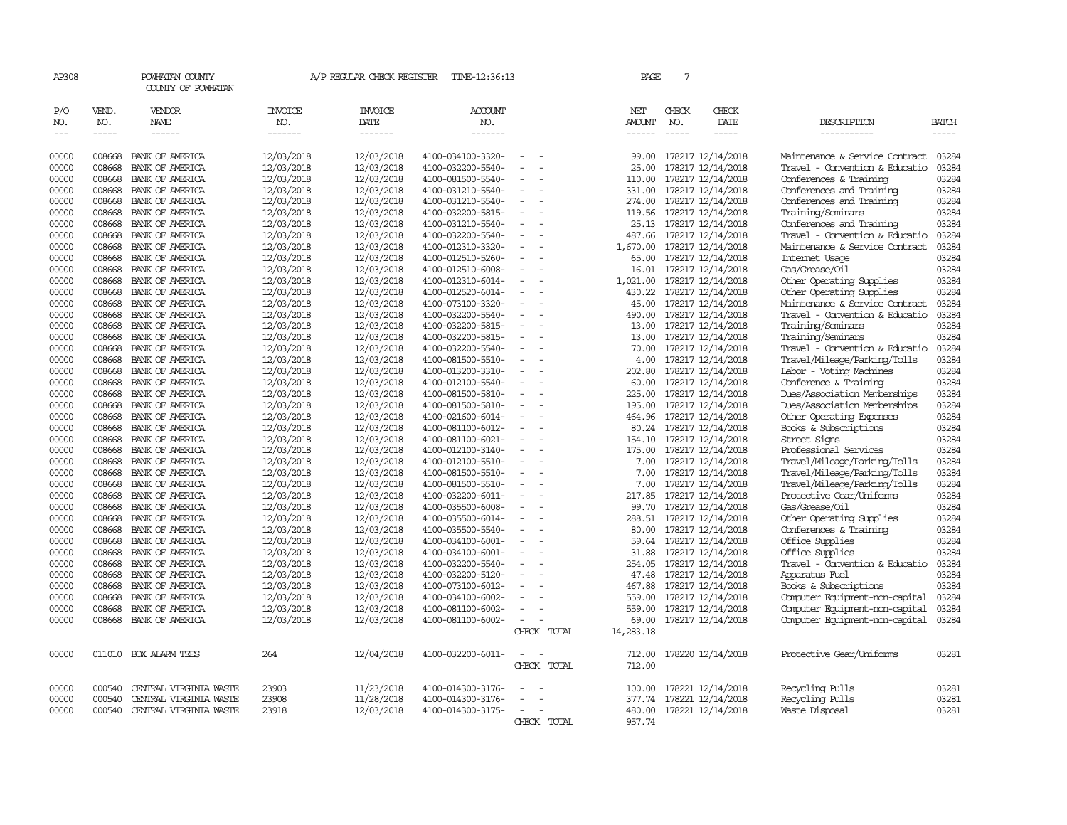AP308 POWHATAN COUNTY A/P REGULAR CHECK REGISTER TIME-12:36:13 PAGE 7

COUNTY OF POWHATAN

| P/O NO. | VEND. NO. | VENDOR NAME | INVOICE NO. | INVOICE DATE | ACCOUNT NO. | | NET AMOUNT | CHECK NO. | CHECK DATE | DESCRIPTION | BATCH |
|---|---|---|---|---|---|---|---|---|---|---|---|
| 00000 | 008668 | BANK OF AMERICA | 12/03/2018 | 12/03/2018 | 4100-034100-3320- | - - | 99.00 | 178217 | 12/14/2018 | Maintenance & Service Contract | 03284 |
| 00000 | 008668 | BANK OF AMERICA | 12/03/2018 | 12/03/2018 | 4100-032200-5540- | - - | 25.00 | 178217 | 12/14/2018 | Travel - Convention & Educatio | 03284 |
| 00000 | 008668 | BANK OF AMERICA | 12/03/2018 | 12/03/2018 | 4100-081500-5540- | - - | 110.00 | 178217 | 12/14/2018 | Conferences & Training | 03284 |
| 00000 | 008668 | BANK OF AMERICA | 12/03/2018 | 12/03/2018 | 4100-031210-5540- | - - | 331.00 | 178217 | 12/14/2018 | Conferences and Training | 03284 |
| 00000 | 008668 | BANK OF AMERICA | 12/03/2018 | 12/03/2018 | 4100-031210-5540- | - - | 274.00 | 178217 | 12/14/2018 | Conferences and Training | 03284 |
| 00000 | 008668 | BANK OF AMERICA | 12/03/2018 | 12/03/2018 | 4100-032200-5815- | - - | 119.56 | 178217 | 12/14/2018 | Training/Seminars | 03284 |
| 00000 | 008668 | BANK OF AMERICA | 12/03/2018 | 12/03/2018 | 4100-031210-5540- | - - | 25.13 | 178217 | 12/14/2018 | Conferences and Training | 03284 |
| 00000 | 008668 | BANK OF AMERICA | 12/03/2018 | 12/03/2018 | 4100-032200-5540- | - - | 487.66 | 178217 | 12/14/2018 | Travel - Convention & Educatio | 03284 |
| 00000 | 008668 | BANK OF AMERICA | 12/03/2018 | 12/03/2018 | 4100-012310-3320- | - - | 1,670.00 | 178217 | 12/14/2018 | Maintenance & Service Contract | 03284 |
| 00000 | 008668 | BANK OF AMERICA | 12/03/2018 | 12/03/2018 | 4100-012510-5260- | - - | 65.00 | 178217 | 12/14/2018 | Internet Usage | 03284 |
| 00000 | 008668 | BANK OF AMERICA | 12/03/2018 | 12/03/2018 | 4100-012510-6008- | - - | 16.01 | 178217 | 12/14/2018 | Gas/Grease/Oil | 03284 |
| 00000 | 008668 | BANK OF AMERICA | 12/03/2018 | 12/03/2018 | 4100-012310-6014- | - - | 1,021.00 | 178217 | 12/14/2018 | Other Operating Supplies | 03284 |
| 00000 | 008668 | BANK OF AMERICA | 12/03/2018 | 12/03/2018 | 4100-012520-6014- | - - | 430.22 | 178217 | 12/14/2018 | Other Operating Supplies | 03284 |
| 00000 | 008668 | BANK OF AMERICA | 12/03/2018 | 12/03/2018 | 4100-073100-3320- | - - | 45.00 | 178217 | 12/14/2018 | Maintenance & Service Contract | 03284 |
| 00000 | 008668 | BANK OF AMERICA | 12/03/2018 | 12/03/2018 | 4100-032200-5540- | - - | 490.00 | 178217 | 12/14/2018 | Travel - Convention & Educatio | 03284 |
| 00000 | 008668 | BANK OF AMERICA | 12/03/2018 | 12/03/2018 | 4100-032200-5815- | - - | 13.00 | 178217 | 12/14/2018 | Training/Seminars | 03284 |
| 00000 | 008668 | BANK OF AMERICA | 12/03/2018 | 12/03/2018 | 4100-032200-5815- | - - | 13.00 | 178217 | 12/14/2018 | Training/Seminars | 03284 |
| 00000 | 008668 | BANK OF AMERICA | 12/03/2018 | 12/03/2018 | 4100-032200-5540- | - - | 70.00 | 178217 | 12/14/2018 | Travel - Convention & Educatio | 03284 |
| 00000 | 008668 | BANK OF AMERICA | 12/03/2018 | 12/03/2018 | 4100-081500-5510- | - - | 4.00 | 178217 | 12/14/2018 | Travel/Mileage/Parking/Tolls | 03284 |
| 00000 | 008668 | BANK OF AMERICA | 12/03/2018 | 12/03/2018 | 4100-013200-3310- | - - | 202.80 | 178217 | 12/14/2018 | Labor - Voting Machines | 03284 |
| 00000 | 008668 | BANK OF AMERICA | 12/03/2018 | 12/03/2018 | 4100-012100-5540- | - - | 60.00 | 178217 | 12/14/2018 | Conference & Training | 03284 |
| 00000 | 008668 | BANK OF AMERICA | 12/03/2018 | 12/03/2018 | 4100-081500-5810- | - - | 225.00 | 178217 | 12/14/2018 | Dues/Association Memberships | 03284 |
| 00000 | 008668 | BANK OF AMERICA | 12/03/2018 | 12/03/2018 | 4100-081500-5810- | - - | 195.00 | 178217 | 12/14/2018 | Dues/Association Memberships | 03284 |
| 00000 | 008668 | BANK OF AMERICA | 12/03/2018 | 12/03/2018 | 4100-021600-6014- | - - | 464.96 | 178217 | 12/14/2018 | Other Operating Expenses | 03284 |
| 00000 | 008668 | BANK OF AMERICA | 12/03/2018 | 12/03/2018 | 4100-081100-6012- | - - | 80.24 | 178217 | 12/14/2018 | Books & Subscriptions | 03284 |
| 00000 | 008668 | BANK OF AMERICA | 12/03/2018 | 12/03/2018 | 4100-081100-6021- | - - | 154.10 | 178217 | 12/14/2018 | Street Signs | 03284 |
| 00000 | 008668 | BANK OF AMERICA | 12/03/2018 | 12/03/2018 | 4100-012100-3140- | - - | 175.00 | 178217 | 12/14/2018 | Professional Services | 03284 |
| 00000 | 008668 | BANK OF AMERICA | 12/03/2018 | 12/03/2018 | 4100-012100-5510- | - - | 7.00 | 178217 | 12/14/2018 | Travel/Mileage/Parking/Tolls | 03284 |
| 00000 | 008668 | BANK OF AMERICA | 12/03/2018 | 12/03/2018 | 4100-081500-5510- | - - | 7.00 | 178217 | 12/14/2018 | Travel/Mileage/Parking/Tolls | 03284 |
| 00000 | 008668 | BANK OF AMERICA | 12/03/2018 | 12/03/2018 | 4100-081500-5510- | - - | 7.00 | 178217 | 12/14/2018 | Travel/Mileage/Parking/Tolls | 03284 |
| 00000 | 008668 | BANK OF AMERICA | 12/03/2018 | 12/03/2018 | 4100-032200-6011- | - - | 217.85 | 178217 | 12/14/2018 | Protective Gear/Uniforms | 03284 |
| 00000 | 008668 | BANK OF AMERICA | 12/03/2018 | 12/03/2018 | 4100-035500-6008- | - - | 99.70 | 178217 | 12/14/2018 | Gas/Grease/Oil | 03284 |
| 00000 | 008668 | BANK OF AMERICA | 12/03/2018 | 12/03/2018 | 4100-035500-6014- | - - | 288.51 | 178217 | 12/14/2018 | Other Operating Supplies | 03284 |
| 00000 | 008668 | BANK OF AMERICA | 12/03/2018 | 12/03/2018 | 4100-035500-5540- | - - | 80.00 | 178217 | 12/14/2018 | Conferences & Training | 03284 |
| 00000 | 008668 | BANK OF AMERICA | 12/03/2018 | 12/03/2018 | 4100-034100-6001- | - - | 59.64 | 178217 | 12/14/2018 | Office Supplies | 03284 |
| 00000 | 008668 | BANK OF AMERICA | 12/03/2018 | 12/03/2018 | 4100-034100-6001- | - - | 31.88 | 178217 | 12/14/2018 | Office Supplies | 03284 |
| 00000 | 008668 | BANK OF AMERICA | 12/03/2018 | 12/03/2018 | 4100-032200-5540- | - - | 254.05 | 178217 | 12/14/2018 | Travel - Convention & Educatio | 03284 |
| 00000 | 008668 | BANK OF AMERICA | 12/03/2018 | 12/03/2018 | 4100-032200-5120- | - - | 47.48 | 178217 | 12/14/2018 | Apparatus Fuel | 03284 |
| 00000 | 008668 | BANK OF AMERICA | 12/03/2018 | 12/03/2018 | 4100-073100-6012- | - - | 467.88 | 178217 | 12/14/2018 | Books & Subscriptions | 03284 |
| 00000 | 008668 | BANK OF AMERICA | 12/03/2018 | 12/03/2018 | 4100-034100-6002- | - - | 559.00 | 178217 | 12/14/2018 | Computer Equipment-non-capital | 03284 |
| 00000 | 008668 | BANK OF AMERICA | 12/03/2018 | 12/03/2018 | 4100-081100-6002- | - - | 559.00 | 178217 | 12/14/2018 | Computer Equipment-non-capital | 03284 |
| 00000 | 008668 | BANK OF AMERICA | 12/03/2018 | 12/03/2018 | 4100-081100-6002- | - - | 69.00 | 178217 | 12/14/2018 | Computer Equipment-non-capital | 03284 |
| | | | | | | CHECK TOTAL | 14,283.18 | | | | |
| 00000 | 011010 | BOX ALARM TEES | 264 | 12/04/2018 | 4100-032200-6011- | - - | 712.00 | 178220 | 12/14/2018 | Protective Gear/Uniforms | 03281 |
| | | | | | | CHECK TOTAL | 712.00 | | | | |
| 00000 | 000540 | CENTRAL VIRGINIA WASTE | 23903 | 11/23/2018 | 4100-014300-3176- | - - | 100.00 | 178221 | 12/14/2018 | Recycling Pulls | 03281 |
| 00000 | 000540 | CENTRAL VIRGINIA WASTE | 23908 | 11/28/2018 | 4100-014300-3176- | - - | 377.74 | 178221 | 12/14/2018 | Recycling Pulls | 03281 |
| 00000 | 000540 | CENTRAL VIRGINIA WASTE | 23918 | 12/03/2018 | 4100-014300-3175- | - - | 480.00 | 178221 | 12/14/2018 | Waste Disposal | 03281 |
| | | | | | | CHECK TOTAL | 957.74 | | | | |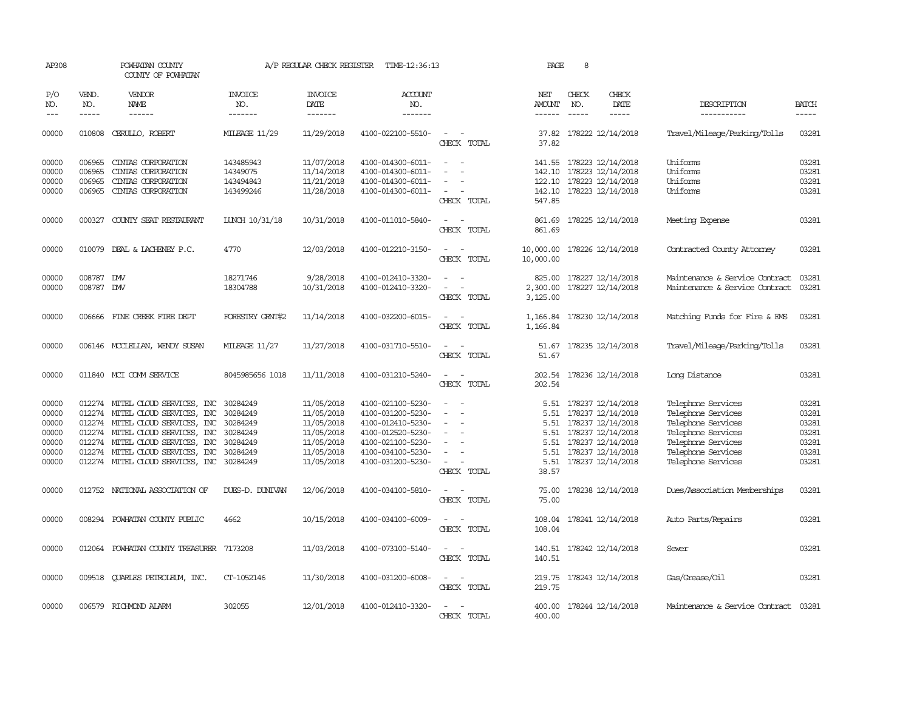AP308 POWHATAN COUNTY A/P REGULAR CHECK REGISTER TIME-12:36:13 PAGE 8

COUNTY OF POWHATAN

| P/O NO. | VEND. NO. | VENDOR NAME | INVOICE NO. | INVOICE DATE | ACCOUNT NO. | | NET AMOUNT | CHECK NO. | CHECK DATE | DESCRIPTION | BATCH |
|---|---|---|---|---|---|---|---|---|---|---|---|
| 00000 | 010808 | CERULLO, ROBERT | MILEAGE 11/29 | 11/29/2018 | 4100-022100-5510- | - - | 37.82 | 178222 | 12/14/2018 | Travel/Mileage/Parking/Tolls | 03281 |
| | | | | | | CHECK TOTAL | 37.82 | | | | |
| 00000 | 006965 | CINTAS CORPORATION | 143485943 | 11/07/2018 | 4100-014300-6011- | - - | 141.55 | 178223 | 12/14/2018 | Uniforms | 03281 |
| 00000 | 006965 | CINTAS CORPORATION | 14349075 | 11/14/2018 | 4100-014300-6011- | - - | 142.10 | 178223 | 12/14/2018 | Uniforms | 03281 |
| 00000 | 006965 | CINTAS CORPORATION | 143494843 | 11/21/2018 | 4100-014300-6011- | - - | 122.10 | 178223 | 12/14/2018 | Uniforms | 03281 |
| 00000 | 006965 | CINTAS CORPORATION | 143499246 | 11/28/2018 | 4100-014300-6011- | - - | 142.10 | 178223 | 12/14/2018 | Uniforms | 03281 |
| | | | | | | CHECK TOTAL | 547.85 | | | | |
| 00000 | 000327 | COUNTY SEAT RESTAURANT | LUNCH 10/31/18 | 10/31/2018 | 4100-011010-5840- | - - | 861.69 | 178225 | 12/14/2018 | Meeting Expense | 03281 |
| | | | | | | CHECK TOTAL | 861.69 | | | | |
| 00000 | 010079 | DEAL & LACHENEY P.C. | 4770 | 12/03/2018 | 4100-012210-3150- | - - | 10,000.00 | 178226 | 12/14/2018 | Contracted County Attorney | 03281 |
| | | | | | | CHECK TOTAL | 10,000.00 | | | | |
| 00000 | 008787 | DMV | 18271746 | 9/28/2018 | 4100-012410-3320- | - - | 825.00 | 178227 | 12/14/2018 | Maintenance & Service Contract | 03281 |
| 00000 | 008787 | DMV | 18304788 | 10/31/2018 | 4100-012410-3320- | - - | 2,300.00 | 178227 | 12/14/2018 | Maintenance & Service Contract | 03281 |
| | | | | | | CHECK TOTAL | 3,125.00 | | | | |
| 00000 | 006666 | FINE CREEK FIRE DEPT | FORESTRY GRNT#2 | 11/14/2018 | 4100-032200-6015- | - - | 1,166.84 | 178230 | 12/14/2018 | Matching Funds for Fire & EMS | 03281 |
| | | | | | | CHECK TOTAL | 1,166.84 | | | | |
| 00000 | 006146 | MCCLELLAN, WENDY SUSAN | MILEAGE 11/27 | 11/27/2018 | 4100-031710-5510- | - - | 51.67 | 178235 | 12/14/2018 | Travel/Mileage/Parking/Tolls | 03281 |
| | | | | | | CHECK TOTAL | 51.67 | | | | |
| 00000 | 011840 | MCI COMM SERVICE | 8045985656 1018 | 11/11/2018 | 4100-031210-5240- | - - | 202.54 | 178236 | 12/14/2018 | Long Distance | 03281 |
| | | | | | | CHECK TOTAL | 202.54 | | | | |
| 00000 | 012274 | MITEL CLOUD SERVICES, INC | 30284249 | 11/05/2018 | 4100-021100-5230- | - - | 5.51 | 178237 | 12/14/2018 | Telephone Services | 03281 |
| 00000 | 012274 | MITEL CLOUD SERVICES, INC | 30284249 | 11/05/2018 | 4100-031200-5230- | - - | 5.51 | 178237 | 12/14/2018 | Telephone Services | 03281 |
| 00000 | 012274 | MITEL CLOUD SERVICES, INC | 30284249 | 11/05/2018 | 4100-012410-5230- | - - | 5.51 | 178237 | 12/14/2018 | Telephone Services | 03281 |
| 00000 | 012274 | MITEL CLOUD SERVICES, INC | 30284249 | 11/05/2018 | 4100-012520-5230- | - - | 5.51 | 178237 | 12/14/2018 | Telephone Services | 03281 |
| 00000 | 012274 | MITEL CLOUD SERVICES, INC | 30284249 | 11/05/2018 | 4100-021100-5230- | - - | 5.51 | 178237 | 12/14/2018 | Telephone Services | 03281 |
| 00000 | 012274 | MITEL CLOUD SERVICES, INC | 30284249 | 11/05/2018 | 4100-034100-5230- | - - | 5.51 | 178237 | 12/14/2018 | Telephone Services | 03281 |
| 00000 | 012274 | MITEL CLOUD SERVICES, INC | 30284249 | 11/05/2018 | 4100-031200-5230- | - - | 5.51 | 178237 | 12/14/2018 | Telephone Services | 03281 |
| | | | | | | CHECK TOTAL | 38.57 | | | | |
| 00000 | 012752 | NATIONAL ASSOCIATION OF | DUES-D. DUNIVAN | 12/06/2018 | 4100-034100-5810- | - - | 75.00 | 178238 | 12/14/2018 | Dues/Association Memberships | 03281 |
| | | | | | | CHECK TOTAL | 75.00 | | | | |
| 00000 | 008294 | POWHATAN COUNTY PUBLIC | 4662 | 10/15/2018 | 4100-034100-6009- | - - | 108.04 | 178241 | 12/14/2018 | Auto Parts/Repairs | 03281 |
| | | | | | | CHECK TOTAL | 108.04 | | | | |
| 00000 | 012064 | POWHATAN COUNTY TREASURER | 7173208 | 11/03/2018 | 4100-073100-5140- | - - | 140.51 | 178242 | 12/14/2018 | Sewer | 03281 |
| | | | | | | CHECK TOTAL | 140.51 | | | | |
| 00000 | 009518 | QUARLES PETROLEUM, INC. | CT-1052146 | 11/30/2018 | 4100-031200-6008- | - - | 219.75 | 178243 | 12/14/2018 | Gas/Grease/Oil | 03281 |
| | | | | | | CHECK TOTAL | 219.75 | | | | |
| 00000 | 006579 | RICHMOND ALARM | 302055 | 12/01/2018 | 4100-012410-3320- | - - | 400.00 | 178244 | 12/14/2018 | Maintenance & Service Contract | 03281 |
| | | | | | | CHECK TOTAL | 400.00 | | | | |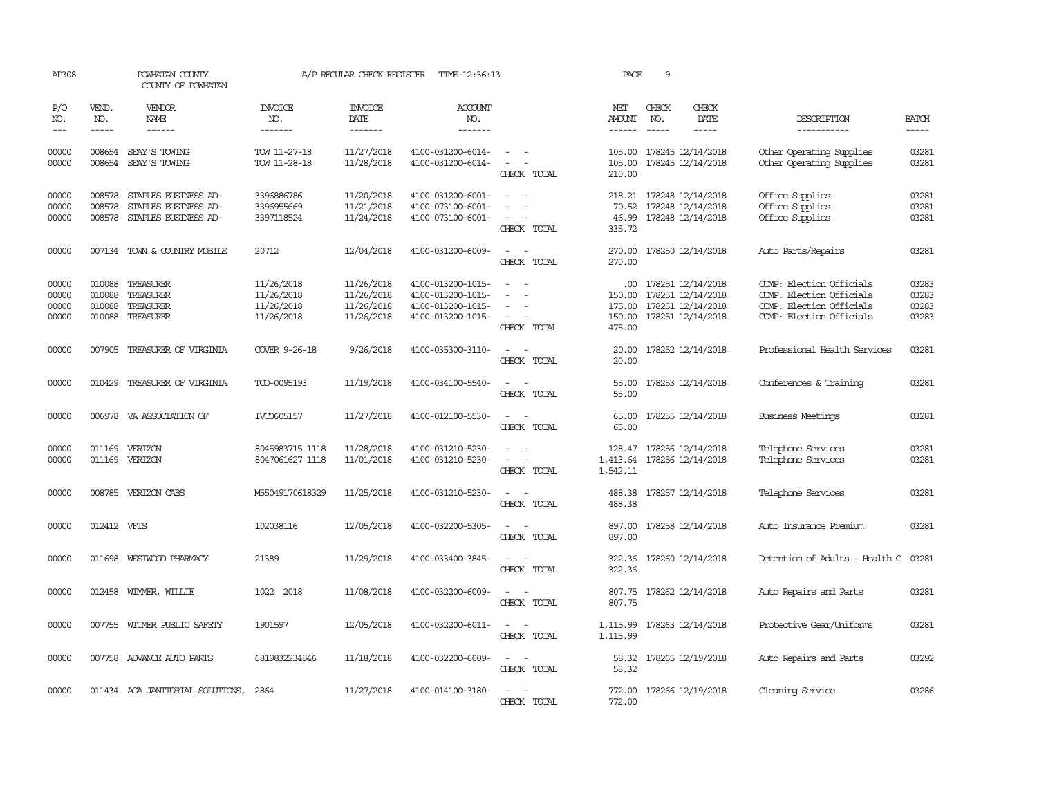AP308 POWHATAN COUNTY A/P REGULAR CHECK REGISTER TIME-12:36:13 PAGE 9

COUNTY OF POWHATAN

| P/O NO. | VEND. NO. | VENDOR NAME | INVOICE NO. | INVOICE DATE | ACCOUNT NO. | | NET AMOUNT | CHECK NO. | CHECK DATE | DESCRIPTION | BATCH |
|---|---|---|---|---|---|---|---|---|---|---|---|
| 00000 | 008654 | SEAY'S TOWING | TOW 11-27-18 | 11/27/2018 | 4100-031200-6014- | - - | 105.00 | 178245 | 12/14/2018 | Other Operating Supplies | 03281 |
| 00000 | 008654 | SEAY'S TOWING | TOW 11-28-18 | 11/28/2018 | 4100-031200-6014- | - - | 105.00 | 178245 | 12/14/2018 | Other Operating Supplies | 03281 |
| | | | | | | CHECK TOTAL | 210.00 | | | | |
| 00000 | 008578 | STAPLES BUSINESS AD- | 3396886786 | 11/20/2018 | 4100-031200-6001- | - - | 218.21 | 178248 | 12/14/2018 | Office Supplies | 03281 |
| 00000 | 008578 | STAPLES BUSINESS AD- | 3396955669 | 11/21/2018 | 4100-073100-6001- | - - | 70.52 | 178248 | 12/14/2018 | Office Supplies | 03281 |
| 00000 | 008578 | STAPLES BUSINESS AD- | 3397118524 | 11/24/2018 | 4100-073100-6001- | - - | 46.99 | 178248 | 12/14/2018 | Office Supplies | 03281 |
| | | | | | | CHECK TOTAL | 335.72 | | | | |
| 00000 | 007134 | TOWN & COUNTRY MOBILE | 20712 | 12/04/2018 | 4100-031200-6009- | - - | 270.00 | 178250 | 12/14/2018 | Auto Parts/Repairs | 03281 |
| | | | | | | CHECK TOTAL | 270.00 | | | | |
| 00000 | 010088 | TREASURER | 11/26/2018 | 11/26/2018 | 4100-013200-1015- | - - | .00 | 178251 | 12/14/2018 | COMP: Election Officials | 03283 |
| 00000 | 010088 | TREASURER | 11/26/2018 | 11/26/2018 | 4100-013200-1015- | - - | 150.00 | 178251 | 12/14/2018 | COMP: Election Officials | 03283 |
| 00000 | 010088 | TREASURER | 11/26/2018 | 11/26/2018 | 4100-013200-1015- | - - | 175.00 | 178251 | 12/14/2018 | COMP: Election Officials | 03283 |
| 00000 | 010088 | TREASURER | 11/26/2018 | 11/26/2018 | 4100-013200-1015- | - - | 150.00 | 178251 | 12/14/2018 | COMP: Election Officials | 03283 |
| | | | | | | CHECK TOTAL | 475.00 | | | | |
| 00000 | 007905 | TREASURER OF VIRGINIA | COVER 9-26-18 | 9/26/2018 | 4100-035300-3110- | - - | 20.00 | 178252 | 12/14/2018 | Professional Health Services | 03281 |
| | | | | | | CHECK TOTAL | 20.00 | | | | |
| 00000 | 010429 | TREASURER OF VIRGINIA | TCO-0095193 | 11/19/2018 | 4100-034100-5540- | - - | 55.00 | 178253 | 12/14/2018 | Conferences & Training | 03281 |
| | | | | | | CHECK TOTAL | 55.00 | | | | |
| 00000 | 006978 | VA ASSOCIATION OF | IVC0605157 | 11/27/2018 | 4100-012100-5530- | - - | 65.00 | 178255 | 12/14/2018 | Business Meetings | 03281 |
| | | | | | | CHECK TOTAL | 65.00 | | | | |
| 00000 | 011169 | VERIZON | 8045983715 1118 | 11/28/2018 | 4100-031210-5230- | - - | 128.47 | 178256 | 12/14/2018 | Telephone Services | 03281 |
| 00000 | 011169 | VERIZON | 8047061627 1118 | 11/01/2018 | 4100-031210-5230- | - - | 1,413.64 | 178256 | 12/14/2018 | Telephone Services | 03281 |
| | | | | | | CHECK TOTAL | 1,542.11 | | | | |
| 00000 | 008785 | VERIZON CABS | M55049170618329 | 11/25/2018 | 4100-031210-5230- | - - | 488.38 | 178257 | 12/14/2018 | Telephone Services | 03281 |
| | | | | | | CHECK TOTAL | 488.38 | | | | |
| 00000 | 012412 | VFIS | 102038116 | 12/05/2018 | 4100-032200-5305- | - - | 897.00 | 178258 | 12/14/2018 | Auto Insurance Premium | 03281 |
| | | | | | | CHECK TOTAL | 897.00 | | | | |
| 00000 | 011698 | WESTWOOD PHARMACY | 21389 | 11/29/2018 | 4100-033400-3845- | - - | 322.36 | 178260 | 12/14/2018 | Detention of Adults - Health C | 03281 |
| | | | | | | CHECK TOTAL | 322.36 | | | | |
| 00000 | 012458 | WIMMER, WILLIE | 1022 2018 | 11/08/2018 | 4100-032200-6009- | - - | 807.75 | 178262 | 12/14/2018 | Auto Repairs and Parts | 03281 |
| | | | | | | CHECK TOTAL | 807.75 | | | | |
| 00000 | 007755 | WITMER PUBLIC SAFETY | 1901597 | 12/05/2018 | 4100-032200-6011- | - - | 1,115.99 | 178263 | 12/14/2018 | Protective Gear/Uniforms | 03281 |
| | | | | | | CHECK TOTAL | 1,115.99 | | | | |
| 00000 | 007758 | ADVANCE AUTO PARTS | 6819832234846 | 11/18/2018 | 4100-032200-6009- | - - | 58.32 | 178265 | 12/19/2018 | Auto Repairs and Parts | 03292 |
| | | | | | | CHECK TOTAL | 58.32 | | | | |
| 00000 | 011434 | AGA JANITORIAL SOLUTIONS, | 2864 | 11/27/2018 | 4100-014100-3180- | - - | 772.00 | 178266 | 12/19/2018 | Cleaning Service | 03286 |
| | | | | | | CHECK TOTAL | 772.00 | | | | |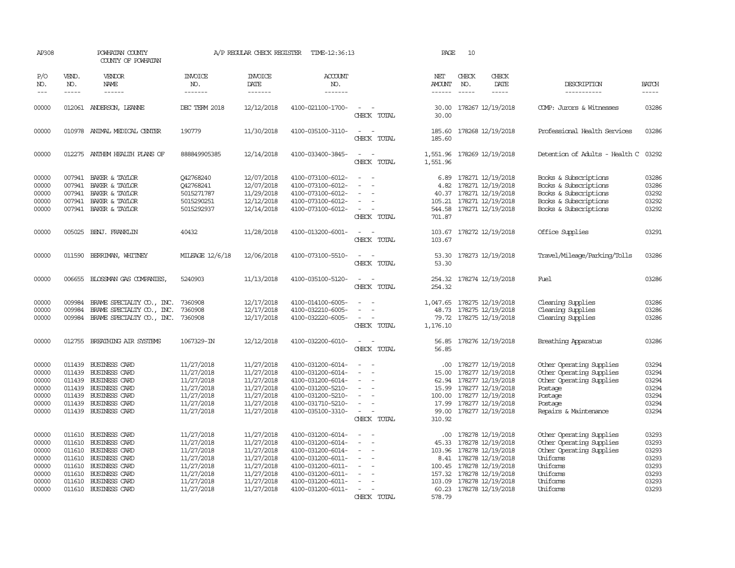AP308 POWHATAN COUNTY COUNTY OF POWHATAN A/P REGULAR CHECK REGISTER TIME-12:36:13

| P/O NO. | VEND. NO. | VENDOR NAME | INVOICE NO. | INVOICE DATE | ACCOUNT NO. | | NET AMOUNT | CHECK NO. | CHECK DATE | DESCRIPTION | BATCH |
|---|---|---|---|---|---|---|---|---|---|---|---|
| 00000 | 012061 | ANDERSON, LEANNE | DEC TERM 2018 | 12/12/2018 | 4100-021100-1700- | - - | 30.00 | 178267 | 12/19/2018 | COMP: Jurors & Witnesses | 03286 |
| | | | | | | CHECK TOTAL | 30.00 | | | | |
| 00000 | 010978 | ANIMAL MEDICAL CENTER | 190779 | 11/30/2018 | 4100-035100-3110- | - - | 185.60 | 178268 | 12/19/2018 | Professional Health Services | 03286 |
| | | | | | | CHECK TOTAL | 185.60 | | | | |
| 00000 | 012275 | ANTHEM HEALTH PLANS OF | 888849905385 | 12/14/2018 | 4100-033400-3845- | - - | 1,551.96 | 178269 | 12/19/2018 | Detention of Adults - Health C | 03292 |
| | | | | | | CHECK TOTAL | 1,551.96 | | | | |
| 00000 | 007941 | BAKER & TAYLOR | Q42768240 | 12/07/2018 | 4100-073100-6012- | - - | 6.89 | 178271 | 12/19/2018 | Books & Subscriptions | 03286 |
| 00000 | 007941 | BAKER & TAYLOR | Q42768241 | 12/07/2018 | 4100-073100-6012- | - - | 4.82 | 178271 | 12/19/2018 | Books & Subscriptions | 03286 |
| 00000 | 007941 | BAKER & TAYLOR | 5015271787 | 11/29/2018 | 4100-073100-6012- | - - | 40.37 | 178271 | 12/19/2018 | Books & Subscriptions | 03292 |
| 00000 | 007941 | BAKER & TAYLOR | 5015290251 | 12/12/2018 | 4100-073100-6012- | - - | 105.21 | 178271 | 12/19/2018 | Books & Subscriptions | 03292 |
| 00000 | 007941 | BAKER & TAYLOR | 5015292937 | 12/14/2018 | 4100-073100-6012- | - - | 544.58 | 178271 | 12/19/2018 | Books & Subscriptions | 03292 |
| | | | | | | CHECK TOTAL | 701.87 | | | | |
| 00000 | 005025 | BENJ. FRANKLIN | 40432 | 11/28/2018 | 4100-013200-6001- | - - | 103.67 | 178272 | 12/19/2018 | Office Supplies | 03291 |
| | | | | | | CHECK TOTAL | 103.67 | | | | |
| 00000 | 011590 | BERRIMAN, WHITNEY | MILEAGE 12/6/18 | 12/06/2018 | 4100-073100-5510- | - - | 53.30 | 178273 | 12/19/2018 | Travel/Mileage/Parking/Tolls | 03286 |
| | | | | | | CHECK TOTAL | 53.30 | | | | |
| 00000 | 006655 | BLOSSMAN GAS COMPANIES, | 5240903 | 11/13/2018 | 4100-035100-5120- | - - | 254.32 | 178274 | 12/19/2018 | Fuel | 03286 |
| | | | | | | CHECK TOTAL | 254.32 | | | | |
| 00000 | 009984 | BRAME SPECIALTY CO., INC. | 7360908 | 12/17/2018 | 4100-014100-6005- | - - | 1,047.65 | 178275 | 12/19/2018 | Cleaning Supplies | 03286 |
| 00000 | 009984 | BRAME SPECIALTY CO., INC. | 7360908 | 12/17/2018 | 4100-032210-6005- | - - | 48.73 | 178275 | 12/19/2018 | Cleaning Supplies | 03286 |
| 00000 | 009984 | BRAME SPECIALTY CO., INC. | 7360908 | 12/17/2018 | 4100-032220-6005- | - - | 79.72 | 178275 | 12/19/2018 | Cleaning Supplies | 03286 |
| | | | | | | CHECK TOTAL | 1,176.10 | | | | |
| 00000 | 012755 | BREATHING AIR SYSTEMS | 1067329-IN | 12/12/2018 | 4100-032200-6010- | - - | 56.85 | 178276 | 12/19/2018 | Breathing Apparatus | 03286 |
| | | | | | | CHECK TOTAL | 56.85 | | | | |
| 00000 | 011439 | BUSINESS CARD | 11/27/2018 | 11/27/2018 | 4100-031200-6014- | - - | .00 | 178277 | 12/19/2018 | Other Operating Supplies | 03294 |
| 00000 | 011439 | BUSINESS CARD | 11/27/2018 | 11/27/2018 | 4100-031200-6014- | - - | 15.00 | 178277 | 12/19/2018 | Other Operating Supplies | 03294 |
| 00000 | 011439 | BUSINESS CARD | 11/27/2018 | 11/27/2018 | 4100-031200-6014- | - - | 62.94 | 178277 | 12/19/2018 | Other Operating Supplies | 03294 |
| 00000 | 011439 | BUSINESS CARD | 11/27/2018 | 11/27/2018 | 4100-031200-5210- | - - | 15.99 | 178277 | 12/19/2018 | Postage | 03294 |
| 00000 | 011439 | BUSINESS CARD | 11/27/2018 | 11/27/2018 | 4100-031200-5210- | - - | 100.00 | 178277 | 12/19/2018 | Postage | 03294 |
| 00000 | 011439 | BUSINESS CARD | 11/27/2018 | 11/27/2018 | 4100-031710-5210- | - - | 17.99 | 178277 | 12/19/2018 | Postage | 03294 |
| 00000 | 011439 | BUSINESS CARD | 11/27/2018 | 11/27/2018 | 4100-035100-3310- | - - | 99.00 | 178277 | 12/19/2018 | Repairs & Maintenance | 03294 |
| | | | | | | CHECK TOTAL | 310.92 | | | | |
| 00000 | 011610 | BUSINESS CARD | 11/27/2018 | 11/27/2018 | 4100-031200-6014- | - - | .00 | 178278 | 12/19/2018 | Other Operating Supplies | 03293 |
| 00000 | 011610 | BUSINESS CARD | 11/27/2018 | 11/27/2018 | 4100-031200-6014- | - - | 45.33 | 178278 | 12/19/2018 | Other Operating Supplies | 03293 |
| 00000 | 011610 | BUSINESS CARD | 11/27/2018 | 11/27/2018 | 4100-031200-6014- | - - | 103.96 | 178278 | 12/19/2018 | Other Operating Supplies | 03293 |
| 00000 | 011610 | BUSINESS CARD | 11/27/2018 | 11/27/2018 | 4100-031200-6011- | - - | 8.41 | 178278 | 12/19/2018 | Uniforms | 03293 |
| 00000 | 011610 | BUSINESS CARD | 11/27/2018 | 11/27/2018 | 4100-031200-6011- | - - | 100.45 | 178278 | 12/19/2018 | Uniforms | 03293 |
| 00000 | 011610 | BUSINESS CARD | 11/27/2018 | 11/27/2018 | 4100-031200-6011- | - - | 157.32 | 178278 | 12/19/2018 | Uniforms | 03293 |
| 00000 | 011610 | BUSINESS CARD | 11/27/2018 | 11/27/2018 | 4100-031200-6011- | - - | 103.09 | 178278 | 12/19/2018 | Uniforms | 03293 |
| 00000 | 011610 | BUSINESS CARD | 11/27/2018 | 11/27/2018 | 4100-031200-6011- | - - | 60.23 | 178278 | 12/19/2018 | Uniforms | 03293 |
| | | | | | | CHECK TOTAL | 578.79 | | | | |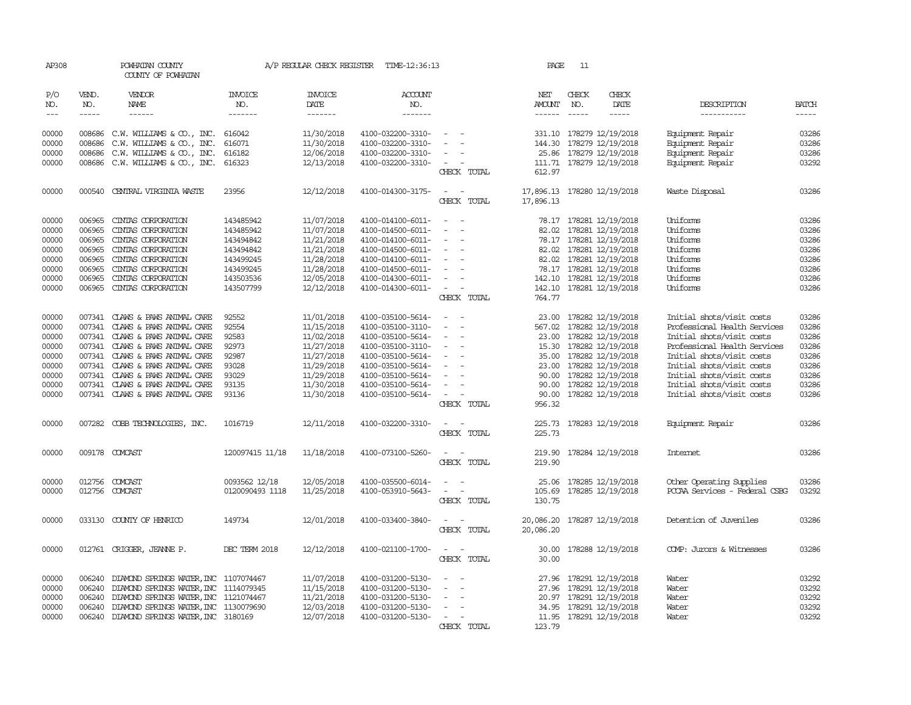AP308 POWHATAN COUNTY A/P REGULAR CHECK REGISTER TIME-12:36:13 PAGE 11
COUNTY OF POWHATAN

| P/O NO. | VEND. NO. | VENDOR NAME | INVOICE NO. | INVOICE DATE | ACCOUNT NO. | | NET AMOUNT | CHECK NO. | CHECK DATE | DESCRIPTION | BATCH |
|---|---|---|---|---|---|---|---|---|---|---|---|
| 00000 | 008686 | C.W. WILLIAMS & CO., INC. | 616042 | 11/30/2018 | 4100-032200-3310- | - - | 331.10 | 178279 | 12/19/2018 | Equipment Repair | 03286 |
| 00000 | 008686 | C.W. WILLIAMS & CO., INC. | 616071 | 11/30/2018 | 4100-032200-3310- | - - | 144.30 | 178279 | 12/19/2018 | Equipment Repair | 03286 |
| 00000 | 008686 | C.W. WILLIAMS & CO., INC. | 616182 | 12/06/2018 | 4100-032200-3310- | - - | 25.86 | 178279 | 12/19/2018 | Equipment Repair | 03286 |
| 00000 | 008686 | C.W. WILLIAMS & CO., INC. | 616323 | 12/13/2018 | 4100-032200-3310- | - - | 111.71 | 178279 | 12/19/2018 | Equipment Repair | 03292 |
| | | | | | | CHECK TOTAL | 612.97 | | | | |
| 00000 | 000540 | CENTRAL VIRGINIA WASTE | 23956 | 12/12/2018 | 4100-014300-3175- | - - | 17,896.13 | 178280 | 12/19/2018 | Waste Disposal | 03286 |
| | | | | | | CHECK TOTAL | 17,896.13 | | | | |
| 00000 | 006965 | CINTAS CORPORATION | 143485942 | 11/07/2018 | 4100-014100-6011- | - - | 78.17 | 178281 | 12/19/2018 | Uniforms | 03286 |
| 00000 | 006965 | CINTAS CORPORATION | 143485942 | 11/07/2018 | 4100-014500-6011- | - - | 82.02 | 178281 | 12/19/2018 | Uniforms | 03286 |
| 00000 | 006965 | CINTAS CORPORATION | 143494842 | 11/21/2018 | 4100-014100-6011- | - - | 78.17 | 178281 | 12/19/2018 | Uniforms | 03286 |
| 00000 | 006965 | CINTAS CORPORATION | 143494842 | 11/21/2018 | 4100-014500-6011- | - - | 82.02 | 178281 | 12/19/2018 | Uniforms | 03286 |
| 00000 | 006965 | CINTAS CORPORATION | 143499245 | 11/28/2018 | 4100-014100-6011- | - - | 82.02 | 178281 | 12/19/2018 | Uniforms | 03286 |
| 00000 | 006965 | CINTAS CORPORATION | 143499245 | 11/28/2018 | 4100-014500-6011- | - - | 78.17 | 178281 | 12/19/2018 | Uniforms | 03286 |
| 00000 | 006965 | CINTAS CORPORATION | 143503536 | 12/05/2018 | 4100-014300-6011- | - - | 142.10 | 178281 | 12/19/2018 | Uniforms | 03286 |
| 00000 | 006965 | CINTAS CORPORATION | 143507799 | 12/12/2018 | 4100-014300-6011- | - - | 142.10 | 178281 | 12/19/2018 | Uniforms | 03286 |
| | | | | | | CHECK TOTAL | 764.77 | | | | |
| 00000 | 007341 | CLAWS & PAWS ANIMAL CARE | 92552 | 11/01/2018 | 4100-035100-5614- | - - | 23.00 | 178282 | 12/19/2018 | Initial shots/visit costs | 03286 |
| 00000 | 007341 | CLAWS & PAWS ANIMAL CARE | 92554 | 11/15/2018 | 4100-035100-3110- | - - | 567.02 | 178282 | 12/19/2018 | Professional Health Services | 03286 |
| 00000 | 007341 | CLAWS & PAWS ANIMAL CARE | 92583 | 11/02/2018 | 4100-035100-5614- | - - | 23.00 | 178282 | 12/19/2018 | Initial shots/visit costs | 03286 |
| 00000 | 007341 | CLAWS & PAWS ANIMAL CARE | 92973 | 11/27/2018 | 4100-035100-3110- | - - | 15.30 | 178282 | 12/19/2018 | Professional Health Services | 03286 |
| 00000 | 007341 | CLAWS & PAWS ANIMAL CARE | 92987 | 11/27/2018 | 4100-035100-5614- | - - | 35.00 | 178282 | 12/19/2018 | Initial shots/visit costs | 03286 |
| 00000 | 007341 | CLAWS & PAWS ANIMAL CARE | 93028 | 11/29/2018 | 4100-035100-5614- | - - | 23.00 | 178282 | 12/19/2018 | Initial shots/visit costs | 03286 |
| 00000 | 007341 | CLAWS & PAWS ANIMAL CARE | 93029 | 11/29/2018 | 4100-035100-5614- | - - | 90.00 | 178282 | 12/19/2018 | Initial shots/visit costs | 03286 |
| 00000 | 007341 | CLAWS & PAWS ANIMAL CARE | 93135 | 11/30/2018 | 4100-035100-5614- | - - | 90.00 | 178282 | 12/19/2018 | Initial shots/visit costs | 03286 |
| 00000 | 007341 | CLAWS & PAWS ANIMAL CARE | 93136 | 11/30/2018 | 4100-035100-5614- | - - | 90.00 | 178282 | 12/19/2018 | Initial shots/visit costs | 03286 |
| | | | | | | CHECK TOTAL | 956.32 | | | | |
| 00000 | 007282 | COBB TECHNOLOGIES, INC. | 1016719 | 12/11/2018 | 4100-032200-3310- | - - | 225.73 | 178283 | 12/19/2018 | Equipment Repair | 03286 |
| | | | | | | CHECK TOTAL | 225.73 | | | | |
| 00000 | 009178 | COMCAST | 120097415 11/18 | 11/18/2018 | 4100-073100-5260- | - - | 219.90 | 178284 | 12/19/2018 | Internet | 03286 |
| | | | | | | CHECK TOTAL | 219.90 | | | | |
| 00000 | 012756 | COMCAST | 0093562 12/18 | 12/05/2018 | 4100-035500-6014- | - - | 25.06 | 178285 | 12/19/2018 | Other Operating Supplies | 03286 |
| 00000 | 012756 | COMCAST | 0120090493 1118 | 11/25/2018 | 4100-053910-5643- | - - | 105.69 | 178285 | 12/19/2018 | PCCAA Services - Federal CSBG | 03292 |
| | | | | | | CHECK TOTAL | 130.75 | | | | |
| 00000 | 033130 | COUNTY OF HENRICO | 149734 | 12/01/2018 | 4100-033400-3840- | - - | 20,086.20 | 178287 | 12/19/2018 | Detention of Juveniles | 03286 |
| | | | | | | CHECK TOTAL | 20,086.20 | | | | |
| 00000 | 012761 | CRIGGER, JEANNE P. | DEC TERM 2018 | 12/12/2018 | 4100-021100-1700- | - - | 30.00 | 178288 | 12/19/2018 | COMP: Jurors & Witnesses | 03286 |
| | | | | | | CHECK TOTAL | 30.00 | | | | |
| 00000 | 006240 | DIAMOND SPRINGS WATER,INC | 1107074467 | 11/07/2018 | 4100-031200-5130- | - - | 27.96 | 178291 | 12/19/2018 | Water | 03292 |
| 00000 | 006240 | DIAMOND SPRINGS WATER,INC | 1114079345 | 11/15/2018 | 4100-031200-5130- | - - | 27.96 | 178291 | 12/19/2018 | Water | 03292 |
| 00000 | 006240 | DIAMOND SPRINGS WATER,INC | 1121074467 | 11/21/2018 | 4100-031200-5130- | - - | 20.97 | 178291 | 12/19/2018 | Water | 03292 |
| 00000 | 006240 | DIAMOND SPRINGS WATER,INC | 1130079690 | 12/03/2018 | 4100-031200-5130- | - - | 34.95 | 178291 | 12/19/2018 | Water | 03292 |
| 00000 | 006240 | DIAMOND SPRINGS WATER,INC | 3180169 | 12/07/2018 | 4100-031200-5130- | - - | 11.95 | 178291 | 12/19/2018 | Water | 03292 |
| | | | | | | CHECK TOTAL | 123.79 | | | | |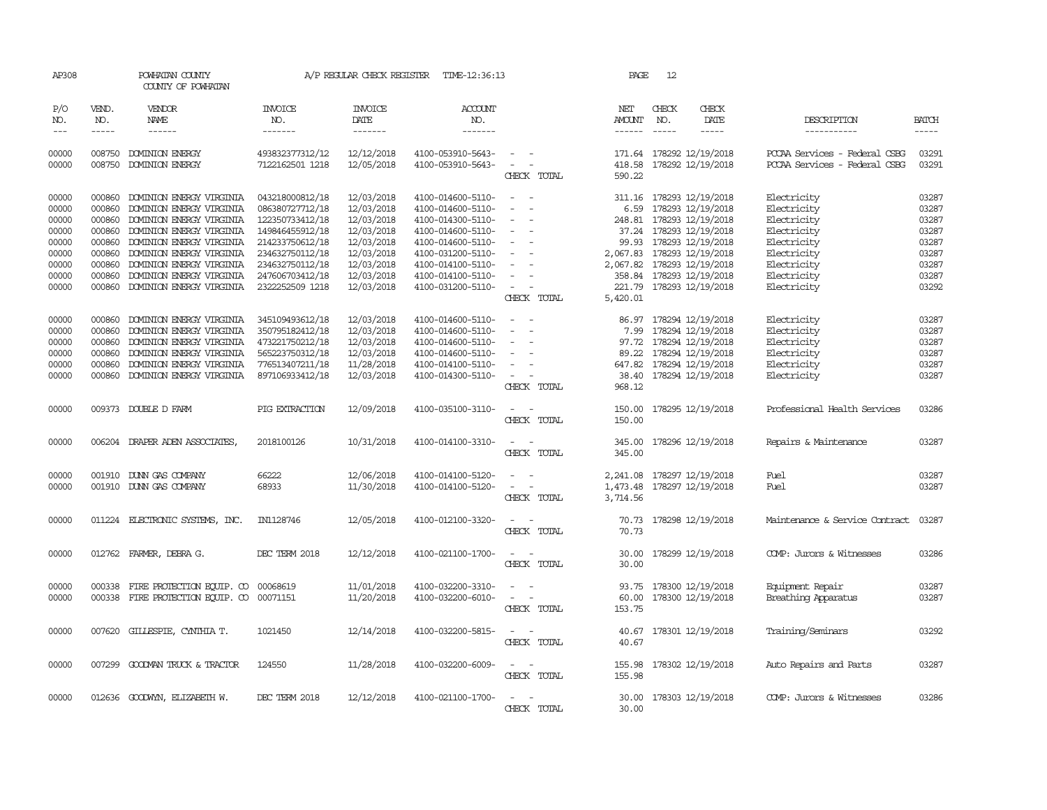AP308 POWHATAN COUNTY A/P REGULAR CHECK REGISTER TIME-12:36:13 PAGE 12

COUNTY OF POWHATAN

| P/O NO. | VEND. NO. | VENDOR NAME | INVOICE NO. | INVOICE DATE | ACCOUNT NO. | | NET AMOUNT | CHECK NO. | CHECK DATE | DESCRIPTION | BATCH |
|---|---|---|---|---|---|---|---|---|---|---|---|
| --- | ----- | ------ | ------- | ------- | ------- | | ------ | ----- | ----- | ----------- | ----- |
| 00000 | 008750 | DOMINION ENERGY | 493832377312/12 | 12/12/2018 | 4100-053910-5643- | - - | 171.64 | 178292 | 12/19/2018 | PCCAA Services - Federal CSBG | 03291 |
| 00000 | 008750 | DOMINION ENERGY | 7122162501 1218 | 12/05/2018 | 4100-053910-5643- | - - | 418.58 | 178292 | 12/19/2018 | PCCAA Services - Federal CSBG | 03291 |
| | | | | | | CHECK TOTAL | 590.22 | | | | |
| 00000 | 000860 | DOMINION ENERGY VIRGINIA | 043218000812/18 | 12/03/2018 | 4100-014600-5110- | - - | 311.16 | 178293 | 12/19/2018 | Electricity | 03287 |
| 00000 | 000860 | DOMINION ENERGY VIRGINIA | 086380727712/18 | 12/03/2018 | 4100-014600-5110- | - - | 6.59 | 178293 | 12/19/2018 | Electricity | 03287 |
| 00000 | 000860 | DOMINION ENERGY VIRGINIA | 122350733412/18 | 12/03/2018 | 4100-014300-5110- | - - | 248.81 | 178293 | 12/19/2018 | Electricity | 03287 |
| 00000 | 000860 | DOMINION ENERGY VIRGINIA | 149846455912/18 | 12/03/2018 | 4100-014600-5110- | - - | 37.24 | 178293 | 12/19/2018 | Electricity | 03287 |
| 00000 | 000860 | DOMINION ENERGY VIRGINIA | 214233750612/18 | 12/03/2018 | 4100-014600-5110- | - - | 99.93 | 178293 | 12/19/2018 | Electricity | 03287 |
| 00000 | 000860 | DOMINION ENERGY VIRGINIA | 234632750112/18 | 12/03/2018 | 4100-031200-5110- | - - | 2,067.83 | 178293 | 12/19/2018 | Electricity | 03287 |
| 00000 | 000860 | DOMINION ENERGY VIRGINIA | 234632750112/18 | 12/03/2018 | 4100-014100-5110- | - - | 2,067.82 | 178293 | 12/19/2018 | Electricity | 03287 |
| 00000 | 000860 | DOMINION ENERGY VIRGINIA | 247606703412/18 | 12/03/2018 | 4100-014100-5110- | - - | 358.84 | 178293 | 12/19/2018 | Electricity | 03287 |
| 00000 | 000860 | DOMINION ENERGY VIRGINIA | 2322252509 1218 | 12/03/2018 | 4100-031200-5110- | - - | 221.79 | 178293 | 12/19/2018 | Electricity | 03292 |
| | | | | | | CHECK TOTAL | 5,420.01 | | | | |
| 00000 | 000860 | DOMINION ENERGY VIRGINIA | 345109493612/18 | 12/03/2018 | 4100-014600-5110- | - - | 86.97 | 178294 | 12/19/2018 | Electricity | 03287 |
| 00000 | 000860 | DOMINION ENERGY VIRGINIA | 350795182412/18 | 12/03/2018 | 4100-014600-5110- | - - | 7.99 | 178294 | 12/19/2018 | Electricity | 03287 |
| 00000 | 000860 | DOMINION ENERGY VIRGINIA | 473221750212/18 | 12/03/2018 | 4100-014600-5110- | - - | 97.72 | 178294 | 12/19/2018 | Electricity | 03287 |
| 00000 | 000860 | DOMINION ENERGY VIRGINIA | 565223750312/18 | 12/03/2018 | 4100-014600-5110- | - - | 89.22 | 178294 | 12/19/2018 | Electricity | 03287 |
| 00000 | 000860 | DOMINION ENERGY VIRGINIA | 776513407211/18 | 11/28/2018 | 4100-014100-5110- | - - | 647.82 | 178294 | 12/19/2018 | Electricity | 03287 |
| 00000 | 000860 | DOMINION ENERGY VIRGINIA | 897106933412/18 | 12/03/2018 | 4100-014300-5110- | - - | 38.40 | 178294 | 12/19/2018 | Electricity | 03287 |
| | | | | | | CHECK TOTAL | 968.12 | | | | |
| 00000 | 009373 | DOUBLE D FARM | PIG EXTRACTION | 12/09/2018 | 4100-035100-3110- | - - | 150.00 | 178295 | 12/19/2018 | Professional Health Services | 03286 |
| | | | | | | CHECK TOTAL | 150.00 | | | | |
| 00000 | 006204 | DRAPER ADEN ASSOCIATES, | 2018100126 | 10/31/2018 | 4100-014100-3310- | - - | 345.00 | 178296 | 12/19/2018 | Repairs & Maintenance | 03287 |
| | | | | | | CHECK TOTAL | 345.00 | | | | |
| 00000 | 001910 | DUNN GAS COMPANY | 66222 | 12/06/2018 | 4100-014100-5120- | - - | 2,241.08 | 178297 | 12/19/2018 | Fuel | 03287 |
| 00000 | 001910 | DUNN GAS COMPANY | 68933 | 11/30/2018 | 4100-014100-5120- | - - | 1,473.48 | 178297 | 12/19/2018 | Fuel | 03287 |
| | | | | | | CHECK TOTAL | 3,714.56 | | | | |
| 00000 | 011224 | ELECTRONIC SYSTEMS, INC. | IN1128746 | 12/05/2018 | 4100-012100-3320- | - - | 70.73 | 178298 | 12/19/2018 | Maintenance & Service Contract | 03287 |
| | | | | | | CHECK TOTAL | 70.73 | | | | |
| 00000 | 012762 | FARMER, DEBRA G. | DEC TERM 2018 | 12/12/2018 | 4100-021100-1700- | - - | 30.00 | 178299 | 12/19/2018 | COMP: Jurors & Witnesses | 03286 |
| | | | | | | CHECK TOTAL | 30.00 | | | | |
| 00000 | 000338 | FIRE PROTECTION EQUIP. CO | 00068619 | 11/01/2018 | 4100-032200-3310- | - - | 93.75 | 178300 | 12/19/2018 | Equipment Repair | 03287 |
| 00000 | 000338 | FIRE PROTECTION EQUIP. CO | 00071151 | 11/20/2018 | 4100-032200-6010- | - - | 60.00 | 178300 | 12/19/2018 | Breathing Apparatus | 03287 |
| | | | | | | CHECK TOTAL | 153.75 | | | | |
| 00000 | 007620 | GILLESPIE, CYNTHIA T. | 1021450 | 12/14/2018 | 4100-032200-5815- | - - | 40.67 | 178301 | 12/19/2018 | Training/Seminars | 03292 |
| | | | | | | CHECK TOTAL | 40.67 | | | | |
| 00000 | 007299 | GOODMAN TRUCK & TRACTOR | 124550 | 11/28/2018 | 4100-032200-6009- | - - | 155.98 | 178302 | 12/19/2018 | Auto Repairs and Parts | 03287 |
| | | | | | | CHECK TOTAL | 155.98 | | | | |
| 00000 | 012636 | GOODWYN, ELIZABETH W. | DEC TERM 2018 | 12/12/2018 | 4100-021100-1700- | - - | 30.00 | 178303 | 12/19/2018 | COMP: Jurors & Witnesses | 03286 |
| | | | | | | CHECK TOTAL | 30.00 | | | | |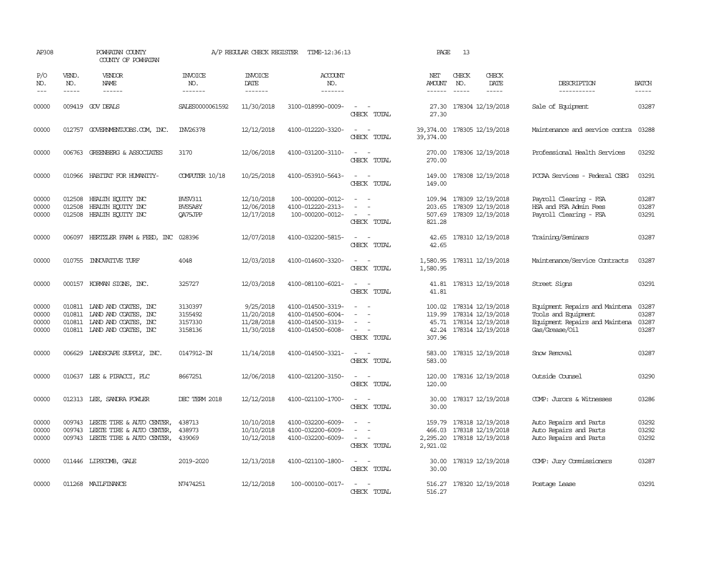AP308 POWHATAN COUNTY COUNTY OF POWHATAN A/P REGULAR CHECK REGISTER TIME-12:36:13 PAGE 13

| P/O NO. | VEND. NO. | VENDOR NAME | INVOICE NO. | INVOICE DATE | ACCOUNT NO. | | NET AMOUNT | CHECK NO. | CHECK DATE | DESCRIPTION | BATCH |
|---|---|---|---|---|---|---|---|---|---|---|---|
| 00000 | 009419 | GOV DEALS | SALES0000061592 | 11/30/2018 | 3100-018990-0009- | - - | 27.30 | 178304 | 12/19/2018 | Sale of Equipment | 03287 |
| | | | | | | CHECK TOTAL | 27.30 | | | | |
| 00000 | 012757 | GOVERNMENTJOBS.COM, INC. | INV26378 | 12/12/2018 | 4100-012220-3320- | - - | 39,374.00 | 178305 | 12/19/2018 | Maintenance and service contra | 03288 |
| | | | | | | CHECK TOTAL | 39,374.00 | | | | |
| 00000 | 006763 | GREENBERG & ASSOCIATES | 3170 | 12/06/2018 | 4100-031200-3110- | - - | 270.00 | 178306 | 12/19/2018 | Professional Health Services | 03292 |
| | | | | | | CHECK TOTAL | 270.00 | | | | |
| 00000 | 010966 | HABITAT FOR HUMANITY- | COMPUTER 10/18 | 10/25/2018 | 4100-053910-5643- | - - | 149.00 | 178308 | 12/19/2018 | PCCAA Services - Federal CSBG | 03291 |
| | | | | | | CHECK TOTAL | 149.00 | | | | |
| 00000 | 012508 | HEALTH EQUITY INC | BVSV311 | 12/10/2018 | 100-000200-0012- | - - | 109.94 | 178309 | 12/19/2018 | Payroll Clearing - FSA | 03287 |
| 00000 | 012508 | HEALTH EQUITY INC | BVS5A8Y | 12/06/2018 | 4100-012220-2313- | - - | 203.65 | 178309 | 12/19/2018 | HSA and FSA Admin Fees | 03287 |
| 00000 | 012508 | HEALTH EQUITY INC | QA75JPP | 12/17/2018 | 100-000200-0012- | - - | 507.69 | 178309 | 12/19/2018 | Payroll Clearing - FSA | 03291 |
| | | | | | | CHECK TOTAL | 821.28 | | | | |
| 00000 | 006097 | HERTZLER FARM & FEED, INC | 028396 | 12/07/2018 | 4100-032200-5815- | - - | 42.65 | 178310 | 12/19/2018 | Training/Seminars | 03287 |
| | | | | | | CHECK TOTAL | 42.65 | | | | |
| 00000 | 010755 | INNOVATIVE TURF | 4048 | 12/03/2018 | 4100-014600-3320- | - - | 1,580.95 | 178311 | 12/19/2018 | Maintenance/Service Contracts | 03287 |
| | | | | | | CHECK TOTAL | 1,580.95 | | | | |
| 00000 | 000157 | KORMAN SIGNS, INC. | 325727 | 12/03/2018 | 4100-081100-6021- | - - | 41.81 | 178313 | 12/19/2018 | Street Signs | 03291 |
| | | | | | | CHECK TOTAL | 41.81 | | | | |
| 00000 | 010811 | LAND AND COATES, INC | 3130397 | 9/25/2018 | 4100-014500-3319- | - - | 100.02 | 178314 | 12/19/2018 | Equipment Repairs and Maintena | 03287 |
| 00000 | 010811 | LAND AND COATES, INC | 3155492 | 11/20/2018 | 4100-014500-6004- | - - | 119.99 | 178314 | 12/19/2018 | Tools and Equipment | 03287 |
| 00000 | 010811 | LAND AND COATES, INC | 3157330 | 11/28/2018 | 4100-014500-3319- | - - | 45.71 | 178314 | 12/19/2018 | Equipment Repairs and Maintena | 03287 |
| 00000 | 010811 | LAND AND COATES, INC | 3158136 | 11/30/2018 | 4100-014500-6008- | - - | 42.24 | 178314 | 12/19/2018 | Gas/Grease/Oil | 03287 |
| | | | | | | CHECK TOTAL | 307.96 | | | | |
| 00000 | 006629 | LANDSCAPE SUPPLY, INC. | 0147912-IN | 11/14/2018 | 4100-014500-3321- | - - | 583.00 | 178315 | 12/19/2018 | Snow Removal | 03287 |
| | | | | | | CHECK TOTAL | 583.00 | | | | |
| 00000 | 010637 | LEE & PIRACCI, PLC | 8667251 | 12/06/2018 | 4100-021200-3150- | - - | 120.00 | 178316 | 12/19/2018 | Outside Counsel | 03290 |
| | | | | | | CHECK TOTAL | 120.00 | | | | |
| 00000 | 012313 | LEE, SANDRA FOWLER | DEC TERM 2018 | 12/12/2018 | 4100-021100-1700- | - - | 30.00 | 178317 | 12/19/2018 | COMP: Jurors & Witnesses | 03286 |
| | | | | | | CHECK TOTAL | 30.00 | | | | |
| 00000 | 009743 | LEETE TIRE & AUTO CENTER, | 438713 | 10/10/2018 | 4100-032200-6009- | - - | 159.79 | 178318 | 12/19/2018 | Auto Repairs and Parts | 03292 |
| 00000 | 009743 | LEETE TIRE & AUTO CENTER, | 438973 | 10/10/2018 | 4100-032200-6009- | - - | 466.03 | 178318 | 12/19/2018 | Auto Repairs and Parts | 03292 |
| 00000 | 009743 | LEETE TIRE & AUTO CENTER, | 439069 | 10/12/2018 | 4100-032200-6009- | - - | 2,295.20 | 178318 | 12/19/2018 | Auto Repairs and Parts | 03292 |
| | | | | | | CHECK TOTAL | 2,921.02 | | | | |
| 00000 | 011446 | LIPSCOMB, GALE | 2019-2020 | 12/13/2018 | 4100-021100-1800- | - - | 30.00 | 178319 | 12/19/2018 | COMP: Jury Commissioners | 03287 |
| | | | | | | CHECK TOTAL | 30.00 | | | | |
| 00000 | 011268 | MAILFINANCE | N7474251 | 12/12/2018 | 100-000100-0017- | - - | 516.27 | 178320 | 12/19/2018 | Postage Lease | 03291 |
| | | | | | | CHECK TOTAL | 516.27 | | | | |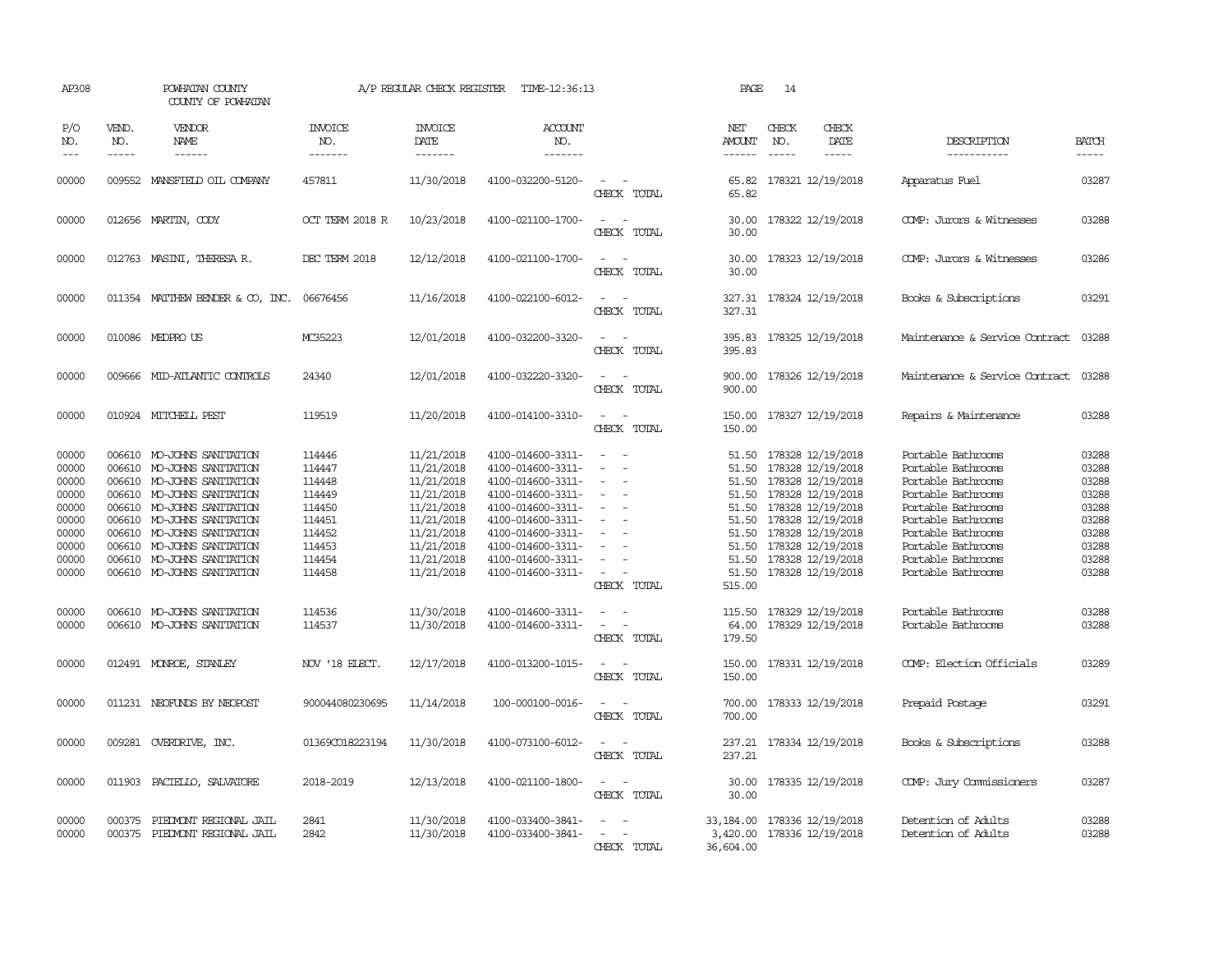AP308 POWHATAN COUNTY A/P REGULAR CHECK REGISTER TIME-12:36:13 PAGE 14
COUNTY OF POWHATAN

| P/O NO. | VEND. NO. | VENDOR NAME | INVOICE NO. | INVOICE DATE | ACCOUNT NO. | | NET AMOUNT | CHECK NO. | CHECK DATE | DESCRIPTION | BATCH |
|---|---|---|---|---|---|---|---|---|---|---|---|
| 00000 | 009552 | MANSFIELD OIL COMPANY | 457811 | 11/30/2018 | 4100-032200-5120- | - - | 65.82 | 178321 | 12/19/2018 | Apparatus Fuel | 03287 |
| | | | | | | CHECK TOTAL | 65.82 | | | | |
| 00000 | 012656 | MARTIN, CODY | OCT TERM 2018 R | 10/23/2018 | 4100-021100-1700- | - - | 30.00 | 178322 | 12/19/2018 | COMP: Jurors & Witnesses | 03288 |
| | | | | | | CHECK TOTAL | 30.00 | | | | |
| 00000 | 012763 | MASINI, THERESA R. | DEC TERM 2018 | 12/12/2018 | 4100-021100-1700- | - - | 30.00 | 178323 | 12/19/2018 | COMP: Jurors & Witnesses | 03286 |
| | | | | | | CHECK TOTAL | 30.00 | | | | |
| 00000 | 011354 | MATTHEW BENDER & CO, INC. | 06676456 | 11/16/2018 | 4100-022100-6012- | - - | 327.31 | 178324 | 12/19/2018 | Books & Subscriptions | 03291 |
| | | | | | | CHECK TOTAL | 327.31 | | | | |
| 00000 | 010086 | MEDPRO US | MC35223 | 12/01/2018 | 4100-032200-3320- | - - | 395.83 | 178325 | 12/19/2018 | Maintenance & Service Contract | 03288 |
| | | | | | | CHECK TOTAL | 395.83 | | | | |
| 00000 | 009666 | MID-ATLANTIC CONTROLS | 24340 | 12/01/2018 | 4100-032220-3320- | - - | 900.00 | 178326 | 12/19/2018 | Maintenance & Service Contract | 03288 |
| | | | | | | CHECK TOTAL | 900.00 | | | | |
| 00000 | 010924 | MITCHELL PEST | 119519 | 11/20/2018 | 4100-014100-3310- | - - | 150.00 | 178327 | 12/19/2018 | Repairs & Maintenance | 03288 |
| | | | | | | CHECK TOTAL | 150.00 | | | | |
| 00000 | 006610 | MO-JOHNS SANITATION | 114446 | 11/21/2018 | 4100-014600-3311- | - - | 51.50 | 178328 | 12/19/2018 | Portable Bathrooms | 03288 |
| 00000 | 006610 | MO-JOHNS SANITATION | 114447 | 11/21/2018 | 4100-014600-3311- | - - | 51.50 | 178328 | 12/19/2018 | Portable Bathrooms | 03288 |
| 00000 | 006610 | MO-JOHNS SANITATION | 114448 | 11/21/2018 | 4100-014600-3311- | - - | 51.50 | 178328 | 12/19/2018 | Portable Bathrooms | 03288 |
| 00000 | 006610 | MO-JOHNS SANITATION | 114449 | 11/21/2018 | 4100-014600-3311- | - - | 51.50 | 178328 | 12/19/2018 | Portable Bathrooms | 03288 |
| 00000 | 006610 | MO-JOHNS SANITATION | 114450 | 11/21/2018 | 4100-014600-3311- | - - | 51.50 | 178328 | 12/19/2018 | Portable Bathrooms | 03288 |
| 00000 | 006610 | MO-JOHNS SANITATION | 114451 | 11/21/2018 | 4100-014600-3311- | - - | 51.50 | 178328 | 12/19/2018 | Portable Bathrooms | 03288 |
| 00000 | 006610 | MO-JOHNS SANITATION | 114452 | 11/21/2018 | 4100-014600-3311- | - - | 51.50 | 178328 | 12/19/2018 | Portable Bathrooms | 03288 |
| 00000 | 006610 | MO-JOHNS SANITATION | 114453 | 11/21/2018 | 4100-014600-3311- | - - | 51.50 | 178328 | 12/19/2018 | Portable Bathrooms | 03288 |
| 00000 | 006610 | MO-JOHNS SANITATION | 114454 | 11/21/2018 | 4100-014600-3311- | - - | 51.50 | 178328 | 12/19/2018 | Portable Bathrooms | 03288 |
| 00000 | 006610 | MO-JOHNS SANITATION | 114458 | 11/21/2018 | 4100-014600-3311- | - - | 51.50 | 178328 | 12/19/2018 | Portable Bathrooms | 03288 |
| | | | | | | CHECK TOTAL | 515.00 | | | | |
| 00000 | 006610 | MO-JOHNS SANITATION | 114536 | 11/30/2018 | 4100-014600-3311- | - - | 115.50 | 178329 | 12/19/2018 | Portable Bathrooms | 03288 |
| 00000 | 006610 | MO-JOHNS SANITATION | 114537 | 11/30/2018 | 4100-014600-3311- | - - | 64.00 | 178329 | 12/19/2018 | Portable Bathrooms | 03288 |
| | | | | | | CHECK TOTAL | 179.50 | | | | |
| 00000 | 012491 | MONROE, STANLEY | NOV '18 ELECT. | 12/17/2018 | 4100-013200-1015- | - - | 150.00 | 178331 | 12/19/2018 | COMP: Election Officials | 03289 |
| | | | | | | CHECK TOTAL | 150.00 | | | | |
| 00000 | 011231 | NEOFUNDS BY NEOPOST | 900044080230695 | 11/14/2018 | 100-000100-0016- | - - | 700.00 | 178333 | 12/19/2018 | Prepaid Postage | 03291 |
| | | | | | | CHECK TOTAL | 700.00 | | | | |
| 00000 | 009281 | OVERDRIVE, INC. | 01369CO18223194 | 11/30/2018 | 4100-073100-6012- | - - | 237.21 | 178334 | 12/19/2018 | Books & Subscriptions | 03288 |
| | | | | | | CHECK TOTAL | 237.21 | | | | |
| 00000 | 011903 | PACIELLO, SALVATORE | 2018-2019 | 12/13/2018 | 4100-021100-1800- | - - | 30.00 | 178335 | 12/19/2018 | COMP: Jury Commissioners | 03287 |
| | | | | | | CHECK TOTAL | 30.00 | | | | |
| 00000 | 000375 | PIEDMONT REGIONAL JAIL | 2841 | 11/30/2018 | 4100-033400-3841- | - - | 33,184.00 | 178336 | 12/19/2018 | Detention of Adults | 03288 |
| 00000 | 000375 | PIEDMONT REGIONAL JAIL | 2842 | 11/30/2018 | 4100-033400-3841- | - - | 3,420.00 | 178336 | 12/19/2018 | Detention of Adults | 03288 |
| | | | | | | CHECK TOTAL | 36,604.00 | | | | |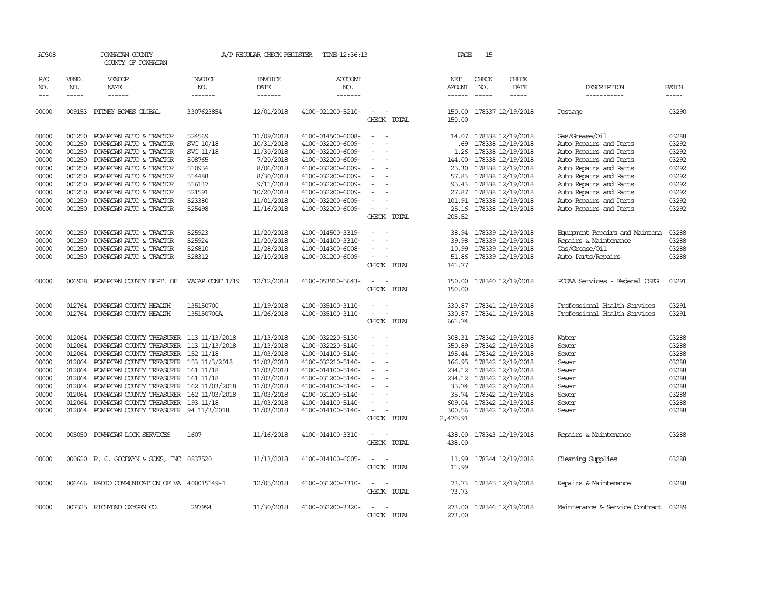AP308 POWHATAN COUNTY A/P REGULAR CHECK REGISTER TIME-12:36:13

COUNTY OF POWHATAN

| P/O NO. | VEND. NO. | VENDOR NAME | INVOICE NO. | INVOICE DATE | ACCOUNT NO. | | NET AMOUNT | CHECK NO. | CHECK DATE | DESCRIPTION | BATCH |
|---|---|---|---|---|---|---|---|---|---|---|---|
| 00000 | 009153 | PITNEY BOWES GLOBAL | 3307623854 | 12/01/2018 | 4100-021200-5210- | - - | 150.00 | 178337 | 12/19/2018 | Postage | 03290 |
| | | | | | | CHECK TOTAL | 150.00 | | | | |
| 00000 | 001250 | POWHATAN AUTO & TRACTOR | 524569 | 11/09/2018 | 4100-014500-6008- | - - | 14.07 | 178338 | 12/19/2018 | Gas/Grease/Oil | 03288 |
| 00000 | 001250 | POWHATAN AUTO & TRACTOR | SVC 10/18 | 10/31/2018 | 4100-032200-6009- | - - | .69 | 178338 | 12/19/2018 | Auto Repairs and Parts | 03292 |
| 00000 | 001250 | POWHATAN AUTO & TRACTOR | SVC 11/18 | 11/30/2018 | 4100-032200-6009- | - - | 1.26 | 178338 | 12/19/2018 | Auto Repairs and Parts | 03292 |
| 00000 | 001250 | POWHATAN AUTO & TRACTOR | 508765 | 7/20/2018 | 4100-032200-6009- | - - | 144.00- | 178338 | 12/19/2018 | Auto Repairs and Parts | 03292 |
| 00000 | 001250 | POWHATAN AUTO & TRACTOR | 510954 | 8/06/2018 | 4100-032200-6009- | - - | 25.30 | 178338 | 12/19/2018 | Auto Repairs and Parts | 03292 |
| 00000 | 001250 | POWHATAN AUTO & TRACTOR | 514488 | 8/30/2018 | 4100-032200-6009- | - - | 57.83 | 178338 | 12/19/2018 | Auto Repairs and Parts | 03292 |
| 00000 | 001250 | POWHATAN AUTO & TRACTOR | 516137 | 9/11/2018 | 4100-032200-6009- | - - | 95.43 | 178338 | 12/19/2018 | Auto Repairs and Parts | 03292 |
| 00000 | 001250 | POWHATAN AUTO & TRACTOR | 521591 | 10/20/2018 | 4100-032200-6009- | - - | 27.87 | 178338 | 12/19/2018 | Auto Repairs and Parts | 03292 |
| 00000 | 001250 | POWHATAN AUTO & TRACTOR | 523380 | 11/01/2018 | 4100-032200-6009- | - - | 101.91 | 178338 | 12/19/2018 | Auto Repairs and Parts | 03292 |
| 00000 | 001250 | POWHATAN AUTO & TRACTOR | 525498 | 11/16/2018 | 4100-032200-6009- | - - | 25.16 | 178338 | 12/19/2018 | Auto Repairs and Parts | 03292 |
| | | | | | | CHECK TOTAL | 205.52 | | | | |
| 00000 | 001250 | POWHATAN AUTO & TRACTOR | 525923 | 11/20/2018 | 4100-014500-3319- | - - | 38.94 | 178339 | 12/19/2018 | Equipment Repairs and Maintena | 03288 |
| 00000 | 001250 | POWHATAN AUTO & TRACTOR | 525924 | 11/20/2018 | 4100-014100-3310- | - - | 39.98 | 178339 | 12/19/2018 | Repairs & Maintenance | 03288 |
| 00000 | 001250 | POWHATAN AUTO & TRACTOR | 526810 | 11/28/2018 | 4100-014300-6008- | - - | 10.99 | 178339 | 12/19/2018 | Gas/Grease/Oil | 03288 |
| 00000 | 001250 | POWHATAN AUTO & TRACTOR | 528312 | 12/10/2018 | 4100-031200-6009- | - - | 51.86 | 178339 | 12/19/2018 | Auto Parts/Repairs | 03288 |
| | | | | | | CHECK TOTAL | 141.77 | | | | |
| 00000 | 006928 | POWHATAN COUNTY DEPT. OF | VACAP CONF 1/19 | 12/12/2018 | 4100-053910-5643- | - - | 150.00 | 178340 | 12/19/2018 | PCCAA Services - Federal CSBG | 03291 |
| | | | | | | CHECK TOTAL | 150.00 | | | | |
| 00000 | 012764 | POWHATAN COUNTY HEALTH | 135150700 | 11/19/2018 | 4100-035100-3110- | - - | 330.87 | 178341 | 12/19/2018 | Professional Health Services | 03291 |
| 00000 | 012764 | POWHATAN COUNTY HEALTH | 135150700A | 11/26/2018 | 4100-035100-3110- | - - | 330.87 | 178341 | 12/19/2018 | Professional Health Services | 03291 |
| | | | | | | CHECK TOTAL | 661.74 | | | | |
| 00000 | 012064 | POWHATAN COUNTY TREASURER | 113 11/13/2018 | 11/13/2018 | 4100-032220-5130- | - - | 308.31 | 178342 | 12/19/2018 | Water | 03288 |
| 00000 | 012064 | POWHATAN COUNTY TREASURER | 113 11/13/2018 | 11/13/2018 | 4100-032220-5140- | - - | 350.89 | 178342 | 12/19/2018 | Sewer | 03288 |
| 00000 | 012064 | POWHATAN COUNTY TREASURER | 152 11/18 | 11/03/2018 | 4100-014100-5140- | - - | 195.44 | 178342 | 12/19/2018 | Sewer | 03288 |
| 00000 | 012064 | POWHATAN COUNTY TREASURER | 153 11/3/2018 | 11/03/2018 | 4100-032210-5140- | - - | 166.95 | 178342 | 12/19/2018 | Sewer | 03288 |
| 00000 | 012064 | POWHATAN COUNTY TREASURER | 161 11/18 | 11/03/2018 | 4100-014100-5140- | - - | 234.12 | 178342 | 12/19/2018 | Sewer | 03288 |
| 00000 | 012064 | POWHATAN COUNTY TREASURER | 161 11/18 | 11/03/2018 | 4100-031200-5140- | - - | 234.12 | 178342 | 12/19/2018 | Sewer | 03288 |
| 00000 | 012064 | POWHATAN COUNTY TREASURER | 162 11/03/2018 | 11/03/2018 | 4100-014100-5140- | - - | 35.74 | 178342 | 12/19/2018 | Sewer | 03288 |
| 00000 | 012064 | POWHATAN COUNTY TREASURER | 162 11/03/2018 | 11/03/2018 | 4100-031200-5140- | - - | 35.74 | 178342 | 12/19/2018 | Sewer | 03288 |
| 00000 | 012064 | POWHATAN COUNTY TREASURER | 193 11/18 | 11/03/2018 | 4100-014100-5140- | - - | 609.04 | 178342 | 12/19/2018 | Sewer | 03288 |
| 00000 | 012064 | POWHATAN COUNTY TREASURER | 94 11/3/2018 | 11/03/2018 | 4100-014100-5140- | - - | 300.56 | 178342 | 12/19/2018 | Sewer | 03288 |
| | | | | | | CHECK TOTAL | 2,470.91 | | | | |
| 00000 | 005050 | POWHATAN LOCK SERVICES | 1607 | 11/16/2018 | 4100-014100-3310- | - - | 438.00 | 178343 | 12/19/2018 | Repairs & Maintenance | 03288 |
| | | | | | | CHECK TOTAL | 438.00 | | | | |
| 00000 | 000620 | R. C. GOODWYN & SONS, INC | 0837520 | 11/13/2018 | 4100-014100-6005- | - - | 11.99 | 178344 | 12/19/2018 | Cleaning Supplies | 03288 |
| | | | | | | CHECK TOTAL | 11.99 | | | | |
| 00000 | 006466 | RADIO COMMUNICATION OF VA | 400015149-1 | 12/05/2018 | 4100-031200-3310- | - - | 73.73 | 178345 | 12/19/2018 | Repairs & Maintenance | 03288 |
| | | | | | | CHECK TOTAL | 73.73 | | | | |
| 00000 | 007325 | RICHMOND OXYGEN CO. | 297994 | 11/30/2018 | 4100-032200-3320- | - - | 273.00 | 178346 | 12/19/2018 | Maintenance & Service Contract | 03289 |
| | | | | | | CHECK TOTAL | 273.00 | | | | |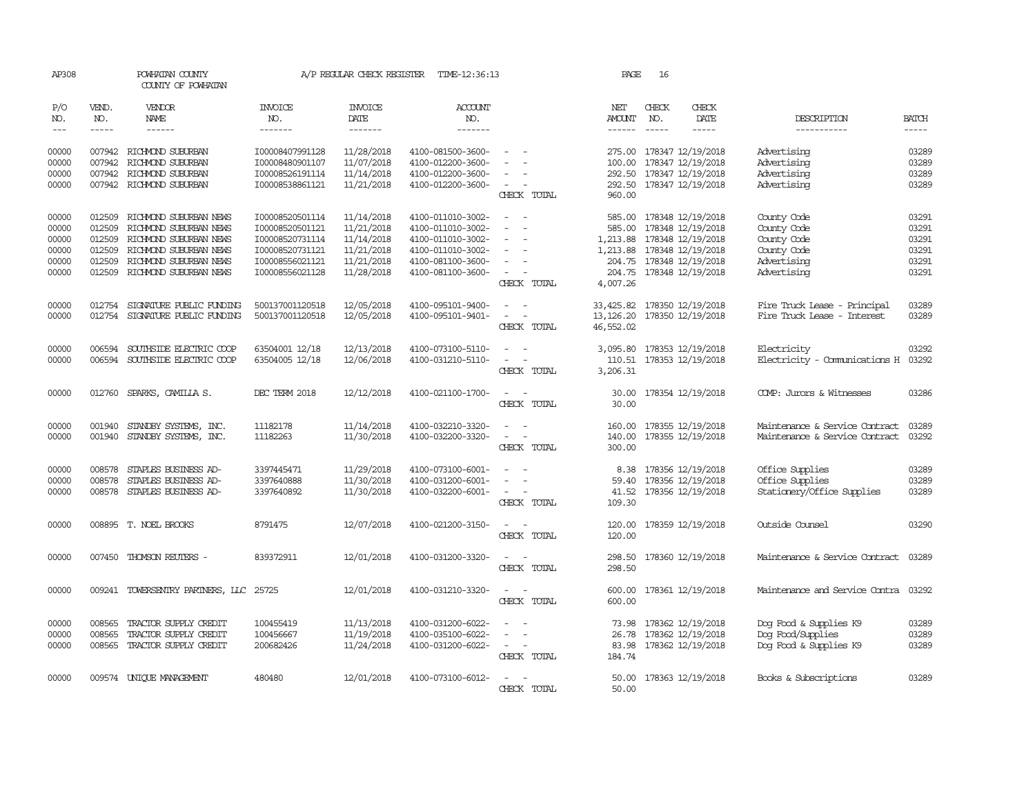AP308 POWHATAN COUNTY A/P REGULAR CHECK REGISTER TIME-12:36:13 PAGE 16

COUNTY OF POWHATAN

| P/O NO. | VEND. NO. | VENDOR NAME | INVOICE NO. | INVOICE DATE | ACCOUNT NO. | | NET AMOUNT | CHECK NO. | CHECK DATE | DESCRIPTION | BATCH |
|---|---|---|---|---|---|---|---|---|---|---|---|
| 00000 | 007942 | RICHMOND SUBURBAN | I00008407991128 | 11/28/2018 | 4100-081500-3600- | - - | 275.00 | 178347 | 12/19/2018 | Advertising | 03289 |
| 00000 | 007942 | RICHMOND SUBURBAN | I00008480901107 | 11/07/2018 | 4100-012200-3600- | - - | 100.00 | 178347 | 12/19/2018 | Advertising | 03289 |
| 00000 | 007942 | RICHMOND SUBURBAN | I00008526191114 | 11/14/2018 | 4100-012200-3600- | - - | 292.50 | 178347 | 12/19/2018 | Advertising | 03289 |
| 00000 | 007942 | RICHMOND SUBURBAN | I00008538861121 | 11/21/2018 | 4100-012200-3600- | - - | 292.50 | 178347 | 12/19/2018 | Advertising | 03289 |
| | | | | | | CHECK TOTAL | 960.00 | | | | |
| 00000 | 012509 | RICHMOND SUBURBAN NEWS | I00008520501114 | 11/14/2018 | 4100-011010-3002- | - - | 585.00 | 178348 | 12/19/2018 | County Code | 03291 |
| 00000 | 012509 | RICHMOND SUBURBAN NEWS | I00008520501121 | 11/21/2018 | 4100-011010-3002- | - - | 585.00 | 178348 | 12/19/2018 | County Code | 03291 |
| 00000 | 012509 | RICHMOND SUBURBAN NEWS | I00008520731114 | 11/14/2018 | 4100-011010-3002- | - - | 1,213.88 | 178348 | 12/19/2018 | County Code | 03291 |
| 00000 | 012509 | RICHMOND SUBURBAN NEWS | I00008520731121 | 11/21/2018 | 4100-011010-3002- | - - | 1,213.88 | 178348 | 12/19/2018 | County Code | 03291 |
| 00000 | 012509 | RICHMOND SUBURBAN NEWS | I00008556021121 | 11/21/2018 | 4100-081100-3600- | - - | 204.75 | 178348 | 12/19/2018 | Advertising | 03291 |
| 00000 | 012509 | RICHMOND SUBURBAN NEWS | I00008556021128 | 11/28/2018 | 4100-081100-3600- | - - | 204.75 | 178348 | 12/19/2018 | Advertising | 03291 |
| | | | | | | CHECK TOTAL | 4,007.26 | | | | |
| 00000 | 012754 | SIGNATURE PUBLIC FUNDING | 500137001120518 | 12/05/2018 | 4100-095101-9400- | - - | 33,425.82 | 178350 | 12/19/2018 | Fire Truck Lease - Principal | 03289 |
| 00000 | 012754 | SIGNATURE PUBLIC FUNDING | 500137001120518 | 12/05/2018 | 4100-095101-9401- | - - | 13,126.20 | 178350 | 12/19/2018 | Fire Truck Lease - Interest | 03289 |
| | | | | | | CHECK TOTAL | 46,552.02 | | | | |
| 00000 | 006594 | SOUTHSIDE ELECTRIC COOP | 63504001 12/18 | 12/13/2018 | 4100-073100-5110- | - - | 3,095.80 | 178353 | 12/19/2018 | Electricity | 03292 |
| 00000 | 006594 | SOUTHSIDE ELECTRIC COOP | 63504005 12/18 | 12/06/2018 | 4100-031210-5110- | - - | 110.51 | 178353 | 12/19/2018 | Electricity - Communications H | 03292 |
| | | | | | | CHECK TOTAL | 3,206.31 | | | | |
| 00000 | 012760 | SPARKS, CAMILLIA S. | DEC TERM 2018 | 12/12/2018 | 4100-021100-1700- | - - | 30.00 | 178354 | 12/19/2018 | COMP: Jurors & Witnesses | 03286 |
| | | | | | | CHECK TOTAL | 30.00 | | | | |
| 00000 | 001940 | STANDBY SYSTEMS, INC. | 11182178 | 11/14/2018 | 4100-032210-3320- | - - | 160.00 | 178355 | 12/19/2018 | Maintenance & Service Contract | 03289 |
| 00000 | 001940 | STANDBY SYSTEMS, INC. | 11182263 | 11/30/2018 | 4100-032200-3320- | - - | 140.00 | 178355 | 12/19/2018 | Maintenance & Service Contract | 03292 |
| | | | | | | CHECK TOTAL | 300.00 | | | | |
| 00000 | 008578 | STAPLES BUSINESS AD- | 3397445471 | 11/29/2018 | 4100-073100-6001- | - - | 8.38 | 178356 | 12/19/2018 | Office Supplies | 03289 |
| 00000 | 008578 | STAPLES BUSINESS AD- | 3397640888 | 11/30/2018 | 4100-031200-6001- | - - | 59.40 | 178356 | 12/19/2018 | Office Supplies | 03289 |
| 00000 | 008578 | STAPLES BUSINESS AD- | 3397640892 | 11/30/2018 | 4100-032200-6001- | - - | 41.52 | 178356 | 12/19/2018 | Stationery/Office Supplies | 03289 |
| | | | | | | CHECK TOTAL | 109.30 | | | | |
| 00000 | 008895 | T. NOEL BROOKS | 8791475 | 12/07/2018 | 4100-021200-3150- | - - | 120.00 | 178359 | 12/19/2018 | Outside Counsel | 03290 |
| | | | | | | CHECK TOTAL | 120.00 | | | | |
| 00000 | 007450 | THOMSON REUTERS - | 839372911 | 12/01/2018 | 4100-031200-3320- | - - | 298.50 | 178360 | 12/19/2018 | Maintenance & Service Contract | 03289 |
| | | | | | | CHECK TOTAL | 298.50 | | | | |
| 00000 | 009241 | TOWERSENTRY PARTNERS, LLC | 25725 | 12/01/2018 | 4100-031210-3320- | - - | 600.00 | 178361 | 12/19/2018 | Maintenance and Service Contra | 03292 |
| | | | | | | CHECK TOTAL | 600.00 | | | | |
| 00000 | 008565 | TRACTOR SUPPLY CREDIT | 100455419 | 11/13/2018 | 4100-031200-6022- | - - | 73.98 | 178362 | 12/19/2018 | Dog Food & Supplies K9 | 03289 |
| 00000 | 008565 | TRACTOR SUPPLY CREDIT | 100456667 | 11/19/2018 | 4100-035100-6022- | - - | 26.78 | 178362 | 12/19/2018 | Dog Food/Supplies | 03289 |
| 00000 | 008565 | TRACTOR SUPPLY CREDIT | 200682426 | 11/24/2018 | 4100-031200-6022- | - - | 83.98 | 178362 | 12/19/2018 | Dog Food & Supplies K9 | 03289 |
| | | | | | | CHECK TOTAL | 184.74 | | | | |
| 00000 | 009574 | UNIQUE MANAGEMENT | 480480 | 12/01/2018 | 4100-073100-6012- | - - | 50.00 | 178363 | 12/19/2018 | Books & Subscriptions | 03289 |
| | | | | | | CHECK TOTAL | 50.00 | | | | |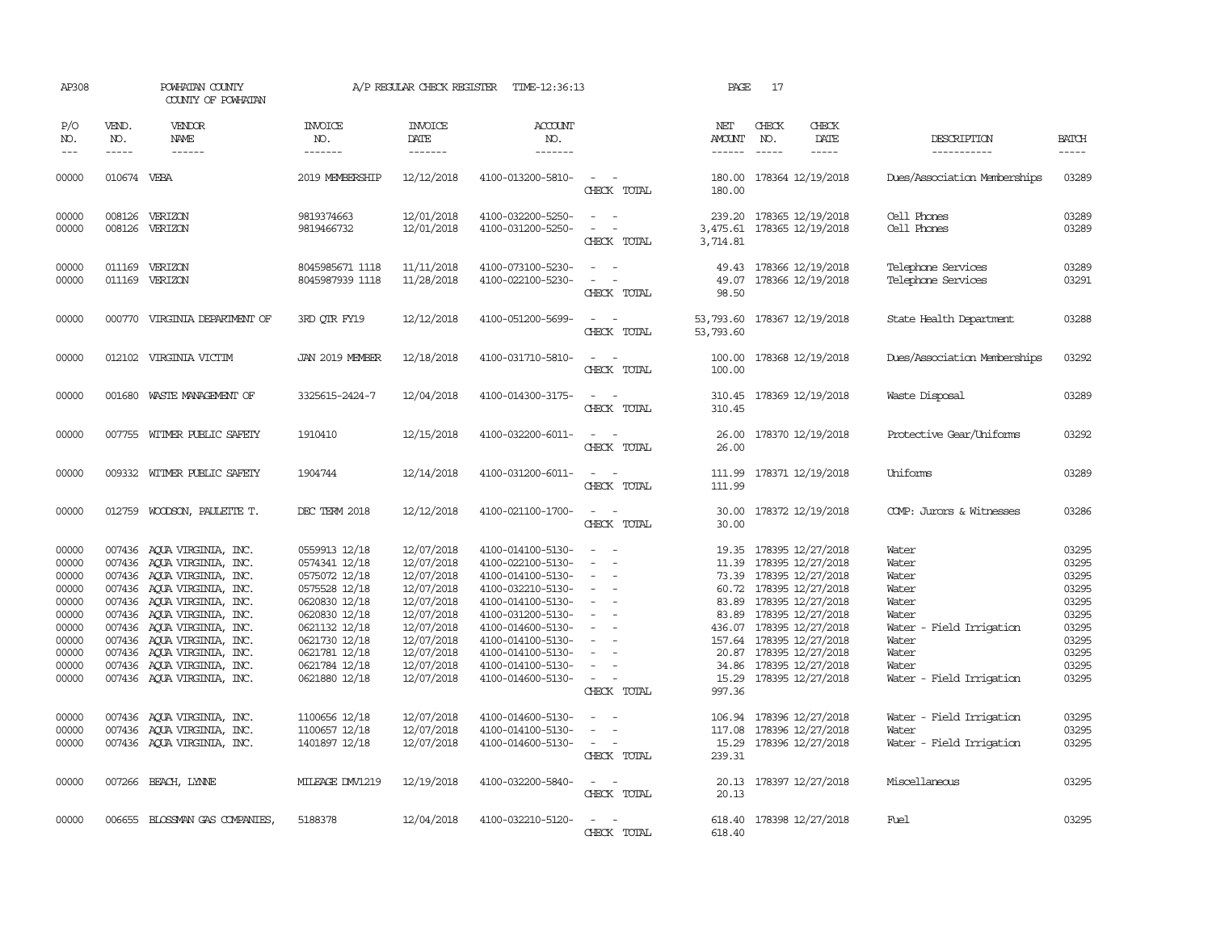AP308 POWHATAN COUNTY A/P REGULAR CHECK REGISTER TIME-12:36:13
COUNTY OF POWHATAN

| P/O NO. | VEND. NO. | VENDOR NAME | INVOICE NO. | INVOICE DATE | ACCOUNT NO. | | NET AMOUNT | CHECK NO. | CHECK DATE | DESCRIPTION | BATCH |
|---|---|---|---|---|---|---|---|---|---|---|---|
| 00000 | 010674 | VEBA | 2019 MEMBERSHIP | 12/12/2018 | 4100-013200-5810- | - - | 180.00 | 178364 | 12/19/2018 | Dues/Association Memberships | 03289 |
| | | | | | | CHECK TOTAL | 180.00 | | | | |
| 00000 | 008126 | VERIZON | 9819374663 | 12/01/2018 | 4100-032200-5250- | - - | 239.20 | 178365 | 12/19/2018 | Cell Phones | 03289 |
| 00000 | 008126 | VERIZON | 9819466732 | 12/01/2018 | 4100-031200-5250- | - - | 3,475.61 | 178365 | 12/19/2018 | Cell Phones | 03289 |
| | | | | | | CHECK TOTAL | 3,714.81 | | | | |
| 00000 | 011169 | VERIZON | 8045985671 1118 | 11/11/2018 | 4100-073100-5230- | - - | 49.43 | 178366 | 12/19/2018 | Telephone Services | 03289 |
| 00000 | 011169 | VERIZON | 8045987939 1118 | 11/28/2018 | 4100-022100-5230- | - - | 49.07 | 178366 | 12/19/2018 | Telephone Services | 03291 |
| | | | | | | CHECK TOTAL | 98.50 | | | | |
| 00000 | 000770 | VIRGINIA DEPARTMENT OF | 3RD QTR FY19 | 12/12/2018 | 4100-051200-5699- | - - | 53,793.60 | 178367 | 12/19/2018 | State Health Department | 03288 |
| | | | | | | CHECK TOTAL | 53,793.60 | | | | |
| 00000 | 012102 | VIRGINIA VICTIM | JAN 2019 MEMBER | 12/18/2018 | 4100-031710-5810- | - - | 100.00 | 178368 | 12/19/2018 | Dues/Association Memberships | 03292 |
| | | | | | | CHECK TOTAL | 100.00 | | | | |
| 00000 | 001680 | WASTE MANAGEMENT OF | 3325615-2424-7 | 12/04/2018 | 4100-014300-3175- | - - | 310.45 | 178369 | 12/19/2018 | Waste Disposal | 03289 |
| | | | | | | CHECK TOTAL | 310.45 | | | | |
| 00000 | 007755 | WITMER PUBLIC SAFETY | 1910410 | 12/15/2018 | 4100-032200-6011- | - - | 26.00 | 178370 | 12/19/2018 | Protective Gear/Uniforms | 03292 |
| | | | | | | CHECK TOTAL | 26.00 | | | | |
| 00000 | 009332 | WITMER PUBLIC SAFETY | 1904744 | 12/14/2018 | 4100-031200-6011- | - - | 111.99 | 178371 | 12/19/2018 | Uniforms | 03289 |
| | | | | | | CHECK TOTAL | 111.99 | | | | |
| 00000 | 012759 | WOODSON, PAULETTE T. | DEC TERM 2018 | 12/12/2018 | 4100-021100-1700- | - - | 30.00 | 178372 | 12/19/2018 | COMP: Jurors & Witnesses | 03286 |
| | | | | | | CHECK TOTAL | 30.00 | | | | |
| 00000 | 007436 | AQUA VIRGINIA, INC. | 0559913 12/18 | 12/07/2018 | 4100-014100-5130- | - - | 19.35 | 178395 | 12/27/2018 | Water | 03295 |
| 00000 | 007436 | AQUA VIRGINIA, INC. | 0574341 12/18 | 12/07/2018 | 4100-022100-5130- | - - | 11.39 | 178395 | 12/27/2018 | Water | 03295 |
| 00000 | 007436 | AQUA VIRGINIA, INC. | 0575072 12/18 | 12/07/2018 | 4100-014100-5130- | - - | 73.39 | 178395 | 12/27/2018 | Water | 03295 |
| 00000 | 007436 | AQUA VIRGINIA, INC. | 0575528 12/18 | 12/07/2018 | 4100-032210-5130- | - - | 60.72 | 178395 | 12/27/2018 | Water | 03295 |
| 00000 | 007436 | AQUA VIRGINIA, INC. | 0620830 12/18 | 12/07/2018 | 4100-014100-5130- | - - | 83.89 | 178395 | 12/27/2018 | Water | 03295 |
| 00000 | 007436 | AQUA VIRGINIA, INC. | 0620830 12/18 | 12/07/2018 | 4100-031200-5130- | - - | 83.89 | 178395 | 12/27/2018 | Water | 03295 |
| 00000 | 007436 | AQUA VIRGINIA, INC. | 0621132 12/18 | 12/07/2018 | 4100-014600-5130- | - - | 436.07 | 178395 | 12/27/2018 | Water - Field Irrigation | 03295 |
| 00000 | 007436 | AQUA VIRGINIA, INC. | 0621730 12/18 | 12/07/2018 | 4100-014100-5130- | - - | 157.64 | 178395 | 12/27/2018 | Water | 03295 |
| 00000 | 007436 | AQUA VIRGINIA, INC. | 0621781 12/18 | 12/07/2018 | 4100-014100-5130- | - - | 20.87 | 178395 | 12/27/2018 | Water | 03295 |
| 00000 | 007436 | AQUA VIRGINIA, INC. | 0621784 12/18 | 12/07/2018 | 4100-014100-5130- | - - | 34.86 | 178395 | 12/27/2018 | Water | 03295 |
| 00000 | 007436 | AQUA VIRGINIA, INC. | 0621880 12/18 | 12/07/2018 | 4100-014600-5130- | - - | 15.29 | 178395 | 12/27/2018 | Water - Field Irrigation | 03295 |
| | | | | | | CHECK TOTAL | 997.36 | | | | |
| 00000 | 007436 | AQUA VIRGINIA, INC. | 1100656 12/18 | 12/07/2018 | 4100-014600-5130- | - - | 106.94 | 178396 | 12/27/2018 | Water - Field Irrigation | 03295 |
| 00000 | 007436 | AQUA VIRGINIA, INC. | 1100657 12/18 | 12/07/2018 | 4100-014100-5130- | - - | 117.08 | 178396 | 12/27/2018 | Water | 03295 |
| 00000 | 007436 | AQUA VIRGINIA, INC. | 1401897 12/18 | 12/07/2018 | 4100-014600-5130- | - - | 15.29 | 178396 | 12/27/2018 | Water - Field Irrigation | 03295 |
| | | | | | | CHECK TOTAL | 239.31 | | | | |
| 00000 | 007266 | BEACH, LYNNE | MILEAGE DMV1219 | 12/19/2018 | 4100-032200-5840- | - - | 20.13 | 178397 | 12/27/2018 | Miscellaneous | 03295 |
| | | | | | | CHECK TOTAL | 20.13 | | | | |
| 00000 | 006655 | BLOSSMAN GAS COMPANIES, | 5188378 | 12/04/2018 | 4100-032210-5120- | - - | 618.40 | 178398 | 12/27/2018 | Fuel | 03295 |
| | | | | | | CHECK TOTAL | 618.40 | | | | |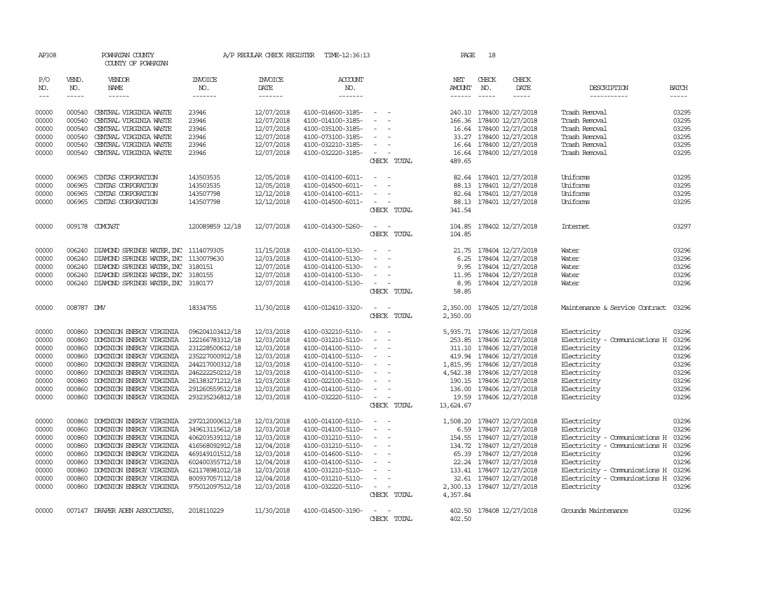AP308 POWHATAN COUNTY A/P REGULAR CHECK REGISTER TIME-12:36:13 PAGE 18

COUNTY OF POWHATAN

| P/O NO. | VEND. NO. | VENDOR NAME | INVOICE NO. | INVOICE DATE | ACCOUNT NO. | | NET AMOUNT | CHECK NO. | CHECK DATE | DESCRIPTION | BATCH |
|---|---|---|---|---|---|---|---|---|---|---|---|
| 00000 | 000540 | CENTRAL VIRGINIA WASTE | 23946 | 12/07/2018 | 4100-014600-3185- | - - | 240.10 | 178400 | 12/27/2018 | Trash Removal | 03295 |
| 00000 | 000540 | CENTRAL VIRGINIA WASTE | 23946 | 12/07/2018 | 4100-014100-3185- | - - | 166.36 | 178400 | 12/27/2018 | Trash Removal | 03295 |
| 00000 | 000540 | CENTRAL VIRGINIA WASTE | 23946 | 12/07/2018 | 4100-035100-3185- | - - | 16.64 | 178400 | 12/27/2018 | Trash Removal | 03295 |
| 00000 | 000540 | CENTRAL VIRGINIA WASTE | 23946 | 12/07/2018 | 4100-073100-3185- | - - | 33.27 | 178400 | 12/27/2018 | Trash Removal | 03295 |
| 00000 | 000540 | CENTRAL VIRGINIA WASTE | 23946 | 12/07/2018 | 4100-032210-3185- | - - | 16.64 | 178400 | 12/27/2018 | Trash Removal | 03295 |
| 00000 | 000540 | CENTRAL VIRGINIA WASTE | 23946 | 12/07/2018 | 4100-032220-3185- | - - | 16.64 | 178400 | 12/27/2018 | Trash Removal | 03295 |
| | | | | | | CHECK TOTAL | 489.65 | | | | |
| 00000 | 006965 | CINTAS CORPORATION | 143503535 | 12/05/2018 | 4100-014100-6011- | - - | 82.64 | 178401 | 12/27/2018 | Uniforms | 03295 |
| 00000 | 006965 | CINTAS CORPORATION | 143503535 | 12/05/2018 | 4100-014500-6011- | - - | 88.13 | 178401 | 12/27/2018 | Uniforms | 03295 |
| 00000 | 006965 | CINTAS CORPORATION | 143507798 | 12/12/2018 | 4100-014100-6011- | - - | 82.64 | 178401 | 12/27/2018 | Uniforms | 03295 |
| 00000 | 006965 | CINTAS CORPORATION | 143507798 | 12/12/2018 | 4100-014500-6011- | - - | 88.13 | 178401 | 12/27/2018 | Uniforms | 03295 |
| | | | | | | CHECK TOTAL | 341.54 | | | | |
| 00000 | 009178 | COMCAST | 120089859 12/18 | 12/07/2018 | 4100-014300-5260- | - - | 104.85 | 178402 | 12/27/2018 | Internet | 03297 |
| | | | | | | CHECK TOTAL | 104.85 | | | | |
| 00000 | 006240 | DIAMOND SPRINGS WATER, INC | 1114079305 | 11/15/2018 | 4100-014100-5130- | - - | 21.75 | 178404 | 12/27/2018 | Water | 03296 |
| 00000 | 006240 | DIAMOND SPRINGS WATER, INC | 1130079630 | 12/03/2018 | 4100-014100-5130- | - - | 6.25 | 178404 | 12/27/2018 | Water | 03296 |
| 00000 | 006240 | DIAMOND SPRINGS WATER, INC | 3180151 | 12/07/2018 | 4100-014100-5130- | - - | 9.95 | 178404 | 12/27/2018 | Water | 03296 |
| 00000 | 006240 | DIAMOND SPRINGS WATER, INC | 3180155 | 12/07/2018 | 4100-014100-5130- | - - | 11.95 | 178404 | 12/27/2018 | Water | 03296 |
| 00000 | 006240 | DIAMOND SPRINGS WATER, INC | 3180177 | 12/07/2018 | 4100-014100-5130- | - - | 8.95 | 178404 | 12/27/2018 | Water | 03296 |
| | | | | | | CHECK TOTAL | 58.85 | | | | |
| 00000 | 008787 | DMV | 18334755 | 11/30/2018 | 4100-012410-3320- | - - | 2,350.00 | 178405 | 12/27/2018 | Maintenance & Service Contract | 03296 |
| | | | | | | CHECK TOTAL | 2,350.00 | | | | |
| 00000 | 000860 | DOMINION ENERGY VIRGINIA | 096204103412/18 | 12/03/2018 | 4100-032210-5110- | - - | 5,935.71 | 178406 | 12/27/2018 | Electricity | 03296 |
| 00000 | 000860 | DOMINION ENERGY VIRGINIA | 122166783312/18 | 12/03/2018 | 4100-031210-5110- | - - | 253.85 | 178406 | 12/27/2018 | Electricity - Communications H | 03296 |
| 00000 | 000860 | DOMINION ENERGY VIRGINIA | 231228500612/18 | 12/03/2018 | 4100-014100-5110- | - - | 311.10 | 178406 | 12/27/2018 | Electricity | 03296 |
| 00000 | 000860 | DOMINION ENERGY VIRGINIA | 235227000912/18 | 12/03/2018 | 4100-014100-5110- | - - | 419.94 | 178406 | 12/27/2018 | Electricity | 03296 |
| 00000 | 000860 | DOMINION ENERGY VIRGINIA | 244217000312/18 | 12/03/2018 | 4100-014100-5110- | - - | 1,815.95 | 178406 | 12/27/2018 | Electricity | 03296 |
| 00000 | 000860 | DOMINION ENERGY VIRGINIA | 246222250212/18 | 12/03/2018 | 4100-014100-5110- | - - | 4,542.38 | 178406 | 12/27/2018 | Electricity | 03296 |
| 00000 | 000860 | DOMINION ENERGY VIRGINIA | 261383271212/18 | 12/03/2018 | 4100-022100-5110- | - - | 190.15 | 178406 | 12/27/2018 | Electricity | 03296 |
| 00000 | 000860 | DOMINION ENERGY VIRGINIA | 291260559512/18 | 12/03/2018 | 4100-014100-5110- | - - | 136.00 | 178406 | 12/27/2018 | Electricity | 03296 |
| 00000 | 000860 | DOMINION ENERGY VIRGINIA | 293235236812/18 | 12/03/2018 | 4100-032220-5110- | - - | 19.59 | 178406 | 12/27/2018 | Electricity | 03296 |
| | | | | | | CHECK TOTAL | 13,624.67 | | | | |
| 00000 | 000860 | DOMINION ENERGY VIRGINIA | 297212000612/18 | 12/03/2018 | 4100-014100-5110- | - - | 1,508.20 | 178407 | 12/27/2018 | Electricity | 03296 |
| 00000 | 000860 | DOMINION ENERGY VIRGINIA | 349613115612/18 | 12/03/2018 | 4100-014100-5110- | - - | 6.59 | 178407 | 12/27/2018 | Electricity | 03296 |
| 00000 | 000860 | DOMINION ENERGY VIRGINIA | 406203539112/18 | 12/03/2018 | 4100-031210-5110- | - - | 154.55 | 178407 | 12/27/2018 | Electricity - Communications H | 03296 |
| 00000 | 000860 | DOMINION ENERGY VIRGINIA | 416568092912/18 | 12/04/2018 | 4100-031210-5110- | - - | 134.72 | 178407 | 12/27/2018 | Electricity - Communications H | 03296 |
| 00000 | 000860 | DOMINION ENERGY VIRGINIA | 469149101512/18 | 12/03/2018 | 4100-014600-5110- | - - | 65.39 | 178407 | 12/27/2018 | Electricity | 03296 |
| 00000 | 000860 | DOMINION ENERGY VIRGINIA | 602400355712/18 | 12/04/2018 | 4100-014100-5110- | - - | 22.24 | 178407 | 12/27/2018 | Electricity | 03296 |
| 00000 | 000860 | DOMINION ENERGY VIRGINIA | 621178981012/18 | 12/03/2018 | 4100-031210-5110- | - - | 133.41 | 178407 | 12/27/2018 | Electricity - Communications H | 03296 |
| 00000 | 000860 | DOMINION ENERGY VIRGINIA | 800937057112/18 | 12/04/2018 | 4100-031210-5110- | - - | 32.61 | 178407 | 12/27/2018 | Electricity - Communications H | 03296 |
| 00000 | 000860 | DOMINION ENERGY VIRGINIA | 975012097512/18 | 12/03/2018 | 4100-032220-5110- | - - | 2,300.13 | 178407 | 12/27/2018 | Electricity | 03296 |
| | | | | | | CHECK TOTAL | 4,357.84 | | | | |
| 00000 | 007147 | DRAPER ADEN ASSOCIATES, | 2018110229 | 11/30/2018 | 4100-014500-3190- | - - | 402.50 | 178408 | 12/27/2018 | Grounds Maintenance | 03296 |
| | | | | | | CHECK TOTAL | 402.50 | | | | |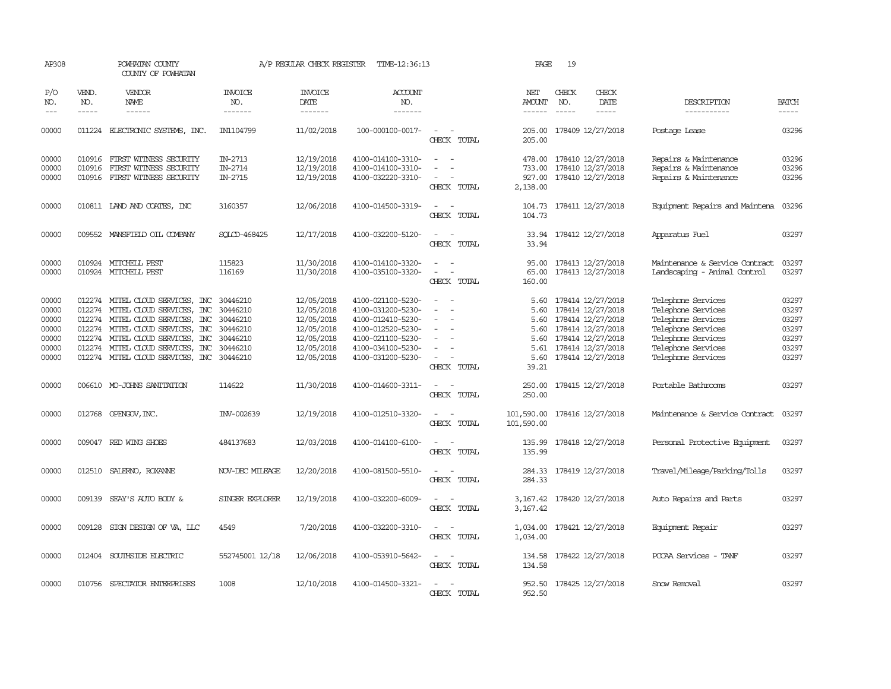AP308 POWHATAN COUNTY A/P REGULAR CHECK REGISTER TIME-12:36:13 PAGE 19

COUNTY OF POWHATAN

| P/O NO. | VEND. NO. | VENDOR NAME | INVOICE NO. | INVOICE DATE | ACCOUNT NO. | | NET AMOUNT | CHECK NO. | CHECK DATE | DESCRIPTION | BATCH |
|---|---|---|---|---|---|---|---|---|---|---|---|
| 00000 | 011224 | ELECTRONIC SYSTEMS, INC. | IN1104799 | 11/02/2018 | 100-000100-0017- | - - | 205.00 | 178409 | 12/27/2018 | Postage Lease | 03296 |
| | | | | | | CHECK TOTAL | 205.00 | | | | |
| 00000 | 010916 | FIRST WITNESS SECURITY | IN-2713 | 12/19/2018 | 4100-014100-3310- | - - | 478.00 | 178410 | 12/27/2018 | Repairs & Maintenance | 03296 |
| 00000 | 010916 | FIRST WITNESS SECURITY | IN-2714 | 12/19/2018 | 4100-014100-3310- | - - | 733.00 | 178410 | 12/27/2018 | Repairs & Maintenance | 03296 |
| 00000 | 010916 | FIRST WITNESS SECURITY | IN-2715 | 12/19/2018 | 4100-032220-3310- | - - | 927.00 | 178410 | 12/27/2018 | Repairs & Maintenance | 03296 |
| | | | | | | CHECK TOTAL | 2,138.00 | | | | |
| 00000 | 010811 | LAND AND COATES, INC | 3160357 | 12/06/2018 | 4100-014500-3319- | - - | 104.73 | 178411 | 12/27/2018 | Equipment Repairs and Maintena | 03296 |
| | | | | | | CHECK TOTAL | 104.73 | | | | |
| 00000 | 009552 | MANSFIELD OIL COMPANY | SQLCD-468425 | 12/17/2018 | 4100-032200-5120- | - - | 33.94 | 178412 | 12/27/2018 | Apparatus Fuel | 03297 |
| | | | | | | CHECK TOTAL | 33.94 | | | | |
| 00000 | 010924 | MITCHELL PEST | 115823 | 11/30/2018 | 4100-014100-3320- | - - | 95.00 | 178413 | 12/27/2018 | Maintenance & Service Contract | 03297 |
| 00000 | 010924 | MITCHELL PEST | 116169 | 11/30/2018 | 4100-035100-3320- | - - | 65.00 | 178413 | 12/27/2018 | Landscaping - Animal Control | 03297 |
| | | | | | | CHECK TOTAL | 160.00 | | | | |
| 00000 | 012274 | MITEL CLOUD SERVICES, INC | 30446210 | 12/05/2018 | 4100-021100-5230- | - - | 5.60 | 178414 | 12/27/2018 | Telephone Services | 03297 |
| 00000 | 012274 | MITEL CLOUD SERVICES, INC | 30446210 | 12/05/2018 | 4100-031200-5230- | - - | 5.60 | 178414 | 12/27/2018 | Telephone Services | 03297 |
| 00000 | 012274 | MITEL CLOUD SERVICES, INC | 30446210 | 12/05/2018 | 4100-012410-5230- | - - | 5.60 | 178414 | 12/27/2018 | Telephone Services | 03297 |
| 00000 | 012274 | MITEL CLOUD SERVICES, INC | 30446210 | 12/05/2018 | 4100-012520-5230- | - - | 5.60 | 178414 | 12/27/2018 | Telephone Services | 03297 |
| 00000 | 012274 | MITEL CLOUD SERVICES, INC | 30446210 | 12/05/2018 | 4100-021100-5230- | - - | 5.60 | 178414 | 12/27/2018 | Telephone Services | 03297 |
| 00000 | 012274 | MITEL CLOUD SERVICES, INC | 30446210 | 12/05/2018 | 4100-034100-5230- | - - | 5.61 | 178414 | 12/27/2018 | Telephone Services | 03297 |
| 00000 | 012274 | MITEL CLOUD SERVICES, INC | 30446210 | 12/05/2018 | 4100-031200-5230- | - - | 5.60 | 178414 | 12/27/2018 | Telephone Services | 03297 |
| | | | | | | CHECK TOTAL | 39.21 | | | | |
| 00000 | 006610 | MO-JOHNS SANITATION | 114622 | 11/30/2018 | 4100-014600-3311- | - - | 250.00 | 178415 | 12/27/2018 | Portable Bathrooms | 03297 |
| | | | | | | CHECK TOTAL | 250.00 | | | | |
| 00000 | 012768 | OPENGOV, INC. | INV-002639 | 12/19/2018 | 4100-012510-3320- | - - | 101,590.00 | 178416 | 12/27/2018 | Maintenance & Service Contract | 03297 |
| | | | | | | CHECK TOTAL | 101,590.00 | | | | |
| 00000 | 009047 | RED WING SHOES | 484137683 | 12/03/2018 | 4100-014100-6100- | - - | 135.99 | 178418 | 12/27/2018 | Personal Protective Equipment | 03297 |
| | | | | | | CHECK TOTAL | 135.99 | | | | |
| 00000 | 012510 | SALERNO, ROXANNE | NOV-DEC MILEAGE | 12/20/2018 | 4100-081500-5510- | - - | 284.33 | 178419 | 12/27/2018 | Travel/Mileage/Parking/Tolls | 03297 |
| | | | | | | CHECK TOTAL | 284.33 | | | | |
| 00000 | 009139 | SEAY'S AUTO BODY & | SINGER EXPLORER | 12/19/2018 | 4100-032200-6009- | - - | 3,167.42 | 178420 | 12/27/2018 | Auto Repairs and Parts | 03297 |
| | | | | | | CHECK TOTAL | 3,167.42 | | | | |
| 00000 | 009128 | SIGN DESIGN OF VA, LLC | 4549 | 7/20/2018 | 4100-032200-3310- | - - | 1,034.00 | 178421 | 12/27/2018 | Equipment Repair | 03297 |
| | | | | | | CHECK TOTAL | 1,034.00 | | | | |
| 00000 | 012404 | SOUTHSIDE ELECTRIC | 552745001 12/18 | 12/06/2018 | 4100-053910-5642- | - - | 134.58 | 178422 | 12/27/2018 | PCCAA Services - TANF | 03297 |
| | | | | | | CHECK TOTAL | 134.58 | | | | |
| 00000 | 010756 | SPECTATOR ENTERPRISES | 1008 | 12/10/2018 | 4100-014500-3321- | - - | 952.50 | 178425 | 12/27/2018 | Snow Removal | 03297 |
| | | | | | | CHECK TOTAL | 952.50 | | | | |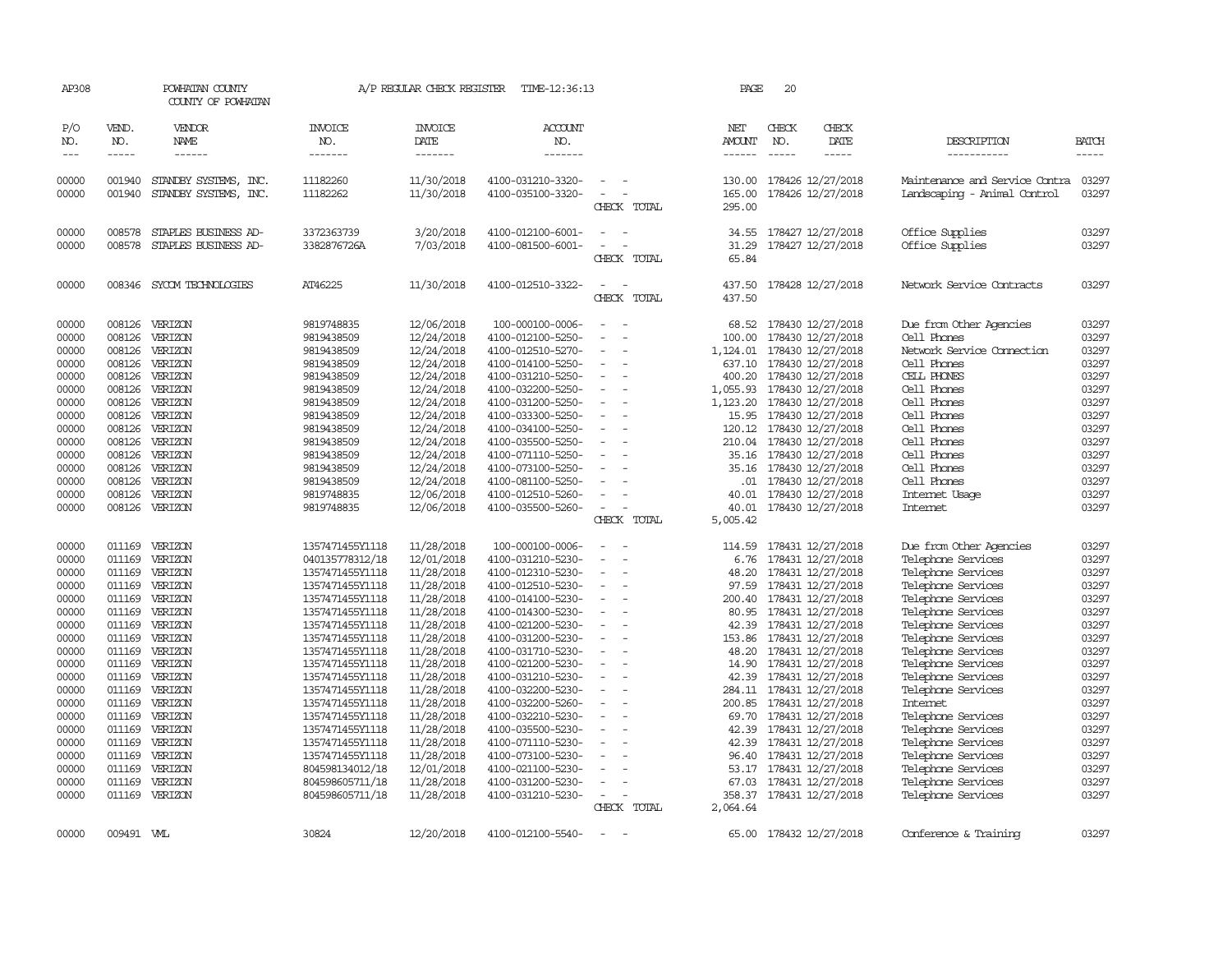AP308 POWHATAN COUNTY A/P REGULAR CHECK REGISTER TIME-12:36:13 PAGE 20

COUNTY OF POWHATAN

| P/O NO. | VEND. NO. | VENDOR NAME | INVOICE NO. | INVOICE DATE | ACCOUNT NO. | | NET AMOUNT | CHECK NO. | CHECK DATE | DESCRIPTION | BATCH |
|---|---|---|---|---|---|---|---|---|---|---|---|
| 00000 | 001940 | STANDBY SYSTEMS, INC. | 11182260 | 11/30/2018 | 4100-031210-3320- | - - | 130.00 | 178426 | 12/27/2018 | Maintenance and Service Contra | 03297 |
| 00000 | 001940 | STANDBY SYSTEMS, INC. | 11182262 | 11/30/2018 | 4100-035100-3320- | - - | 165.00 | 178426 | 12/27/2018 | Landscaping - Animal Control | 03297 |
| | | | | | | CHECK TOTAL | 295.00 | | | | |
| 00000 | 008578 | STAPLES BUSINESS AD- | 3372363739 | 3/20/2018 | 4100-012100-6001- | - - | 34.55 | 178427 | 12/27/2018 | Office Supplies | 03297 |
| 00000 | 008578 | STAPLES BUSINESS AD- | 3382876726A | 7/03/2018 | 4100-081500-6001- | - - | 31.29 | 178427 | 12/27/2018 | Office Supplies | 03297 |
| | | | | | | CHECK TOTAL | 65.84 | | | | |
| 00000 | 008346 | SYCOM TECHNOLOGIES | AT46225 | 11/30/2018 | 4100-012510-3322- | - - | 437.50 | 178428 | 12/27/2018 | Network Service Contracts | 03297 |
| | | | | | | CHECK TOTAL | 437.50 | | | | |
| 00000 | 008126 | VERIZON | 9819748835 | 12/06/2018 | 100-000100-0006- | - - | 68.52 | 178430 | 12/27/2018 | Due from Other Agencies | 03297 |
| 00000 | 008126 | VERIZON | 9819438509 | 12/24/2018 | 4100-012100-5250- | - - | 100.00 | 178430 | 12/27/2018 | Cell Phones | 03297 |
| 00000 | 008126 | VERIZON | 9819438509 | 12/24/2018 | 4100-012510-5270- | - - | 1,124.01 | 178430 | 12/27/2018 | Network Service Connection | 03297 |
| 00000 | 008126 | VERIZON | 9819438509 | 12/24/2018 | 4100-014100-5250- | - - | 637.10 | 178430 | 12/27/2018 | Cell Phones | 03297 |
| 00000 | 008126 | VERIZON | 9819438509 | 12/24/2018 | 4100-031210-5250- | - - | 400.20 | 178430 | 12/27/2018 | CELL PHONES | 03297 |
| 00000 | 008126 | VERIZON | 9819438509 | 12/24/2018 | 4100-032200-5250- | - - | 1,055.93 | 178430 | 12/27/2018 | Cell Phones | 03297 |
| 00000 | 008126 | VERIZON | 9819438509 | 12/24/2018 | 4100-031200-5250- | - - | 1,123.20 | 178430 | 12/27/2018 | Cell Phones | 03297 |
| 00000 | 008126 | VERIZON | 9819438509 | 12/24/2018 | 4100-033300-5250- | - - | 15.95 | 178430 | 12/27/2018 | Cell Phones | 03297 |
| 00000 | 008126 | VERIZON | 9819438509 | 12/24/2018 | 4100-034100-5250- | - - | 120.12 | 178430 | 12/27/2018 | Cell Phones | 03297 |
| 00000 | 008126 | VERIZON | 9819438509 | 12/24/2018 | 4100-035500-5250- | - - | 210.04 | 178430 | 12/27/2018 | Cell Phones | 03297 |
| 00000 | 008126 | VERIZON | 9819438509 | 12/24/2018 | 4100-071110-5250- | - - | 35.16 | 178430 | 12/27/2018 | Cell Phones | 03297 |
| 00000 | 008126 | VERIZON | 9819438509 | 12/24/2018 | 4100-073100-5250- | - - | 35.16 | 178430 | 12/27/2018 | Cell Phones | 03297 |
| 00000 | 008126 | VERIZON | 9819438509 | 12/24/2018 | 4100-081100-5250- | - - | .01 | 178430 | 12/27/2018 | Cell Phones | 03297 |
| 00000 | 008126 | VERIZON | 9819748835 | 12/06/2018 | 4100-012510-5260- | - - | 40.01 | 178430 | 12/27/2018 | Internet Usage | 03297 |
| 00000 | 008126 | VERIZON | 9819748835 | 12/06/2018 | 4100-035500-5260- | - - | 40.01 | 178430 | 12/27/2018 | Internet | 03297 |
| | | | | | | CHECK TOTAL | 5,005.42 | | | | |
| 00000 | 011169 | VERIZON | 1357471455Y1118 | 11/28/2018 | 100-000100-0006- | - - | 114.59 | 178431 | 12/27/2018 | Due from Other Agencies | 03297 |
| 00000 | 011169 | VERIZON | 040135778312/18 | 12/01/2018 | 4100-031210-5230- | - - | 6.76 | 178431 | 12/27/2018 | Telephone Services | 03297 |
| 00000 | 011169 | VERIZON | 1357471455Y1118 | 11/28/2018 | 4100-012310-5230- | - - | 48.20 | 178431 | 12/27/2018 | Telephone Services | 03297 |
| 00000 | 011169 | VERIZON | 1357471455Y1118 | 11/28/2018 | 4100-012510-5230- | - - | 97.59 | 178431 | 12/27/2018 | Telephone Services | 03297 |
| 00000 | 011169 | VERIZON | 1357471455Y1118 | 11/28/2018 | 4100-014100-5230- | - - | 200.40 | 178431 | 12/27/2018 | Telephone Services | 03297 |
| 00000 | 011169 | VERIZON | 1357471455Y1118 | 11/28/2018 | 4100-014300-5230- | - - | 80.95 | 178431 | 12/27/2018 | Telephone Services | 03297 |
| 00000 | 011169 | VERIZON | 1357471455Y1118 | 11/28/2018 | 4100-021200-5230- | - - | 42.39 | 178431 | 12/27/2018 | Telephone Services | 03297 |
| 00000 | 011169 | VERIZON | 1357471455Y1118 | 11/28/2018 | 4100-031200-5230- | - - | 153.86 | 178431 | 12/27/2018 | Telephone Services | 03297 |
| 00000 | 011169 | VERIZON | 1357471455Y1118 | 11/28/2018 | 4100-031710-5230- | - - | 48.20 | 178431 | 12/27/2018 | Telephone Services | 03297 |
| 00000 | 011169 | VERIZON | 1357471455Y1118 | 11/28/2018 | 4100-021200-5230- | - - | 14.90 | 178431 | 12/27/2018 | Telephone Services | 03297 |
| 00000 | 011169 | VERIZON | 1357471455Y1118 | 11/28/2018 | 4100-031210-5230- | - - | 42.39 | 178431 | 12/27/2018 | Telephone Services | 03297 |
| 00000 | 011169 | VERIZON | 1357471455Y1118 | 11/28/2018 | 4100-032200-5230- | - - | 284.11 | 178431 | 12/27/2018 | Telephone Services | 03297 |
| 00000 | 011169 | VERIZON | 1357471455Y1118 | 11/28/2018 | 4100-032200-5260- | - - | 200.85 | 178431 | 12/27/2018 | Internet | 03297 |
| 00000 | 011169 | VERIZON | 1357471455Y1118 | 11/28/2018 | 4100-032210-5230- | - - | 69.70 | 178431 | 12/27/2018 | Telephone Services | 03297 |
| 00000 | 011169 | VERIZON | 1357471455Y1118 | 11/28/2018 | 4100-035500-5230- | - - | 42.39 | 178431 | 12/27/2018 | Telephone Services | 03297 |
| 00000 | 011169 | VERIZON | 1357471455Y1118 | 11/28/2018 | 4100-071110-5230- | - - | 42.39 | 178431 | 12/27/2018 | Telephone Services | 03297 |
| 00000 | 011169 | VERIZON | 1357471455Y1118 | 11/28/2018 | 4100-073100-5230- | - - | 96.40 | 178431 | 12/27/2018 | Telephone Services | 03297 |
| 00000 | 011169 | VERIZON | 804598134012/18 | 12/01/2018 | 4100-021100-5230- | - - | 53.17 | 178431 | 12/27/2018 | Telephone Services | 03297 |
| 00000 | 011169 | VERIZON | 804598605711/18 | 11/28/2018 | 4100-031200-5230- | - - | 67.03 | 178431 | 12/27/2018 | Telephone Services | 03297 |
| 00000 | 011169 | VERIZON | 804598605711/18 | 11/28/2018 | 4100-031210-5230- | - - | 358.37 | 178431 | 12/27/2018 | Telephone Services | 03297 |
| | | | | | | CHECK TOTAL | 2,064.64 | | | | |
| 00000 | 009491 | VML | 30824 | 12/20/2018 | 4100-012100-5540- | - - | 65.00 | 178432 | 12/27/2018 | Conference & Training | 03297 |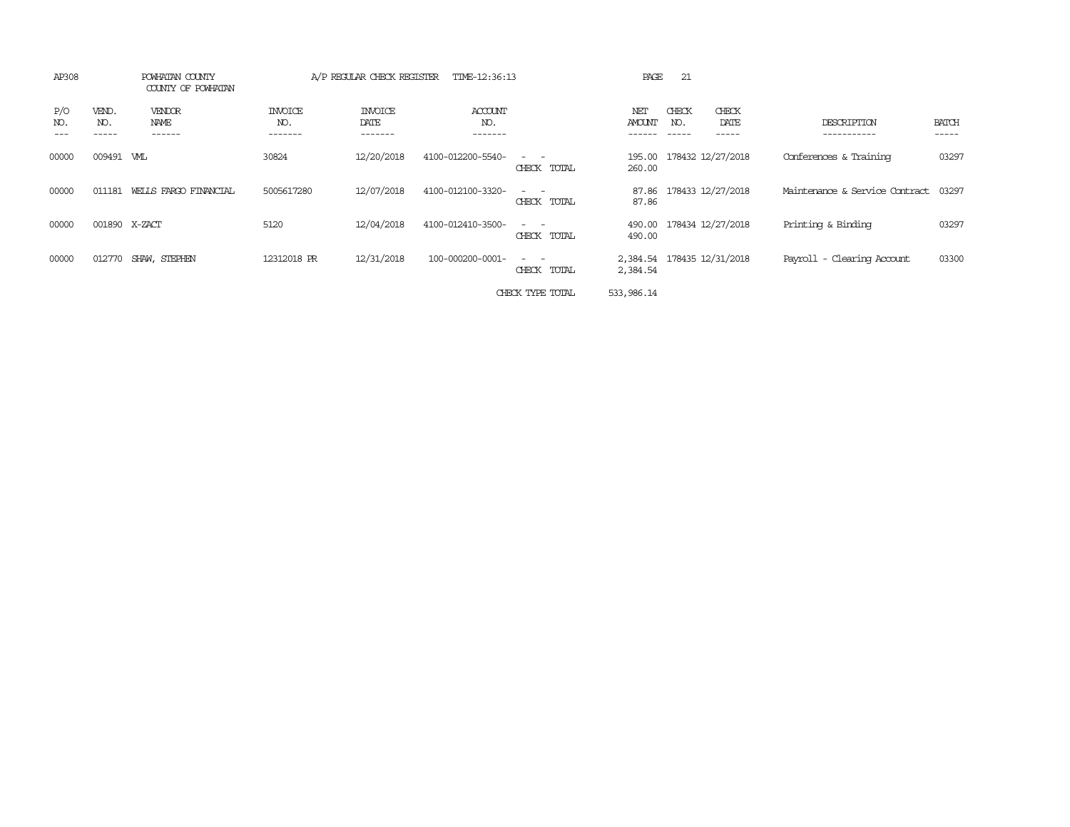AP308 POWHATAN COUNTY A/P REGULAR CHECK REGISTER TIME-12:36:13 PAGE 21
COUNTY OF POWHATAN

| P/O NO. | VEND. NO. | VENDOR NAME | INVOICE NO. | INVOICE DATE | ACCOUNT NO. | | NET AMOUNT | CHECK NO. | CHECK DATE | DESCRIPTION | BATCH |
|---|---|---|---|---|---|---|---|---|---|---|---|
| 00000 | 009491 | VML | 30824 | 12/20/2018 | 4100-012200-5540- | - - | 195.00 | 178432 | 12/27/2018 | Conferences & Training | 03297 |
| | | | | | | CHECK TOTAL | 260.00 | | | | |
| 00000 | 011181 | WELLS FARGO FINANCIAL | 5005617280 | 12/07/2018 | 4100-012100-3320- | - - | 87.86 | 178433 | 12/27/2018 | Maintenance & Service Contract | 03297 |
| | | | | | | CHECK TOTAL | 87.86 | | | | |
| 00000 | 001890 | X-ZACT | 5120 | 12/04/2018 | 4100-012410-3500- | - - | 490.00 | 178434 | 12/27/2018 | Printing & Binding | 03297 |
| | | | | | | CHECK TOTAL | 490.00 | | | | |
| 00000 | 012770 | SHAW, STEPHEN | 12312018 PR | 12/31/2018 | 100-000200-0001- | - - | 2,384.54 | 178435 | 12/31/2018 | Payroll - Clearing Account | 03300 |
| | | | | | | CHECK TOTAL | 2,384.54 | | | | |
| | | | | | | CHECK TYPE TOTAL | 533,986.14 | | | | |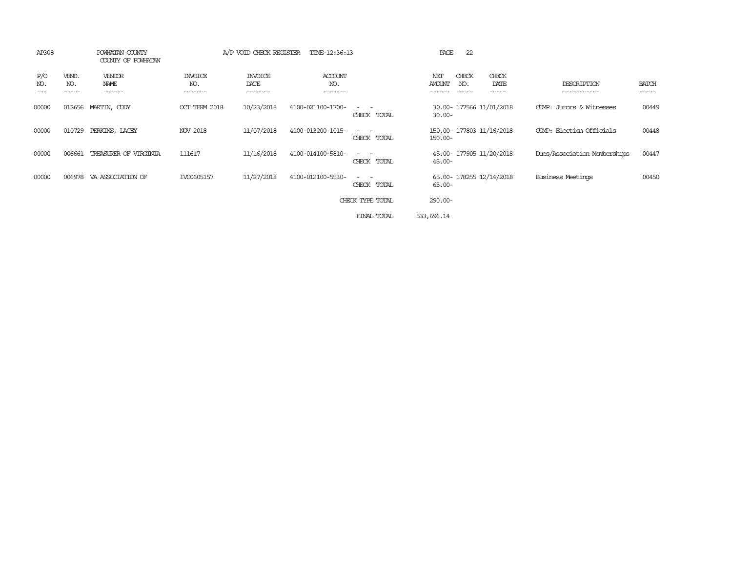AP308 POWHATAN COUNTY A/P VOID CHECK REGISTER TIME-12:36:13

COUNTY OF POWHATAN

| P/O NO. | VEND. NO. | VENDOR NAME | INVOICE NO. | INVOICE DATE | ACCOUNT NO. | | NET AMOUNT | CHECK NO. | CHECK DATE | DESCRIPTION | BATCH |
|---|---|---|---|---|---|---|---|---|---|---|---|
| 00000 | 012656 | MARTIN, CODY | OCT TERM 2018 | 10/23/2018 | 4100-021100-1700- | - - | 30.00- | 177566 | 11/01/2018 | COMP: Jurors & Witnesses | 00449 |
| | | | | | | CHECK TOTAL | 30.00- | | | | |
| 00000 | 010729 | PERKINS, LACEY | NOV 2018 | 11/07/2018 | 4100-013200-1015- | - - | 150.00- | 177803 | 11/16/2018 | COMP: Election Officials | 00448 |
| | | | | | | CHECK TOTAL | 150.00- | | | | |
| 00000 | 006661 | TREASURER OF VIRGINIA | 111617 | 11/16/2018 | 4100-014100-5810- | - - | 45.00- | 177905 | 11/20/2018 | Dues/Association Memberships | 00447 |
| | | | | | | CHECK TOTAL | 45.00- | | | | |
| 00000 | 006978 | VA ASSOCIATION OF | IVC0605157 | 11/27/2018 | 4100-012100-5530- | - - | 65.00- | 178255 | 12/14/2018 | Business Meetings | 00450 |
| | | | | | | CHECK TOTAL | 65.00- | | | | |
| | | | | | | CHECK TYPE TOTAL | 290.00- | | | | |
| | | | | | | FINAL TOTAL | 533,696.14 | | | | |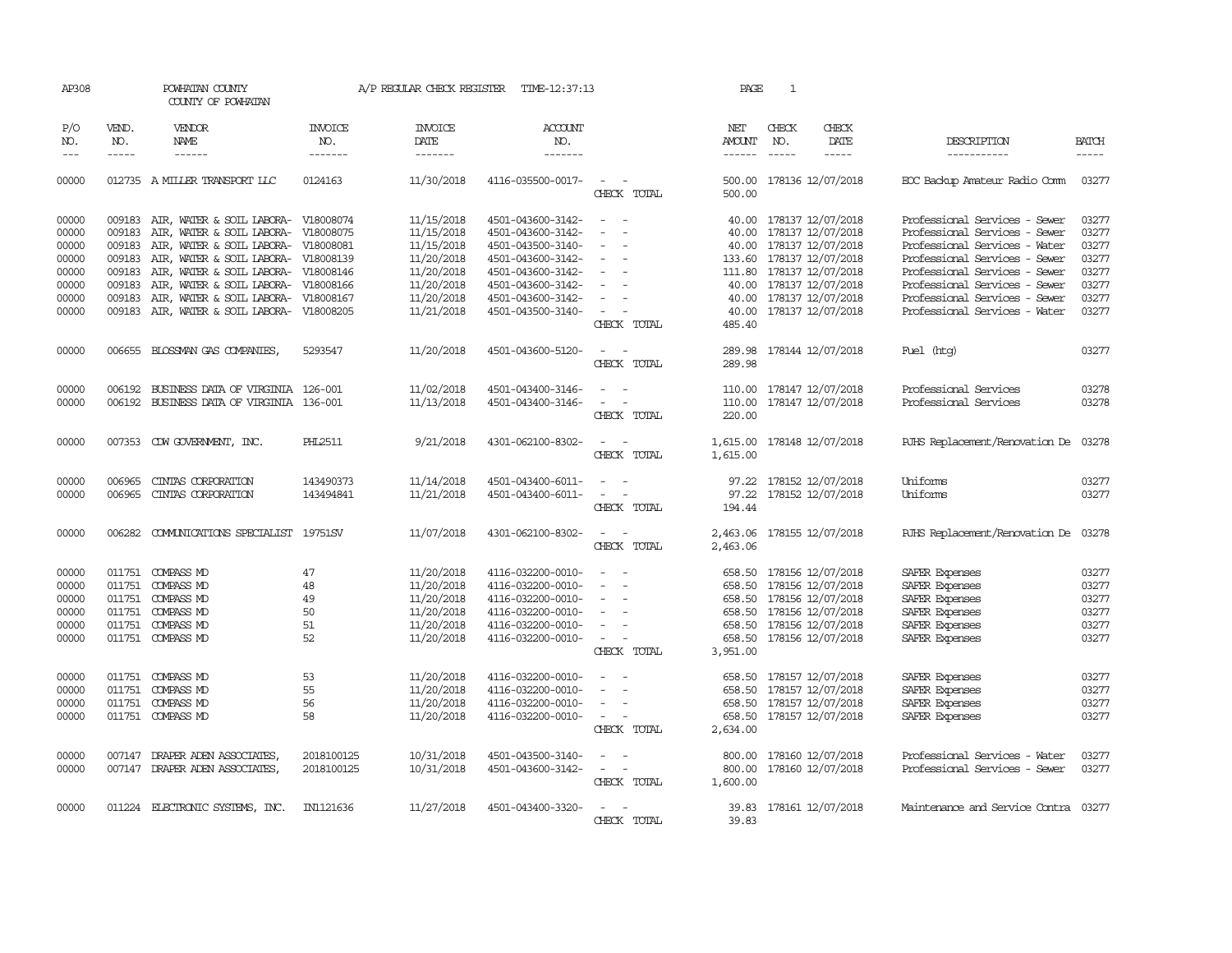AP308 POWHATAN COUNTY A/P REGULAR CHECK REGISTER TIME-12:37:13 PAGE 1

COUNTY OF POWHATAN

| P/O NO. | VEND. NO. | VENDOR NAME | INVOICE NO. | INVOICE DATE | ACCOUNT NO. | | NET AMOUNT | CHECK NO. | CHECK DATE | DESCRIPTION | BATCH |
|---|---|---|---|---|---|---|---|---|---|---|---|
| --- | ----- | ------ | ------- | ------- | ------- | | ------ | ----- | ----- | ----------- | ----- |
| 00000 | 012735 | A MILLER TRANSPORT LLC | 0124163 | 11/30/2018 | 4116-035500-0017- | - - | 500.00 | 178136 | 12/07/2018 | EOC Backup Amateur Radio Comm | 03277 |
| | | | | | | CHECK TOTAL | 500.00 | | | | |
| 00000 | 009183 | AIR, WATER & SOIL LABORA- | V18008074 | 11/15/2018 | 4501-043600-3142- | - - | 40.00 | 178137 | 12/07/2018 | Professional Services - Sewer | 03277 |
| 00000 | 009183 | AIR, WATER & SOIL LABORA- | V18008075 | 11/15/2018 | 4501-043600-3142- | - - | 40.00 | 178137 | 12/07/2018 | Professional Services - Sewer | 03277 |
| 00000 | 009183 | AIR, WATER & SOIL LABORA- | V18008081 | 11/15/2018 | 4501-043500-3140- | - - | 40.00 | 178137 | 12/07/2018 | Professional Services - Water | 03277 |
| 00000 | 009183 | AIR, WATER & SOIL LABORA- | V18008139 | 11/20/2018 | 4501-043600-3142- | - - | 133.60 | 178137 | 12/07/2018 | Professional Services - Sewer | 03277 |
| 00000 | 009183 | AIR, WATER & SOIL LABORA- | V18008146 | 11/20/2018 | 4501-043600-3142- | - - | 111.80 | 178137 | 12/07/2018 | Professional Services - Sewer | 03277 |
| 00000 | 009183 | AIR, WATER & SOIL LABORA- | V18008166 | 11/20/2018 | 4501-043600-3142- | - - | 40.00 | 178137 | 12/07/2018 | Professional Services - Sewer | 03277 |
| 00000 | 009183 | AIR, WATER & SOIL LABORA- | V18008167 | 11/20/2018 | 4501-043600-3142- | - - | 40.00 | 178137 | 12/07/2018 | Professional Services - Sewer | 03277 |
| 00000 | 009183 | AIR, WATER & SOIL LABORA- | V18008205 | 11/21/2018 | 4501-043500-3140- | - - | 40.00 | 178137 | 12/07/2018 | Professional Services - Water | 03277 |
| | | | | | | CHECK TOTAL | 485.40 | | | | |
| 00000 | 006655 | BLOSSMAN GAS COMPANIES, | 5293547 | 11/20/2018 | 4501-043600-5120- | - - | 289.98 | 178144 | 12/07/2018 | Fuel (htg) | 03277 |
| | | | | | | CHECK TOTAL | 289.98 | | | | |
| 00000 | 006192 | BUSINESS DATA OF VIRGINIA | 126-001 | 11/02/2018 | 4501-043400-3146- | - - | 110.00 | 178147 | 12/07/2018 | Professional Services | 03278 |
| 00000 | 006192 | BUSINESS DATA OF VIRGINIA | 136-001 | 11/13/2018 | 4501-043400-3146- | - - | 110.00 | 178147 | 12/07/2018 | Professional Services | 03278 |
| | | | | | | CHECK TOTAL | 220.00 | | | | |
| 00000 | 007353 | CDW GOVERNMENT, INC. | PHL2511 | 9/21/2018 | 4301-062100-8302- | - - | 1,615.00 | 178148 | 12/07/2018 | PJHS Replacement/Renovation De | 03278 |
| | | | | | | CHECK TOTAL | 1,615.00 | | | | |
| 00000 | 006965 | CINTAS CORPORATION | 143490373 | 11/14/2018 | 4501-043400-6011- | - - | 97.22 | 178152 | 12/07/2018 | Uniforms | 03277 |
| 00000 | 006965 | CINTAS CORPORATION | 143494841 | 11/21/2018 | 4501-043400-6011- | - - | 97.22 | 178152 | 12/07/2018 | Uniforms | 03277 |
| | | | | | | CHECK TOTAL | 194.44 | | | | |
| 00000 | 006282 | COMMUNICATIONS SPECIALIST | 19751SV | 11/07/2018 | 4301-062100-8302- | - - | 2,463.06 | 178155 | 12/07/2018 | PJHS Replacement/Renovation De | 03278 |
| | | | | | | CHECK TOTAL | 2,463.06 | | | | |
| 00000 | 011751 | COMPASS MD | 47 | 11/20/2018 | 4116-032200-0010- | - - | 658.50 | 178156 | 12/07/2018 | SAFER Expenses | 03277 |
| 00000 | 011751 | COMPASS MD | 48 | 11/20/2018 | 4116-032200-0010- | - - | 658.50 | 178156 | 12/07/2018 | SAFER Expenses | 03277 |
| 00000 | 011751 | COMPASS MD | 49 | 11/20/2018 | 4116-032200-0010- | - - | 658.50 | 178156 | 12/07/2018 | SAFER Expenses | 03277 |
| 00000 | 011751 | COMPASS MD | 50 | 11/20/2018 | 4116-032200-0010- | - - | 658.50 | 178156 | 12/07/2018 | SAFER Expenses | 03277 |
| 00000 | 011751 | COMPASS MD | 51 | 11/20/2018 | 4116-032200-0010- | - - | 658.50 | 178156 | 12/07/2018 | SAFER Expenses | 03277 |
| 00000 | 011751 | COMPASS MD | 52 | 11/20/2018 | 4116-032200-0010- | - - | 658.50 | 178156 | 12/07/2018 | SAFER Expenses | 03277 |
| | | | | | | CHECK TOTAL | 3,951.00 | | | | |
| 00000 | 011751 | COMPASS MD | 53 | 11/20/2018 | 4116-032200-0010- | - - | 658.50 | 178157 | 12/07/2018 | SAFER Expenses | 03277 |
| 00000 | 011751 | COMPASS MD | 55 | 11/20/2018 | 4116-032200-0010- | - - | 658.50 | 178157 | 12/07/2018 | SAFER Expenses | 03277 |
| 00000 | 011751 | COMPASS MD | 56 | 11/20/2018 | 4116-032200-0010- | - - | 658.50 | 178157 | 12/07/2018 | SAFER Expenses | 03277 |
| 00000 | 011751 | COMPASS MD | 58 | 11/20/2018 | 4116-032200-0010- | - - | 658.50 | 178157 | 12/07/2018 | SAFER Expenses | 03277 |
| | | | | | | CHECK TOTAL | 2,634.00 | | | | |
| 00000 | 007147 | DRAPER ADEN ASSOCIATES, | 2018100125 | 10/31/2018 | 4501-043500-3140- | - - | 800.00 | 178160 | 12/07/2018 | Professional Services - Water | 03277 |
| 00000 | 007147 | DRAPER ADEN ASSOCIATES, | 2018100125 | 10/31/2018 | 4501-043600-3142- | - - | 800.00 | 178160 | 12/07/2018 | Professional Services - Sewer | 03277 |
| | | | | | | CHECK TOTAL | 1,600.00 | | | | |
| 00000 | 011224 | ELECTRONIC SYSTEMS, INC. | IN1121636 | 11/27/2018 | 4501-043400-3320- | - - | 39.83 | 178161 | 12/07/2018 | Maintenance and Service Contra | 03277 |
| | | | | | | CHECK TOTAL | 39.83 | | | | |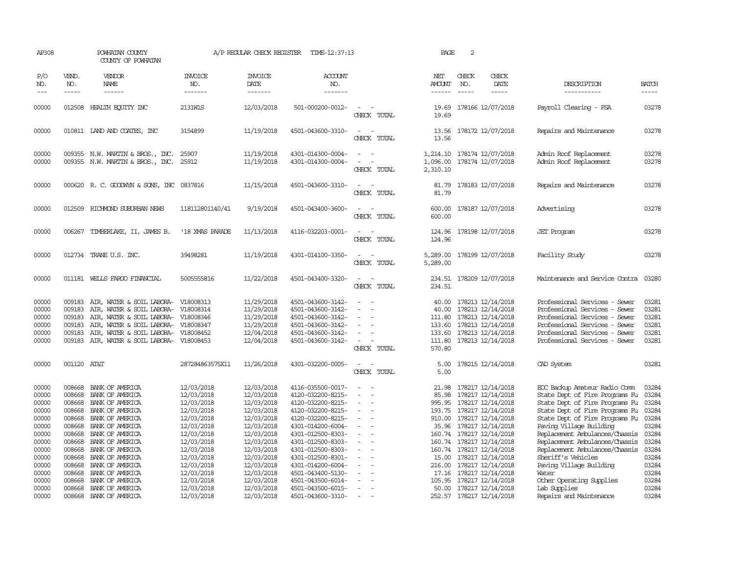AP308 POWHATAN COUNTY A/P REGULAR CHECK REGISTER TIME-12:37:13 PAGE 2

COUNTY OF POWHATAN

| P/O NO. | VEND. NO. | VENDOR NAME | INVOICE NO. | INVOICE DATE | ACCOUNT NO. | | NET AMOUNT | CHECK NO. | CHECK DATE | DESCRIPTION | BATCH |
|---|---|---|---|---|---|---|---|---|---|---|---|
| 00000 | 012508 | HEALTH EQUITY INC | 2131W1S | 12/03/2018 | 501-000200-0012- | - - | 19.69 | 178166 | 12/07/2018 | Payroll Clearing - FSA | 03278 |
| | | | | | | CHECK TOTAL | 19.69 | | | | |
| 00000 | 010811 | LAND AND COATES, INC | 3154899 | 11/19/2018 | 4501-043600-3310- | - - | 13.56 | 178172 | 12/07/2018 | Repairs and Maintenance | 03278 |
| | | | | | | CHECK TOTAL | 13.56 | | | | |
| 00000 | 009355 | N.W. MARTIN & BROS., INC. | 25907 | 11/19/2018 | 4301-014300-0004- | - - | 1,214.10 | 178174 | 12/07/2018 | Admin Roof Replacement | 03278 |
| 00000 | 009355 | N.W. MARTIN & BROS., INC. | 25912 | 11/19/2018 | 4301-014300-0004- | - - | 1,096.00 | 178174 | 12/07/2018 | Admin Roof Replacement | 03278 |
| | | | | | | CHECK TOTAL | 2,310.10 | | | | |
| 00000 | 000620 | R. C. GOODWYN & SONS, INC | 0837816 | 11/15/2018 | 4501-043600-3310- | - - | 81.79 | 178183 | 12/07/2018 | Repairs and Maintenance | 03278 |
| | | | | | | CHECK TOTAL | 81.79 | | | | |
| 00000 | 012509 | RICHMOND SUBURBAN NEWS | 118112801140/41 | 9/19/2018 | 4501-043400-3600- | - - | 600.00 | 178187 | 12/07/2018 | Advertising | 03278 |
| | | | | | | CHECK TOTAL | 600.00 | | | | |
| 00000 | 006267 | TIMBERLAKE, II, JAMES B. | '18 XMAS PARADE | 11/13/2018 | 4116-032203-0001- | - - | 124.96 | 178198 | 12/07/2018 | JET Program | 03278 |
| | | | | | | CHECK TOTAL | 124.96 | | | | |
| 00000 | 012734 | TRANE U.S. INC. | 39498281 | 11/19/2018 | 4301-014100-3350- | - - | 5,289.00 | 178199 | 12/07/2018 | Facility Study | 03278 |
| | | | | | | CHECK TOTAL | 5,289.00 | | | | |
| 00000 | 011181 | WELLS FARGO FINANCIAL | 5005555816 | 11/22/2018 | 4501-043400-3320- | - - | 234.51 | 178209 | 12/07/2018 | Maintenance and Service Contra | 03280 |
| | | | | | | CHECK TOTAL | 234.51 | | | | |
| 00000 | 009183 | AIR, WATER & SOIL LABORA- | V18008313 | 11/29/2018 | 4501-043600-3142- | - - | 40.00 | 178213 | 12/14/2018 | Professional Services - Sewer | 03281 |
| 00000 | 009183 | AIR, WATER & SOIL LABORA- | V18008314 | 11/29/2018 | 4501-043600-3142- | - - | 40.00 | 178213 | 12/14/2018 | Professional Services - Sewer | 03281 |
| 00000 | 009183 | AIR, WATER & SOIL LABORA- | V18008346 | 11/29/2018 | 4501-043600-3142- | - - | 111.80 | 178213 | 12/14/2018 | Professional Services - Sewer | 03281 |
| 00000 | 009183 | AIR, WATER & SOIL LABORA- | V18008347 | 11/29/2018 | 4501-043600-3142- | - - | 133.60 | 178213 | 12/14/2018 | Professional Services - Sewer | 03281 |
| 00000 | 009183 | AIR, WATER & SOIL LABORA- | V18008452 | 12/04/2018 | 4501-043600-3142- | - - | 133.60 | 178213 | 12/14/2018 | Professional Services - Sewer | 03281 |
| 00000 | 009183 | AIR, WATER & SOIL LABORA- | V18008453 | 12/04/2018 | 4501-043600-3142- | - - | 111.80 | 178213 | 12/14/2018 | Professional Services - Sewer | 03281 |
| | | | | | | CHECK TOTAL | 570.80 | | | | |
| 00000 | 001120 | AT&T | 287284863575X11 | 11/26/2018 | 4301-032200-0005- | - - | 5.00 | 178215 | 12/14/2018 | CAD System | 03281 |
| | | | | | | CHECK TOTAL | 5.00 | | | | |
| 00000 | 008668 | BANK OF AMERICA | 12/03/2018 | 12/03/2018 | 4116-035500-0017- | - - | 21.98 | 178217 | 12/14/2018 | EOC Backup Amateur Radio Comm | 03284 |
| 00000 | 008668 | BANK OF AMERICA | 12/03/2018 | 12/03/2018 | 4120-032200-8215- | - - | 85.98 | 178217 | 12/14/2018 | State Dept of Fire Programs Fu | 03284 |
| 00000 | 008668 | BANK OF AMERICA | 12/03/2018 | 12/03/2018 | 4120-032200-8215- | - - | 995.95 | 178217 | 12/14/2018 | State Dept of Fire Programs Fu | 03284 |
| 00000 | 008668 | BANK OF AMERICA | 12/03/2018 | 12/03/2018 | 4120-032200-8215- | - - | 193.75 | 178217 | 12/14/2018 | State Dept of Fire Programs Fu | 03284 |
| 00000 | 008668 | BANK OF AMERICA | 12/03/2018 | 12/03/2018 | 4120-032200-8215- | - - | 910.00 | 178217 | 12/14/2018 | State Dept of Fire Programs Fu | 03284 |
| 00000 | 008668 | BANK OF AMERICA | 12/03/2018 | 12/03/2018 | 4301-014200-6004- | - - | 35.96 | 178217 | 12/14/2018 | Paving Village Building | 03284 |
| 00000 | 008668 | BANK OF AMERICA | 12/03/2018 | 12/03/2018 | 4301-012500-8303- | - - | 160.74 | 178217 | 12/14/2018 | Replacement Ambulances/Chassis | 03284 |
| 00000 | 008668 | BANK OF AMERICA | 12/03/2018 | 12/03/2018 | 4301-012500-8303- | - - | 160.74 | 178217 | 12/14/2018 | Replacement Ambulances/Chassis | 03284 |
| 00000 | 008668 | BANK OF AMERICA | 12/03/2018 | 12/03/2018 | 4301-012500-8303- | - - | 160.74 | 178217 | 12/14/2018 | Replacement Ambulances/Chassis | 03284 |
| 00000 | 008668 | BANK OF AMERICA | 12/03/2018 | 12/03/2018 | 4301-012500-8301- | - - | 15.00 | 178217 | 12/14/2018 | Sheriff's Vehicles | 03284 |
| 00000 | 008668 | BANK OF AMERICA | 12/03/2018 | 12/03/2018 | 4301-014200-6004- | - - | 216.00 | 178217 | 12/14/2018 | Paving Village Building | 03284 |
| 00000 | 008668 | BANK OF AMERICA | 12/03/2018 | 12/03/2018 | 4501-043400-5130- | - - | 17.16 | 178217 | 12/14/2018 | Water | 03284 |
| 00000 | 008668 | BANK OF AMERICA | 12/03/2018 | 12/03/2018 | 4501-043500-6014- | - - | 105.95 | 178217 | 12/14/2018 | Other Operating Supplies | 03284 |
| 00000 | 008668 | BANK OF AMERICA | 12/03/2018 | 12/03/2018 | 4501-043500-6015- | - - | 50.00 | 178217 | 12/14/2018 | Lab Supplies | 03284 |
| 00000 | 008668 | BANK OF AMERICA | 12/03/2018 | 12/03/2018 | 4501-043600-3310- | - - | 252.57 | 178217 | 12/14/2018 | Repairs and Maintenance | 03284 |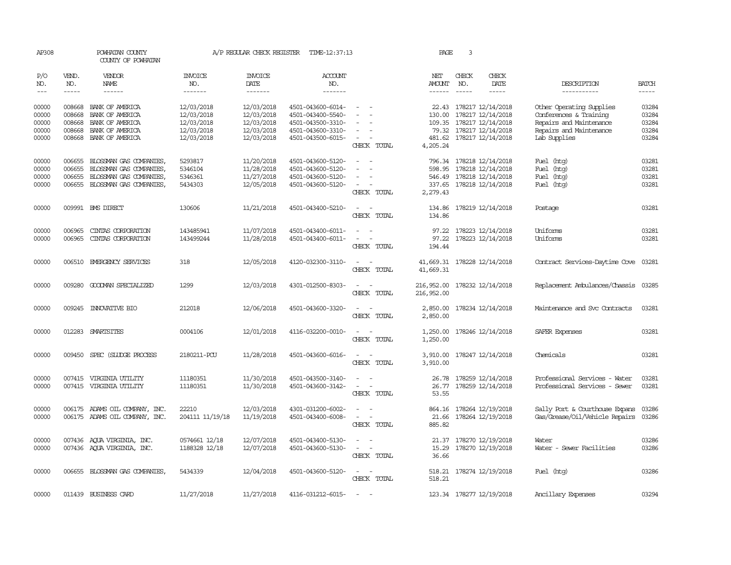AP308 POWHATAN COUNTY A/P REGULAR CHECK REGISTER TIME-12:37:13 PAGE 3

COUNTY OF POWHATAN

| P/O NO. | VEND. NO. | VENDOR NAME | INVOICE NO. | INVOICE DATE | ACCOUNT NO. | | NET AMOUNT | CHECK NO. | CHECK DATE | DESCRIPTION | BATCH |
|---|---|---|---|---|---|---|---|---|---|---|---|
| 00000 | 008668 | BANK OF AMERICA | 12/03/2018 | 12/03/2018 | 4501-043600-6014- | - - | 22.43 | 178217 | 12/14/2018 | Other Operating Supplies | 03284 |
| 00000 | 008668 | BANK OF AMERICA | 12/03/2018 | 12/03/2018 | 4501-043400-5540- | - - | 130.00 | 178217 | 12/14/2018 | Conferences & Training | 03284 |
| 00000 | 008668 | BANK OF AMERICA | 12/03/2018 | 12/03/2018 | 4501-043500-3310- | - - | 109.35 | 178217 | 12/14/2018 | Repairs and Maintenance | 03284 |
| 00000 | 008668 | BANK OF AMERICA | 12/03/2018 | 12/03/2018 | 4501-043600-3310- | - - | 79.32 | 178217 | 12/14/2018 | Repairs and Maintenance | 03284 |
| 00000 | 008668 | BANK OF AMERICA | 12/03/2018 | 12/03/2018 | 4501-043500-6015- | - - | 481.62 | 178217 | 12/14/2018 | Lab Supplies | 03284 |
| | | | | | | CHECK TOTAL | 4,205.24 | | | | |
| 00000 | 006655 | BLOSSMAN GAS COMPANIES, | 5293817 | 11/20/2018 | 4501-043600-5120- | - - | 796.34 | 178218 | 12/14/2018 | Fuel (htg) | 03281 |
| 00000 | 006655 | BLOSSMAN GAS COMPANIES, | 5346104 | 11/28/2018 | 4501-043600-5120- | - - | 598.95 | 178218 | 12/14/2018 | Fuel (htg) | 03281 |
| 00000 | 006655 | BLOSSMAN GAS COMPANIES, | 5346361 | 11/27/2018 | 4501-043600-5120- | - - | 546.49 | 178218 | 12/14/2018 | Fuel (htg) | 03281 |
| 00000 | 006655 | BLOSSMAN GAS COMPANIES, | 5434303 | 12/05/2018 | 4501-043600-5120- | - - | 337.65 | 178218 | 12/14/2018 | Fuel (htg) | 03281 |
| | | | | | | CHECK TOTAL | 2,279.43 | | | | |
| 00000 | 009991 | BMS DIRECT | 130606 | 11/21/2018 | 4501-043400-5210- | - - | 134.86 | 178219 | 12/14/2018 | Postage | 03281 |
| | | | | | | CHECK TOTAL | 134.86 | | | | |
| 00000 | 006965 | CINTAS CORPORATION | 143485941 | 11/07/2018 | 4501-043400-6011- | - - | 97.22 | 178223 | 12/14/2018 | Uniforms | 03281 |
| 00000 | 006965 | CINTAS CORPORATION | 143499244 | 11/28/2018 | 4501-043400-6011- | - - | 97.22 | 178223 | 12/14/2018 | Uniforms | 03281 |
| | | | | | | CHECK TOTAL | 194.44 | | | | |
| 00000 | 006510 | EMERGENCY SERVICES | 318 | 12/05/2018 | 4120-032300-3110- | - - | 41,669.31 | 178228 | 12/14/2018 | Contract Services-Daytime Cove | 03281 |
| | | | | | | CHECK TOTAL | 41,669.31 | | | | |
| 00000 | 009280 | GOODMAN SPECIALIZED | 1299 | 12/03/2018 | 4301-012500-8303- | - - | 216,952.00 | 178232 | 12/14/2018 | Replacement Ambulances/Chassis | 03285 |
| | | | | | | CHECK TOTAL | 216,952.00 | | | | |
| 00000 | 009245 | INNOVATIVE BIO | 212018 | 12/06/2018 | 4501-043600-3320- | - - | 2,850.00 | 178234 | 12/14/2018 | Maintenance and Svc Contracts | 03281 |
| | | | | | | CHECK TOTAL | 2,850.00 | | | | |
| 00000 | 012283 | SMARTSITES | 0004106 | 12/01/2018 | 4116-032200-0010- | - - | 1,250.00 | 178246 | 12/14/2018 | SAFER Expenses | 03281 |
| | | | | | | CHECK TOTAL | 1,250.00 | | | | |
| 00000 | 009450 | SPEC (SLUDGE PROCESS | 2180211-PCU | 11/28/2018 | 4501-043600-6016- | - - | 3,910.00 | 178247 | 12/14/2018 | Chemicals | 03281 |
| | | | | | | CHECK TOTAL | 3,910.00 | | | | |
| 00000 | 007415 | VIRGINIA UTILITY | 11180351 | 11/30/2018 | 4501-043500-3140- | - - | 26.78 | 178259 | 12/14/2018 | Professional Services - Water | 03281 |
| 00000 | 007415 | VIRGINIA UTILITY | 11180351 | 11/30/2018 | 4501-043600-3142- | - - | 26.77 | 178259 | 12/14/2018 | Professional Services - Sewer | 03281 |
| | | | | | | CHECK TOTAL | 53.55 | | | | |
| 00000 | 006175 | ADAMS OIL COMPANY, INC. | 22210 | 12/03/2018 | 4301-031200-6002- | - - | 864.16 | 178264 | 12/19/2018 | Sally Port & Courthouse Expans | 03286 |
| 00000 | 006175 | ADAMS OIL COMPANY, INC. | 204111 11/19/18 | 11/19/2018 | 4501-043400-6008- | - - | 21.66 | 178264 | 12/19/2018 | Gas/Grease/Oil/Vehicle Repairs | 03286 |
| | | | | | | CHECK TOTAL | 885.82 | | | | |
| 00000 | 007436 | AQUA VIRGINIA, INC. | 0574661 12/18 | 12/07/2018 | 4501-043400-5130- | - - | 21.37 | 178270 | 12/19/2018 | Water | 03286 |
| 00000 | 007436 | AQUA VIRGINIA, INC. | 1188328 12/18 | 12/07/2018 | 4501-043600-5130- | - - | 15.29 | 178270 | 12/19/2018 | Water - Sewer Facilities | 03286 |
| | | | | | | CHECK TOTAL | 36.66 | | | | |
| 00000 | 006655 | BLOSSMAN GAS COMPANIES, | 5434339 | 12/04/2018 | 4501-043600-5120- | - - | 518.21 | 178274 | 12/19/2018 | Fuel (htg) | 03286 |
| | | | | | | CHECK TOTAL | 518.21 | | | | |
| 00000 | 011439 | BUSINESS CARD | 11/27/2018 | 11/27/2018 | 4116-031212-6015- | - - | 123.34 | 178277 | 12/19/2018 | Ancillary Expenses | 03294 |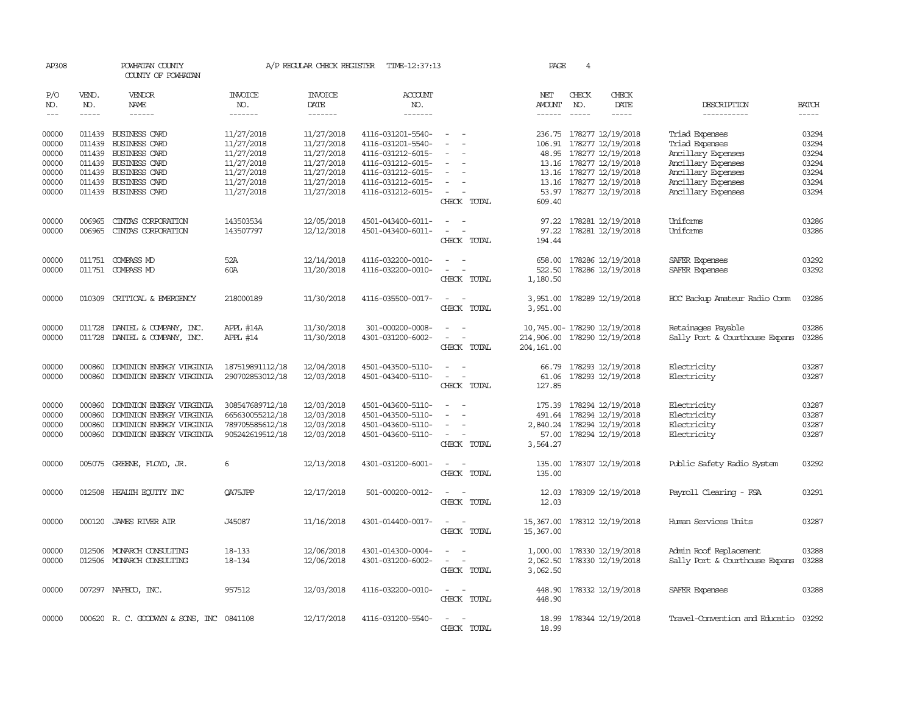AP308 POWHATAN COUNTY A/P REGULAR CHECK REGISTER TIME-12:37:13 PAGE 4
COUNTY OF POWHATAN

| P/O NO. | VEND. NO. | VENDOR NAME | INVOICE NO. | INVOICE DATE | ACCOUNT NO. | | NET AMOUNT | CHECK NO. | CHECK DATE | DESCRIPTION | BATCH |
|---|---|---|---|---|---|---|---|---|---|---|---|
| 00000 | 011439 | BUSINESS CARD | 11/27/2018 | 11/27/2018 | 4116-031201-5540- | - - | 236.75 | 178277 | 12/19/2018 | Triad Expenses | 03294 |
| 00000 | 011439 | BUSINESS CARD | 11/27/2018 | 11/27/2018 | 4116-031201-5540- | - - | 106.91 | 178277 | 12/19/2018 | Triad Expenses | 03294 |
| 00000 | 011439 | BUSINESS CARD | 11/27/2018 | 11/27/2018 | 4116-031212-6015- | - - | 48.95 | 178277 | 12/19/2018 | Ancillary Expenses | 03294 |
| 00000 | 011439 | BUSINESS CARD | 11/27/2018 | 11/27/2018 | 4116-031212-6015- | - - | 13.16 | 178277 | 12/19/2018 | Ancillary Expenses | 03294 |
| 00000 | 011439 | BUSINESS CARD | 11/27/2018 | 11/27/2018 | 4116-031212-6015- | - - | 13.16 | 178277 | 12/19/2018 | Ancillary Expenses | 03294 |
| 00000 | 011439 | BUSINESS CARD | 11/27/2018 | 11/27/2018 | 4116-031212-6015- | - - | 13.16 | 178277 | 12/19/2018 | Ancillary Expenses | 03294 |
| 00000 | 011439 | BUSINESS CARD | 11/27/2018 | 11/27/2018 | 4116-031212-6015- | - - | 53.97 | 178277 | 12/19/2018 | Ancillary Expenses | 03294 |
| | | | | | | CHECK TOTAL | 609.40 | | | | |
| 00000 | 006965 | CINTAS CORPORATION | 143503534 | 12/05/2018 | 4501-043400-6011- | - - | 97.22 | 178281 | 12/19/2018 | Uniforms | 03286 |
| 00000 | 006965 | CINTAS CORPORATION | 143507797 | 12/12/2018 | 4501-043400-6011- | - - | 97.22 | 178281 | 12/19/2018 | Uniforms | 03286 |
| | | | | | | CHECK TOTAL | 194.44 | | | | |
| 00000 | 011751 | COMPASS MD | 52A | 12/14/2018 | 4116-032200-0010- | - - | 658.00 | 178286 | 12/19/2018 | SAFER Expenses | 03292 |
| 00000 | 011751 | COMPASS MD | 60A | 11/20/2018 | 4116-032200-0010- | - - | 522.50 | 178286 | 12/19/2018 | SAFER Expenses | 03292 |
| | | | | | | CHECK TOTAL | 1,180.50 | | | | |
| 00000 | 010309 | CRITICAL & EMERGENCY | 218000189 | 11/30/2018 | 4116-035500-0017- | - - | 3,951.00 | 178289 | 12/19/2018 | EOC Backup Amateur Radio Comm | 03286 |
| | | | | | | CHECK TOTAL | 3,951.00 | | | | |
| 00000 | 011728 | DANIEL & COMPANY, INC. | APPL #14A | 11/30/2018 | 301-000200-0008- | - - | 10,745.00- | 178290 | 12/19/2018 | Retainages Payable | 03286 |
| 00000 | 011728 | DANIEL & COMPANY, INC. | APPL #14 | 11/30/2018 | 4301-031200-6002- | - - | 214,906.00 | 178290 | 12/19/2018 | Sally Port & Courthouse Expans | 03286 |
| | | | | | | CHECK TOTAL | 204,161.00 | | | | |
| 00000 | 000860 | DOMINION ENERGY VIRGINIA | 187519891112/18 | 12/04/2018 | 4501-043500-5110- | - - | 66.79 | 178293 | 12/19/2018 | Electricity | 03287 |
| 00000 | 000860 | DOMINION ENERGY VIRGINIA | 290702853012/18 | 12/03/2018 | 4501-043400-5110- | - - | 61.06 | 178293 | 12/19/2018 | Electricity | 03287 |
| | | | | | | CHECK TOTAL | 127.85 | | | | |
| 00000 | 000860 | DOMINION ENERGY VIRGINIA | 308547689712/18 | 12/03/2018 | 4501-043600-5110- | - - | 175.39 | 178294 | 12/19/2018 | Electricity | 03287 |
| 00000 | 000860 | DOMINION ENERGY VIRGINIA | 665630055212/18 | 12/03/2018 | 4501-043500-5110- | - - | 491.64 | 178294 | 12/19/2018 | Electricity | 03287 |
| 00000 | 000860 | DOMINION ENERGY VIRGINIA | 789705585612/18 | 12/03/2018 | 4501-043600-5110- | - - | 2,840.24 | 178294 | 12/19/2018 | Electricity | 03287 |
| 00000 | 000860 | DOMINION ENERGY VIRGINIA | 905242619512/18 | 12/03/2018 | 4501-043600-5110- | - - | 57.00 | 178294 | 12/19/2018 | Electricity | 03287 |
| | | | | | | CHECK TOTAL | 3,564.27 | | | | |
| 00000 | 005075 | GREENE, FLOYD, JR. | 6 | 12/13/2018 | 4301-031200-6001- | - - | 135.00 | 178307 | 12/19/2018 | Public Safety Radio System | 03292 |
| | | | | | | CHECK TOTAL | 135.00 | | | | |
| 00000 | 012508 | HEALTH EQUITY INC | QA75JPP | 12/17/2018 | 501-000200-0012- | - - | 12.03 | 178309 | 12/19/2018 | Payroll Clearing - FSA | 03291 |
| | | | | | | CHECK TOTAL | 12.03 | | | | |
| 00000 | 000120 | JAMES RIVER AIR | J45087 | 11/16/2018 | 4301-014400-0017- | - - | 15,367.00 | 178312 | 12/19/2018 | Human Services Units | 03287 |
| | | | | | | CHECK TOTAL | 15,367.00 | | | | |
| 00000 | 012506 | MONARCH CONSULTING | 18-133 | 12/06/2018 | 4301-014300-0004- | - - | 1,000.00 | 178330 | 12/19/2018 | Admin Roof Replacement | 03288 |
| 00000 | 012506 | MONARCH CONSULTING | 18-134 | 12/06/2018 | 4301-031200-6002- | - - | 2,062.50 | 178330 | 12/19/2018 | Sally Port & Courthouse Expans | 03288 |
| | | | | | | CHECK TOTAL | 3,062.50 | | | | |
| 00000 | 007297 | NAFECO, INC. | 957512 | 12/03/2018 | 4116-032200-0010- | - - | 448.90 | 178332 | 12/19/2018 | SAFER Expenses | 03288 |
| | | | | | | CHECK TOTAL | 448.90 | | | | |
| 00000 | 000620 | R. C. GOODWYN & SONS, INC | 0841108 | 12/17/2018 | 4116-031200-5540- | - - | 18.99 | 178344 | 12/19/2018 | Travel-Convention and Educatio | 03292 |
| | | | | | | CHECK TOTAL | 18.99 | | | | |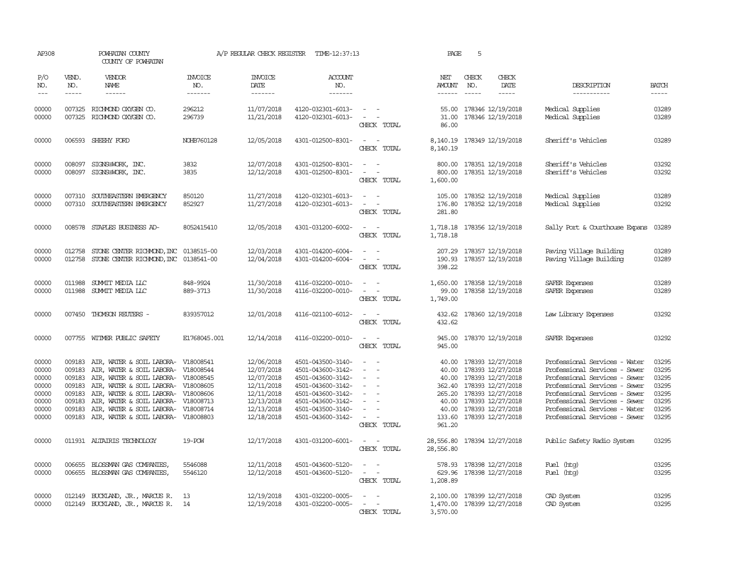AP308 POWHATAN COUNTY A/P REGULAR CHECK REGISTER TIME-12:37:13 PAGE 5
COUNTY OF POWHATAN

| P/O NO. | VEND. NO. | VENDOR NAME | INVOICE NO. | INVOICE DATE | ACCOUNT NO. | | NET AMOUNT | CHECK NO. | CHECK DATE | DESCRIPTION | BATCH |
|---|---|---|---|---|---|---|---|---|---|---|---|
| 00000 | 007325 | RICHMOND OXYGEN CO. | 296212 | 11/07/2018 | 4120-032301-6013- | - - | 55.00 | 178346 | 12/19/2018 | Medical Supplies | 03289 |
| 00000 | 007325 | RICHMOND OXYGEN CO. | 296739 | 11/21/2018 | 4120-032301-6013- | - - | 31.00 | 178346 | 12/19/2018 | Medical Supplies | 03289 |
| | | | | | | CHECK TOTAL | 86.00 | | | | |
| 00000 | 006593 | SHEEHY FORD | NOHB760128 | 12/05/2018 | 4301-012500-8301- | - - | 8,140.19 | 178349 | 12/19/2018 | Sheriff's Vehicles | 03289 |
| | | | | | | CHECK TOTAL | 8,140.19 | | | | |
| 00000 | 008097 | SIGNS@WORK, INC. | 3832 | 12/07/2018 | 4301-012500-8301- | - - | 800.00 | 178351 | 12/19/2018 | Sheriff's Vehicles | 03292 |
| 00000 | 008097 | SIGNS@WORK, INC. | 3835 | 12/12/2018 | 4301-012500-8301- | - - | 800.00 | 178351 | 12/19/2018 | Sheriff's Vehicles | 03292 |
| | | | | | | CHECK TOTAL | 1,600.00 | | | | |
| 00000 | 007310 | SOUTHEASTERN EMERGENCY | 850120 | 11/27/2018 | 4120-032301-6013- | - - | 105.00 | 178352 | 12/19/2018 | Medical Supplies | 03289 |
| 00000 | 007310 | SOUTHEASTERN EMERGENCY | 852927 | 11/27/2018 | 4120-032301-6013- | - - | 176.80 | 178352 | 12/19/2018 | Medical Supplies | 03292 |
| | | | | | | CHECK TOTAL | 281.80 | | | | |
| 00000 | 008578 | STAPLES BUSINESS AD- | 8052415410 | 12/05/2018 | 4301-031200-6002- | - - | 1,718.18 | 178356 | 12/19/2018 | Sally Port & Courthouse Expans | 03289 |
| | | | | | | CHECK TOTAL | 1,718.18 | | | | |
| 00000 | 012758 | STONE CENTER RICHMOND, INC | 0138515-00 | 12/03/2018 | 4301-014200-6004- | - - | 207.29 | 178357 | 12/19/2018 | Paving Village Building | 03289 |
| 00000 | 012758 | STONE CENTER RICHMOND, INC | 0138541-00 | 12/04/2018 | 4301-014200-6004- | - - | 190.93 | 178357 | 12/19/2018 | Paving Village Building | 03289 |
| | | | | | | CHECK TOTAL | 398.22 | | | | |
| 00000 | 011988 | SUMMIT MEDIA LLC | 848-9924 | 11/30/2018 | 4116-032200-0010- | - - | 1,650.00 | 178358 | 12/19/2018 | SAFER Expenses | 03289 |
| 00000 | 011988 | SUMMIT MEDIA LLC | 889-3713 | 11/30/2018 | 4116-032200-0010- | - - | 99.00 | 178358 | 12/19/2018 | SAFER Expenses | 03289 |
| | | | | | | CHECK TOTAL | 1,749.00 | | | | |
| 00000 | 007450 | THOMSON REUTERS - | 839357012 | 12/01/2018 | 4116-021100-6012- | - - | 432.62 | 178360 | 12/19/2018 | Law Library Expenses | 03292 |
| | | | | | | CHECK TOTAL | 432.62 | | | | |
| 00000 | 007755 | WITMER PUBLIC SAFETY | E1768045.001 | 12/14/2018 | 4116-032200-0010- | - - | 945.00 | 178370 | 12/19/2018 | SAFER Expenses | 03292 |
| | | | | | | CHECK TOTAL | 945.00 | | | | |
| 00000 | 009183 | AIR, WATER & SOIL LABORA- | V18008541 | 12/06/2018 | 4501-043500-3140- | - - | 40.00 | 178393 | 12/27/2018 | Professional Services - Water | 03295 |
| 00000 | 009183 | AIR, WATER & SOIL LABORA- | V18008544 | 12/07/2018 | 4501-043600-3142- | - - | 40.00 | 178393 | 12/27/2018 | Professional Services - Sewer | 03295 |
| 00000 | 009183 | AIR, WATER & SOIL LABORA- | V18008545 | 12/07/2018 | 4501-043600-3142- | - - | 40.00 | 178393 | 12/27/2018 | Professional Services - Sewer | 03295 |
| 00000 | 009183 | AIR, WATER & SOIL LABORA- | V18008605 | 12/11/2018 | 4501-043600-3142- | - - | 362.40 | 178393 | 12/27/2018 | Professional Services - Sewer | 03295 |
| 00000 | 009183 | AIR, WATER & SOIL LABORA- | V18008606 | 12/11/2018 | 4501-043600-3142- | - - | 265.20 | 178393 | 12/27/2018 | Professional Services - Sewer | 03295 |
| 00000 | 009183 | AIR, WATER & SOIL LABORA- | V18008713 | 12/13/2018 | 4501-043600-3142- | - - | 40.00 | 178393 | 12/27/2018 | Professional Services - Sewer | 03295 |
| 00000 | 009183 | AIR, WATER & SOIL LABORA- | V18008714 | 12/13/2018 | 4501-043500-3140- | - - | 40.00 | 178393 | 12/27/2018 | Professional Services - Water | 03295 |
| 00000 | 009183 | AIR, WATER & SOIL LABORA- | V18008803 | 12/18/2018 | 4501-043600-3142- | - - | 133.60 | 178393 | 12/27/2018 | Professional Services - Sewer | 03295 |
| | | | | | | CHECK TOTAL | 961.20 | | | | |
| 00000 | 011931 | ALTAIRIS TECHNOLOGY | 19-POW | 12/17/2018 | 4301-031200-6001- | - - | 28,556.80 | 178394 | 12/27/2018 | Public Safety Radio System | 03295 |
| | | | | | | CHECK TOTAL | 28,556.80 | | | | |
| 00000 | 006655 | BLOSSMAN GAS COMPANIES, | 5546088 | 12/11/2018 | 4501-043600-5120- | - - | 578.93 | 178398 | 12/27/2018 | Fuel (htg) | 03295 |
| 00000 | 006655 | BLOSSMAN GAS COMPANIES, | 5546120 | 12/12/2018 | 4501-043600-5120- | - - | 629.96 | 178398 | 12/27/2018 | Fuel (htg) | 03295 |
| | | | | | | CHECK TOTAL | 1,208.89 | | | | |
| 00000 | 012149 | BUCKLAND, JR., MARCUS R. | 13 | 12/19/2018 | 4301-032200-0005- | - - | 2,100.00 | 178399 | 12/27/2018 | CAD System | 03295 |
| 00000 | 012149 | BUCKLAND, JR., MARCUS R. | 14 | 12/19/2018 | 4301-032200-0005- | - - | 1,470.00 | 178399 | 12/27/2018 | CAD System | 03295 |
| | | | | | | CHECK TOTAL | 3,570.00 | | | | |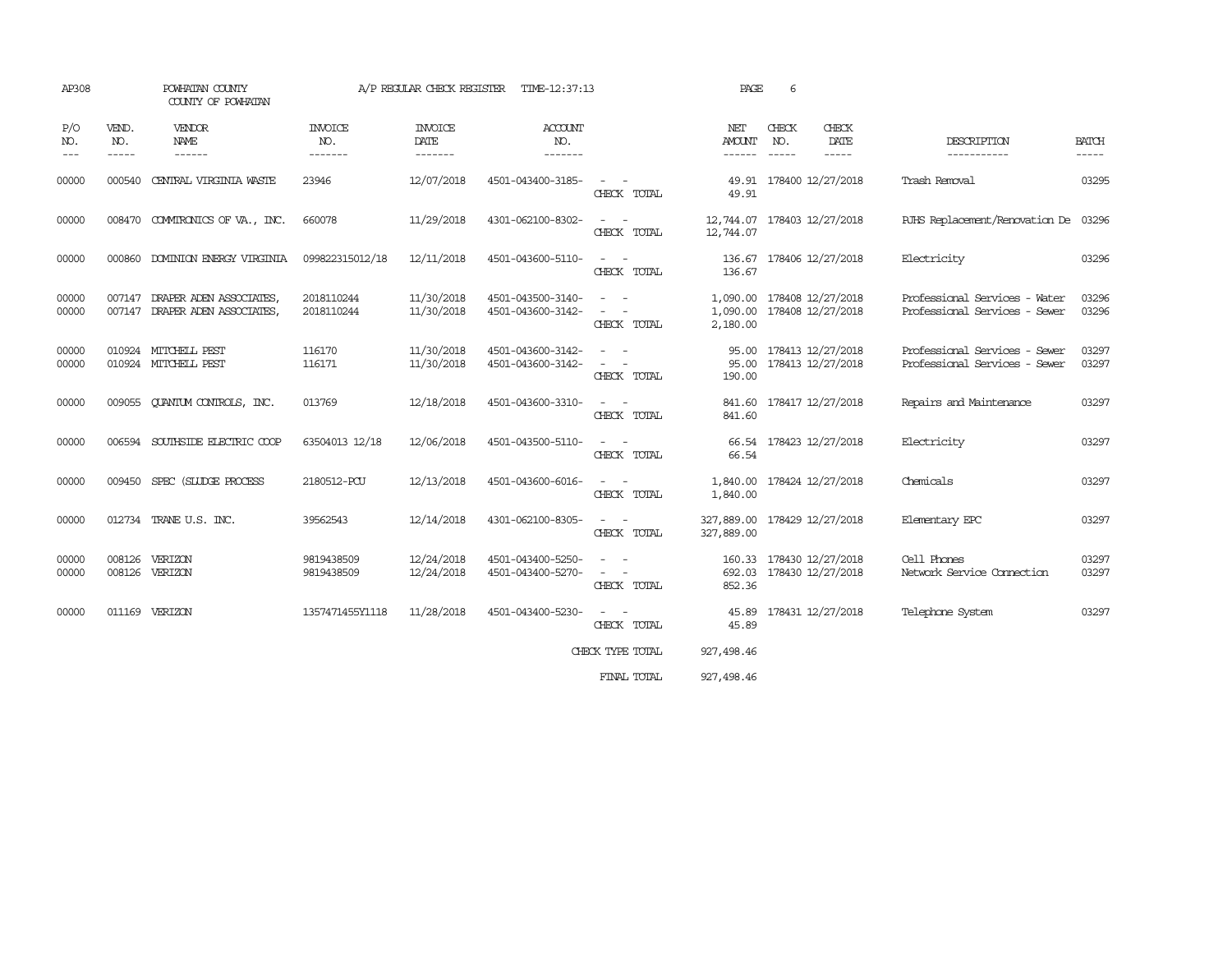AP308 POWHATAN COUNTY A/P REGULAR CHECK REGISTER TIME-12:37:13 PAGE 6

COUNTY OF POWHATAN

| P/O NO. | VEND. NO. | VENDOR NAME | INVOICE NO. | INVOICE DATE | ACCOUNT NO. | | NET AMOUNT | CHECK NO. | CHECK DATE | DESCRIPTION | BATCH |
|---|---|---|---|---|---|---|---|---|---|---|---|
| 00000 | 000540 | CENTRAL VIRGINIA WASTE | 23946 | 12/07/2018 | 4501-043400-3185- | - - | 49.91 | 178400 | 12/27/2018 | Trash Removal | 03295 |
| | | | | | | CHECK TOTAL | 49.91 | | | | |
| 00000 | 008470 | COMMTRONICS OF VA., INC. | 660078 | 11/29/2018 | 4301-062100-8302- | - - | 12,744.07 | 178403 | 12/27/2018 | PJHS Replacement/Renovation De | 03296 |
| | | | | | | CHECK TOTAL | 12,744.07 | | | | |
| 00000 | 000860 | DOMINION ENERGY VIRGINIA | 099822315012/18 | 12/11/2018 | 4501-043600-5110- | - - | 136.67 | 178406 | 12/27/2018 | Electricity | 03296 |
| | | | | | | CHECK TOTAL | 136.67 | | | | |
| 00000 | 007147 | DRAPER ADEN ASSOCIATES, | 2018110244 | 11/30/2018 | 4501-043500-3140- | - - | 1,090.00 | 178408 | 12/27/2018 | Professional Services - Water | 03296 |
| 00000 | 007147 | DRAPER ADEN ASSOCIATES, | 2018110244 | 11/30/2018 | 4501-043600-3142- | - - | 1,090.00 | 178408 | 12/27/2018 | Professional Services - Sewer | 03296 |
| | | | | | | CHECK TOTAL | 2,180.00 | | | | |
| 00000 | 010924 | MITCHELL PEST | 116170 | 11/30/2018 | 4501-043600-3142- | - - | 95.00 | 178413 | 12/27/2018 | Professional Services - Sewer | 03297 |
| 00000 | 010924 | MITCHELL PEST | 116171 | 11/30/2018 | 4501-043600-3142- | - - | 95.00 | 178413 | 12/27/2018 | Professional Services - Sewer | 03297 |
| | | | | | | CHECK TOTAL | 190.00 | | | | |
| 00000 | 009055 | QUANTUM CONTROLS, INC. | 013769 | 12/18/2018 | 4501-043600-3310- | - - | 841.60 | 178417 | 12/27/2018 | Repairs and Maintenance | 03297 |
| | | | | | | CHECK TOTAL | 841.60 | | | | |
| 00000 | 006594 | SOUTHSIDE ELECTRIC COOP | 63504013 12/18 | 12/06/2018 | 4501-043500-5110- | - - | 66.54 | 178423 | 12/27/2018 | Electricity | 03297 |
| | | | | | | CHECK TOTAL | 66.54 | | | | |
| 00000 | 009450 | SPEC (SLUDGE PROCESS | 2180512-PCU | 12/13/2018 | 4501-043600-6016- | - - | 1,840.00 | 178424 | 12/27/2018 | Chemicals | 03297 |
| | | | | | | CHECK TOTAL | 1,840.00 | | | | |
| 00000 | 012734 | TRANE U.S. INC. | 39562543 | 12/14/2018 | 4301-062100-8305- | - - | 327,889.00 | 178429 | 12/27/2018 | Elementary EPC | 03297 |
| | | | | | | CHECK TOTAL | 327,889.00 | | | | |
| 00000 | 008126 | VERIZON | 9819438509 | 12/24/2018 | 4501-043400-5250- | - - | 160.33 | 178430 | 12/27/2018 | Cell Phones | 03297 |
| 00000 | 008126 | VERIZON | 9819438509 | 12/24/2018 | 4501-043400-5270- | - - | 692.03 | 178430 | 12/27/2018 | Network Service Connection | 03297 |
| | | | | | | CHECK TOTAL | 852.36 | | | | |
| 00000 | 011169 | VERIZON | 1357471455Y1118 | 11/28/2018 | 4501-043400-5230- | - - | 45.89 | 178431 | 12/27/2018 | Telephone System | 03297 |
| | | | | | | CHECK TOTAL | 45.89 | | | | |
| | | | | | | CHECK TYPE TOTAL | 927,498.46 | | | | |
| | | | | | | FINAL TOTAL | 927,498.46 | | | | |